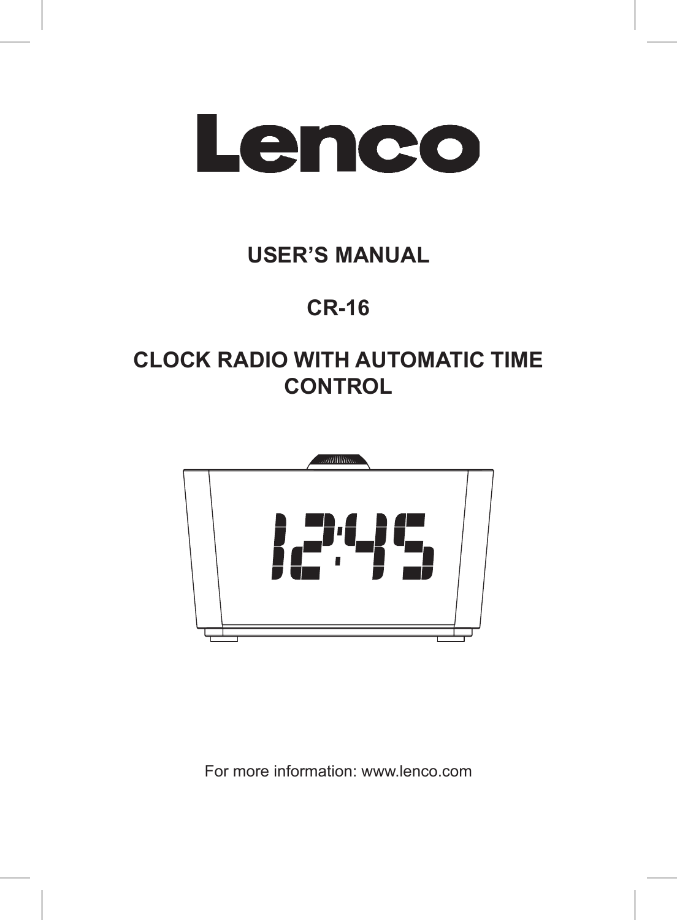# Lenco

## USER'S MANUAL

## CR-16

## CLOCK RADIO WITH AUTOMATIC TIME CONTROL

For more information: www.lenco.com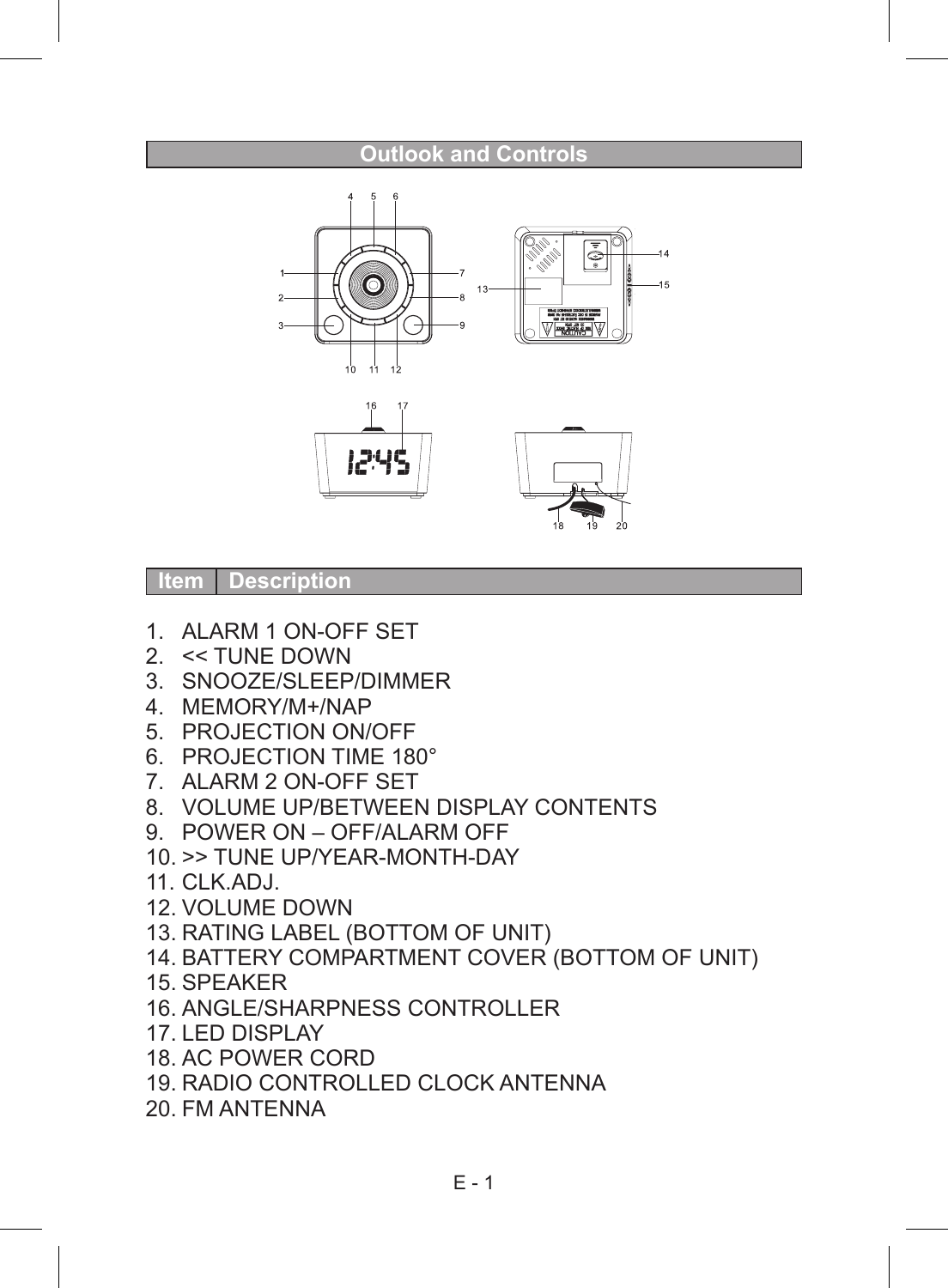## Outlook and Controls

| Item | Description |
|---|---|

1. ALARM 1 ON-OFF SET
2. << TUNE DOWN
3. SNOOZE/SLEEP/DIMMER
4. MEMORY/M+/NAP
5. PROJECTION ON/OFF
6. PROJECTION TIME 180°
7. ALARM 2 ON-OFF SET
8. VOLUME UP/BETWEEN DISPLAY CONTENTS
9. POWER ON – OFF/ALARM OFF
10. >> TUNE UP/YEAR-MONTH-DAY
11. CLK.ADJ.
12. VOLUME DOWN
13. RATING LABEL (BOTTOM OF UNIT)
14. BATTERY COMPARTMENT COVER (BOTTOM OF UNIT)
15. SPEAKER
16. ANGLE/SHARPNESS CONTROLLER
17. LED DISPLAY
18. AC POWER CORD
19. RADIO CONTROLLED CLOCK ANTENNA
20. FM ANTENNA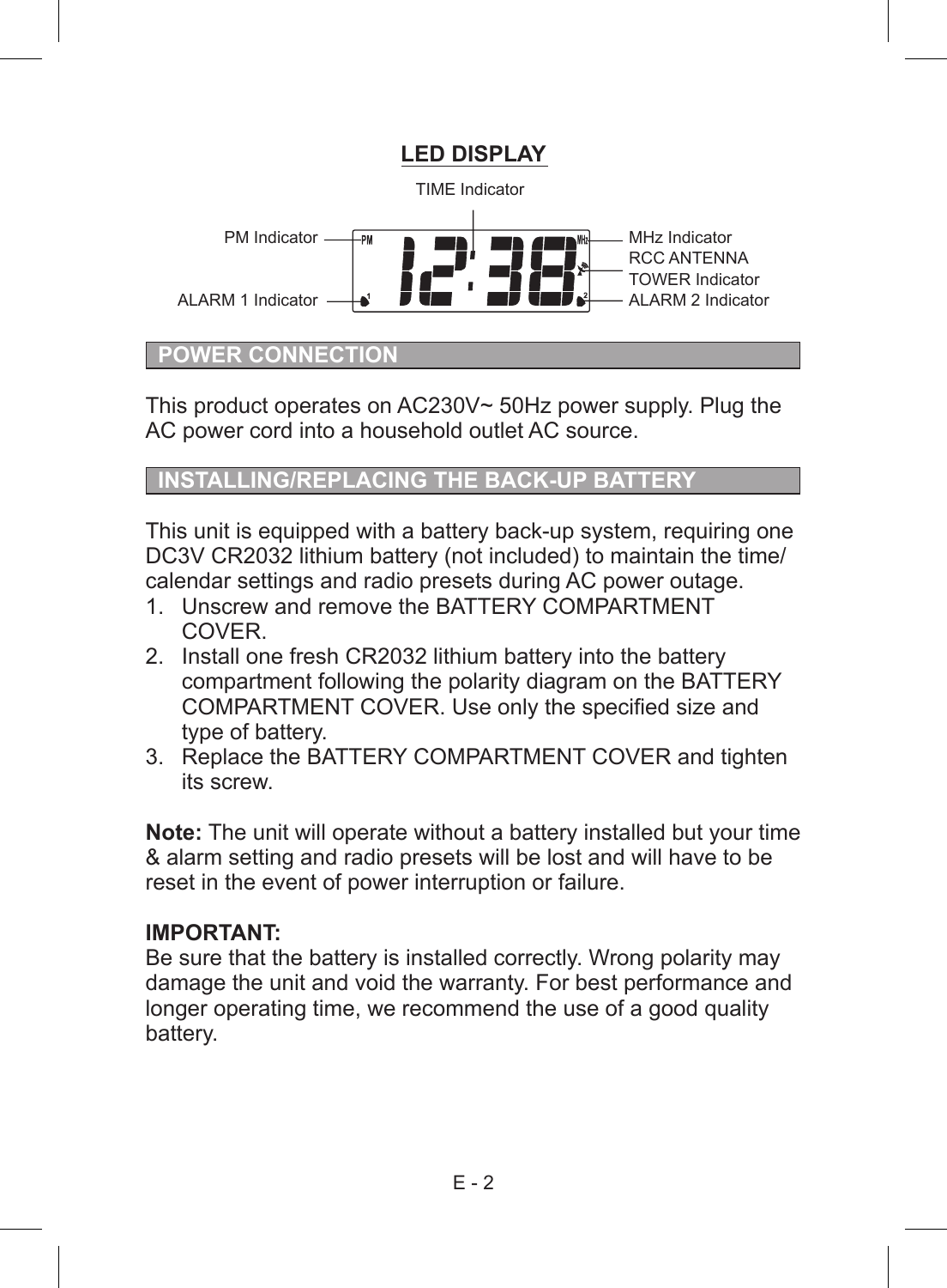## LED DISPLAY

TIME Indicator

PM Indicator

ALARM 1 Indicator

MHz Indicator

RCC ANTENNA TOWER Indicator

ALARM 2 Indicator

## POWER CONNECTION

This product operates on AC230V~ 50Hz power supply. Plug the AC power cord into a household outlet AC source.

## INSTALLING/REPLACING THE BACK-UP BATTERY

This unit is equipped with a battery back-up system, requiring one DC3V CR2032 lithium battery (not included) to maintain the time/calendar settings and radio presets during AC power outage.

1. Unscrew and remove the BATTERY COMPARTMENT COVER.
2. Install one fresh CR2032 lithium battery into the battery compartment following the polarity diagram on the BATTERY COMPARTMENT COVER. Use only the specified size and type of battery.
3. Replace the BATTERY COMPARTMENT COVER and tighten its screw.

**Note:** The unit will operate without a battery installed but your time & alarm setting and radio presets will be lost and will have to be reset in the event of power interruption or failure.

**IMPORTANT:**
Be sure that the battery is installed correctly. Wrong polarity may damage the unit and void the warranty. For best performance and longer operating time, we recommend the use of a good quality battery.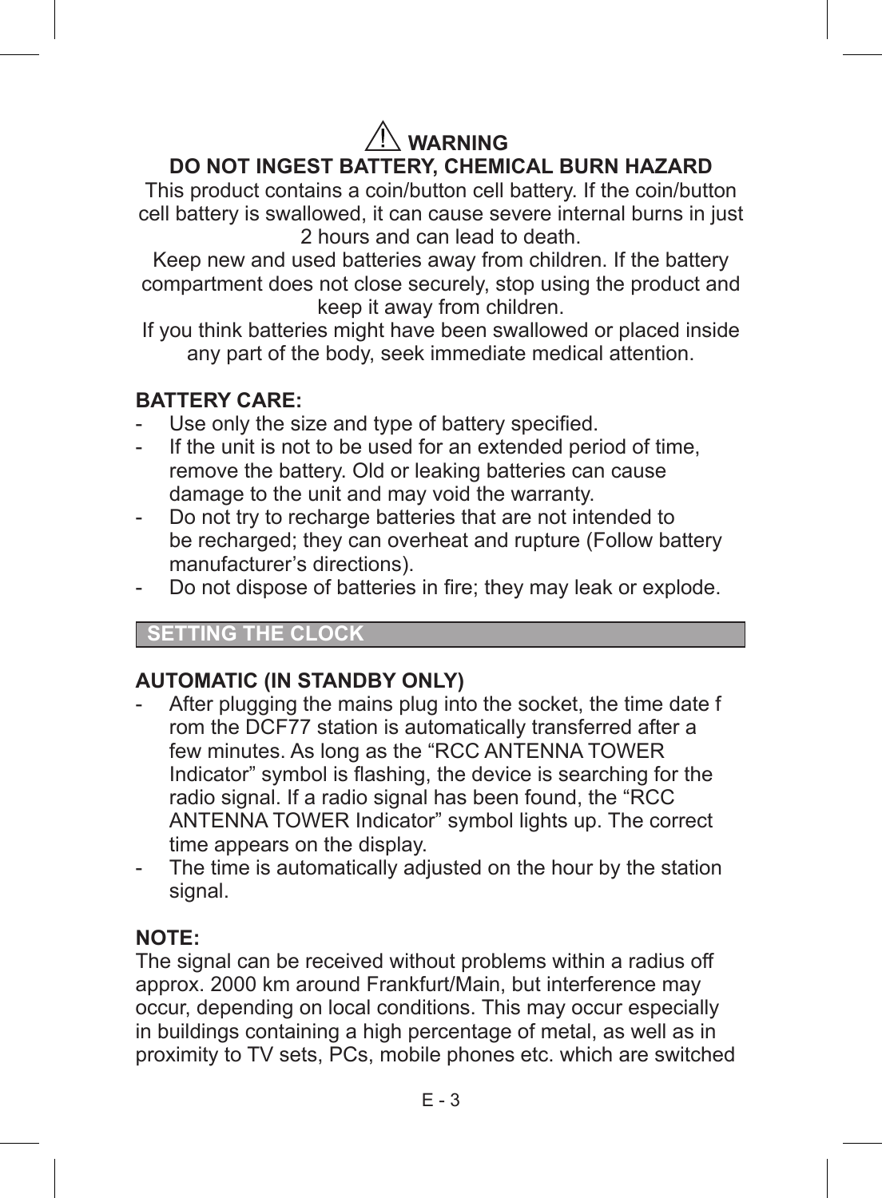## ⚠ WARNING

### DO NOT INGEST BATTERY, CHEMICAL BURN HAZARD

This product contains a coin/button cell battery. If the coin/button cell battery is swallowed, it can cause severe internal burns in just 2 hours and can lead to death.

Keep new and used batteries away from children. If the battery compartment does not close securely, stop using the product and keep it away from children.

If you think batteries might have been swallowed or placed inside any part of the body, seek immediate medical attention.

**BATTERY CARE:**

- Use only the size and type of battery specified.
- If the unit is not to be used for an extended period of time, remove the battery. Old or leaking batteries can cause damage to the unit and may void the warranty.
- Do not try to recharge batteries that are not intended to be recharged; they can overheat and rupture (Follow battery manufacturer's directions).
- Do not dispose of batteries in fire; they may leak or explode.

## SETTING THE CLOCK

**AUTOMATIC (IN STANDBY ONLY)**

- After plugging the mains plug into the socket, the time date f rom the DCF77 station is automatically transferred after a few minutes. As long as the "RCC ANTENNA TOWER Indicator" symbol is flashing, the device is searching for the radio signal. If a radio signal has been found, the "RCC ANTENNA TOWER Indicator" symbol lights up. The correct time appears on the display.
- The time is automatically adjusted on the hour by the station signal.

**NOTE:**

The signal can be received without problems within a radius off approx. 2000 km around Frankfurt/Main, but interference may occur, depending on local conditions. This may occur especially in buildings containing a high percentage of metal, as well as in proximity to TV sets, PCs, mobile phones etc. which are switched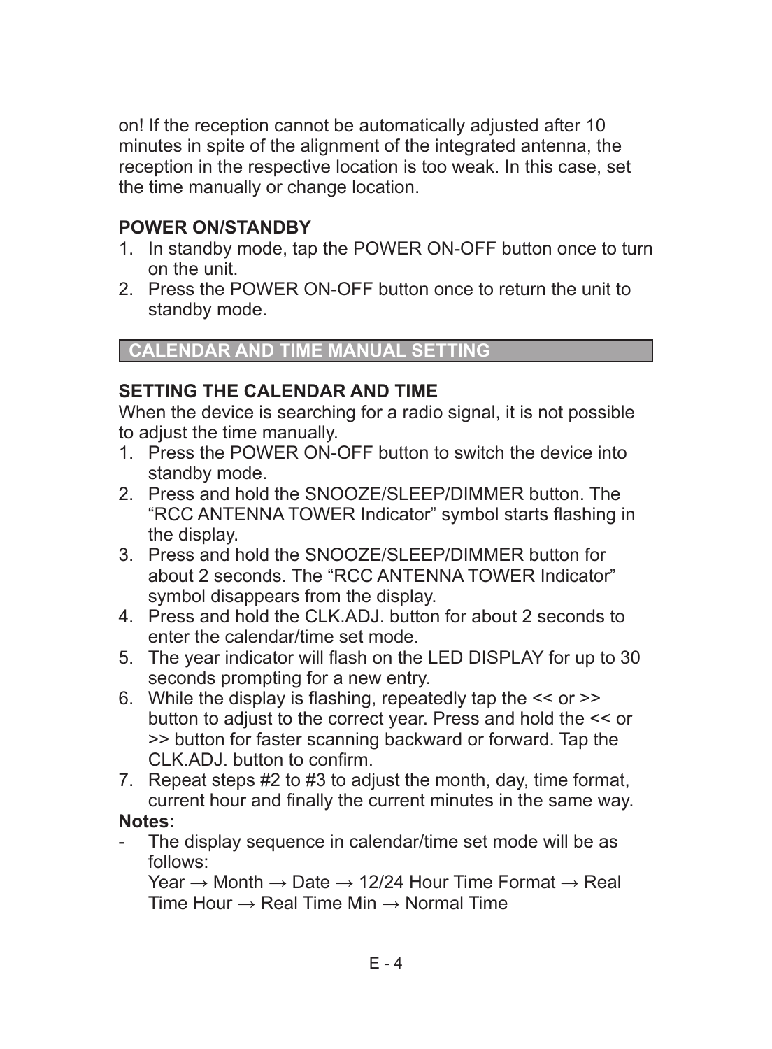on! If the reception cannot be automatically adjusted after 10 minutes in spite of the alignment of the integrated antenna, the reception in the respective location is too weak. In this case, set the time manually or change location.

**POWER ON/STANDBY**

1. In standby mode, tap the POWER ON-OFF button once to turn on the unit.
2. Press the POWER ON-OFF button once to return the unit to standby mode.

## CALENDAR AND TIME MANUAL SETTING

**SETTING THE CALENDAR AND TIME**

When the device is searching for a radio signal, it is not possible to adjust the time manually.

1. Press the POWER ON-OFF button to switch the device into standby mode.
2. Press and hold the SNOOZE/SLEEP/DIMMER button. The “RCC ANTENNA TOWER Indicator” symbol starts flashing in the display.
3. Press and hold the SNOOZE/SLEEP/DIMMER button for about 2 seconds. The “RCC ANTENNA TOWER Indicator” symbol disappears from the display.
4. Press and hold the CLK.ADJ. button for about 2 seconds to enter the calendar/time set mode.
5. The year indicator will flash on the LED DISPLAY for up to 30 seconds prompting for a new entry.
6. While the display is flashing, repeatedly tap the << or >> button to adjust to the correct year. Press and hold the << or >> button for faster scanning backward or forward. Tap the CLK.ADJ. button to confirm.
7. Repeat steps #2 to #3 to adjust the month, day, time format, current hour and finally the current minutes in the same way.

**Notes:**

- The display sequence in calendar/time set mode will be as follows:
  Year → Month → Date → 12/24 Hour Time Format → Real Time Hour → Real Time Min → Normal Time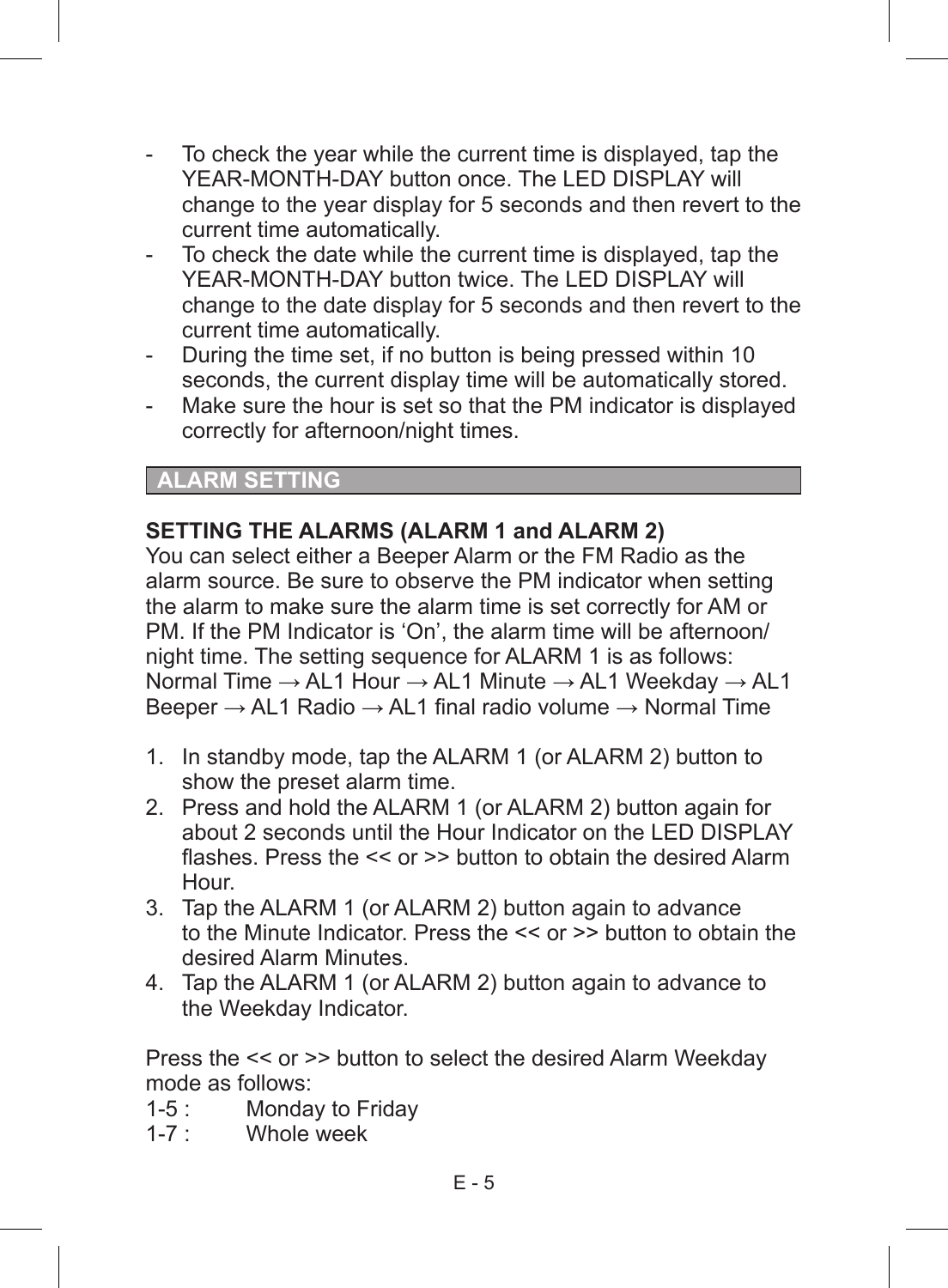- To check the year while the current time is displayed, tap the YEAR-MONTH-DAY button once. The LED DISPLAY will change to the year display for 5 seconds and then revert to the current time automatically.
- To check the date while the current time is displayed, tap the YEAR-MONTH-DAY button twice. The LED DISPLAY will change to the date display for 5 seconds and then revert to the current time automatically.
- During the time set, if no button is being pressed within 10 seconds, the current display time will be automatically stored.
- Make sure the hour is set so that the PM indicator is displayed correctly for afternoon/night times.

## ALARM SETTING

### SETTING THE ALARMS (ALARM 1 and ALARM 2)

You can select either a Beeper Alarm or the FM Radio as the alarm source. Be sure to observe the PM indicator when setting the alarm to make sure the alarm time is set correctly for AM or PM. If the PM Indicator is 'On', the alarm time will be afternoon/night time. The setting sequence for ALARM 1 is as follows:
Normal Time → AL1 Hour → AL1 Minute → AL1 Weekday → AL1 Beeper → AL1 Radio → AL1 final radio volume → Normal Time

1. In standby mode, tap the ALARM 1 (or ALARM 2) button to show the preset alarm time.
2. Press and hold the ALARM 1 (or ALARM 2) button again for about 2 seconds until the Hour Indicator on the LED DISPLAY flashes. Press the << or >> button to obtain the desired Alarm Hour.
3. Tap the ALARM 1 (or ALARM 2) button again to advance to the Minute Indicator. Press the << or >> button to obtain the desired Alarm Minutes.
4. Tap the ALARM 1 (or ALARM 2) button again to advance to the Weekday Indicator.

Press the << or >> button to select the desired Alarm Weekday mode as follows:

1-5 : Monday to Friday
1-7 : Whole week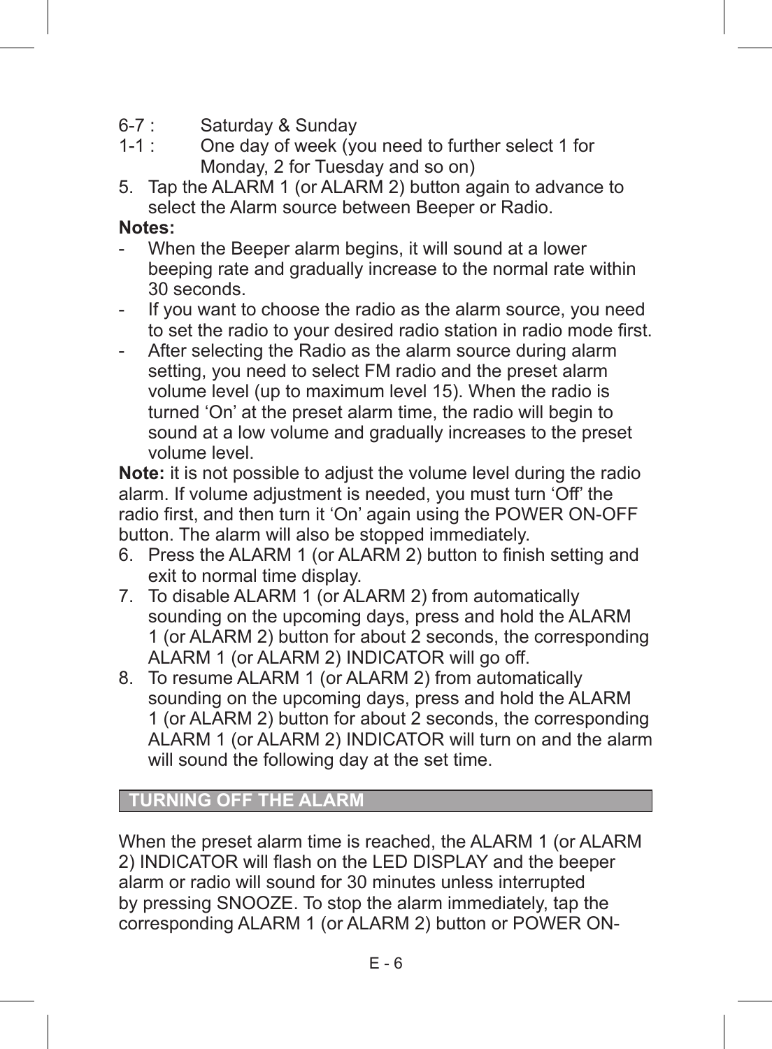6-7 : Saturday & Sunday

1-1 : One day of week (you need to further select 1 for Monday, 2 for Tuesday and so on)

5. Tap the ALARM 1 (or ALARM 2) button again to advance to select the Alarm source between Beeper or Radio.

**Notes:**

- When the Beeper alarm begins, it will sound at a lower beeping rate and gradually increase to the normal rate within 30 seconds.
- If you want to choose the radio as the alarm source, you need to set the radio to your desired radio station in radio mode first.
- After selecting the Radio as the alarm source during alarm setting, you need to select FM radio and the preset alarm volume level (up to maximum level 15). When the radio is turned 'On' at the preset alarm time, the radio will begin to sound at a low volume and gradually increases to the preset volume level.

**Note:** it is not possible to adjust the volume level during the radio alarm. If volume adjustment is needed, you must turn 'Off' the radio first, and then turn it 'On' again using the POWER ON-OFF button. The alarm will also be stopped immediately.

6. Press the ALARM 1 (or ALARM 2) button to finish setting and exit to normal time display.
7. To disable ALARM 1 (or ALARM 2) from automatically sounding on the upcoming days, press and hold the ALARM 1 (or ALARM 2) button for about 2 seconds, the corresponding ALARM 1 (or ALARM 2) INDICATOR will go off.
8. To resume ALARM 1 (or ALARM 2) from automatically sounding on the upcoming days, press and hold the ALARM 1 (or ALARM 2) button for about 2 seconds, the corresponding ALARM 1 (or ALARM 2) INDICATOR will turn on and the alarm will sound the following day at the set time.

## TURNING OFF THE ALARM

When the preset alarm time is reached, the ALARM 1 (or ALARM 2) INDICATOR will flash on the LED DISPLAY and the beeper alarm or radio will sound for 30 minutes unless interrupted by pressing SNOOZE. To stop the alarm immediately, tap the corresponding ALARM 1 (or ALARM 2) button or POWER ON-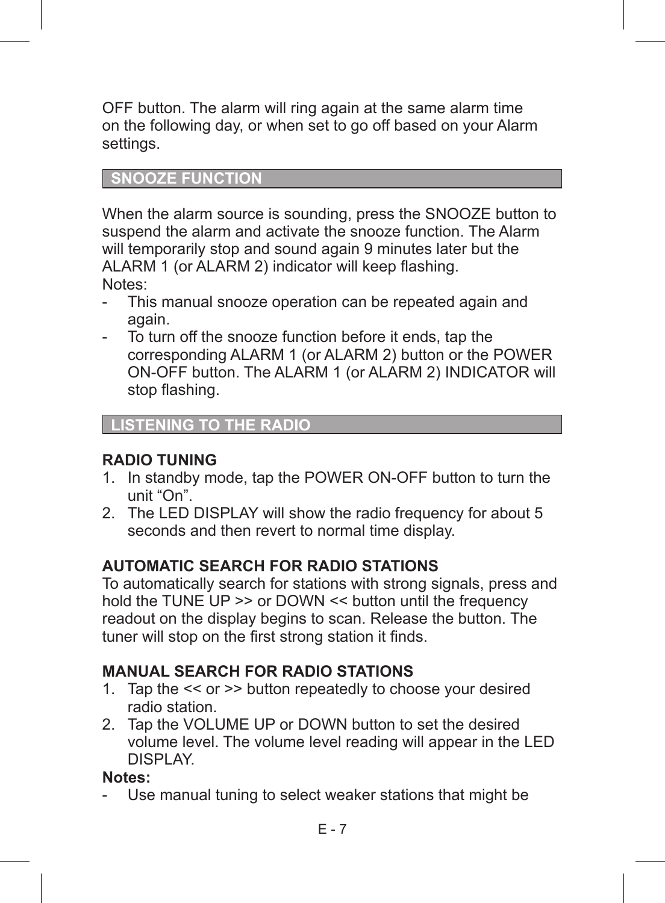OFF button. The alarm will ring again at the same alarm time on the following day, or when set to go off based on your Alarm settings.

## SNOOZE FUNCTION

When the alarm source is sounding, press the SNOOZE button to suspend the alarm and activate the snooze function. The Alarm will temporarily stop and sound again 9 minutes later but the ALARM 1 (or ALARM 2) indicator will keep flashing.

Notes:

- This manual snooze operation can be repeated again and again.
- To turn off the snooze function before it ends, tap the corresponding ALARM 1 (or ALARM 2) button or the POWER ON-OFF button. The ALARM 1 (or ALARM 2) INDICATOR will stop flashing.

## LISTENING TO THE RADIO

**RADIO TUNING**

1. In standby mode, tap the POWER ON-OFF button to turn the unit “On”.
2. The LED DISPLAY will show the radio frequency for about 5 seconds and then revert to normal time display.

**AUTOMATIC SEARCH FOR RADIO STATIONS**

To automatically search for stations with strong signals, press and hold the TUNE UP >> or DOWN << button until the frequency readout on the display begins to scan. Release the button. The tuner will stop on the first strong station it finds.

**MANUAL SEARCH FOR RADIO STATIONS**

1. Tap the << or >> button repeatedly to choose your desired radio station.
2. Tap the VOLUME UP or DOWN button to set the desired volume level. The volume level reading will appear in the LED DISPLAY.

**Notes:**

- Use manual tuning to select weaker stations that might be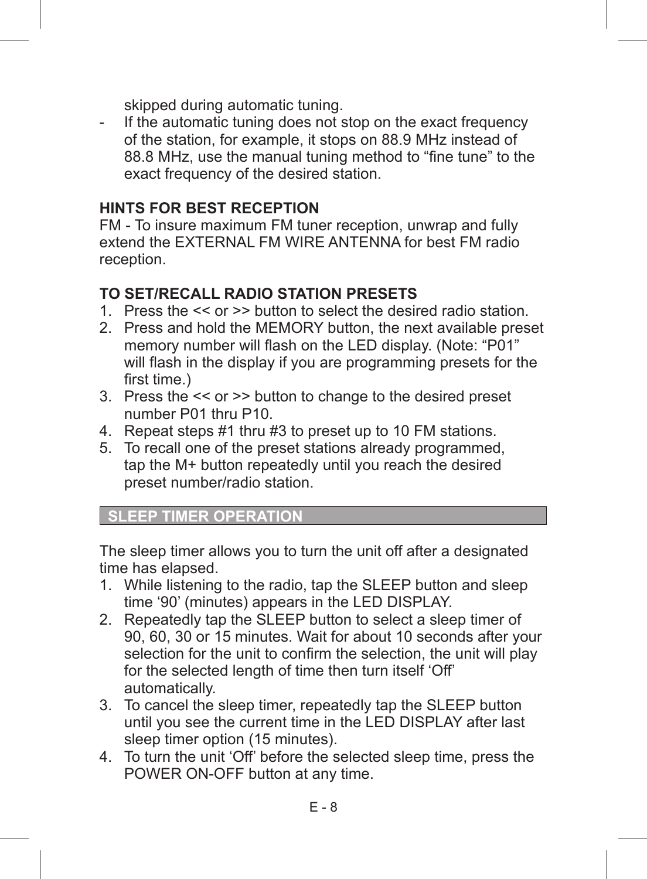skipped during automatic tuning.

- If the automatic tuning does not stop on the exact frequency of the station, for example, it stops on 88.9 MHz instead of 88.8 MHz, use the manual tuning method to “fine tune” to the exact frequency of the desired station.

**HINTS FOR BEST RECEPTION**

FM - To insure maximum FM tuner reception, unwrap and fully extend the EXTERNAL FM WIRE ANTENNA for best FM radio reception.

**TO SET/RECALL RADIO STATION PRESETS**

1. Press the << or >> button to select the desired radio station.
2. Press and hold the MEMORY button, the next available preset memory number will flash on the LED display. (Note: “P01” will flash in the display if you are programming presets for the first time.)
3. Press the << or >> button to change to the desired preset number P01 thru P10.
4. Repeat steps #1 thru #3 to preset up to 10 FM stations.
5. To recall one of the preset stations already programmed, tap the M+ button repeatedly until you reach the desired preset number/radio station.

## SLEEP TIMER OPERATION

The sleep timer allows you to turn the unit off after a designated time has elapsed.

1. While listening to the radio, tap the SLEEP button and sleep time ‘90’ (minutes) appears in the LED DISPLAY.
2. Repeatedly tap the SLEEP button to select a sleep timer of 90, 60, 30 or 15 minutes. Wait for about 10 seconds after your selection for the unit to confirm the selection, the unit will play for the selected length of time then turn itself ‘Off’ automatically.
3. To cancel the sleep timer, repeatedly tap the SLEEP button until you see the current time in the LED DISPLAY after last sleep timer option (15 minutes).
4. To turn the unit ‘Off’ before the selected sleep time, press the POWER ON-OFF button at any time.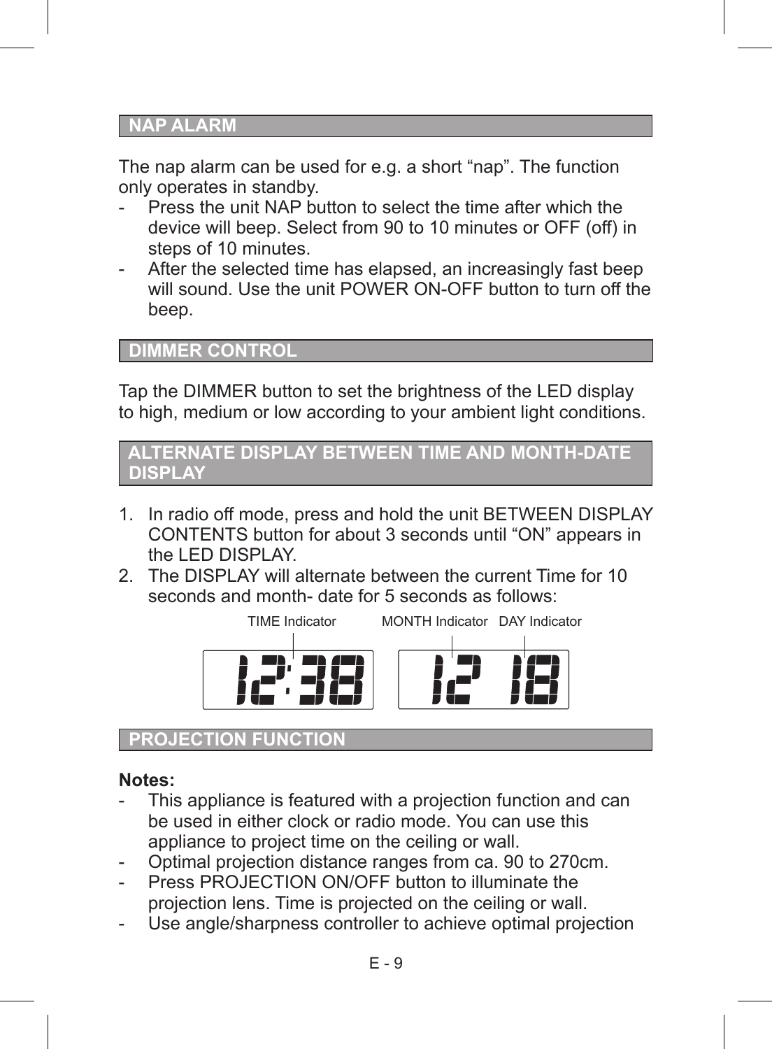## NAP ALARM

The nap alarm can be used for e.g. a short "nap". The function only operates in standby.

- Press the unit NAP button to select the time after which the device will beep. Select from 90 to 10 minutes or OFF (off) in steps of 10 minutes.
- After the selected time has elapsed, an increasingly fast beep will sound. Use the unit POWER ON-OFF button to turn off the beep.

## DIMMER CONTROL

Tap the DIMMER button to set the brightness of the LED display to high, medium or low according to your ambient light conditions.

## ALTERNATE DISPLAY BETWEEN TIME AND MONTH-DATE DISPLAY

1. In radio off mode, press and hold the unit BETWEEN DISPLAY CONTENTS button for about 3 seconds until "ON" appears in the LED DISPLAY.
2. The DISPLAY will alternate between the current Time for 10 seconds and month- date for 5 seconds as follows:

TIME Indicator MONTH Indicator DAY Indicator

12:38 12 18

## PROJECTION FUNCTION

**Notes:**

- This appliance is featured with a projection function and can be used in either clock or radio mode. You can use this appliance to project time on the ceiling or wall.
- Optimal projection distance ranges from ca. 90 to 270cm.
- Press PROJECTION ON/OFF button to illuminate the projection lens. Time is projected on the ceiling or wall.
- Use angle/sharpness controller to achieve optimal projection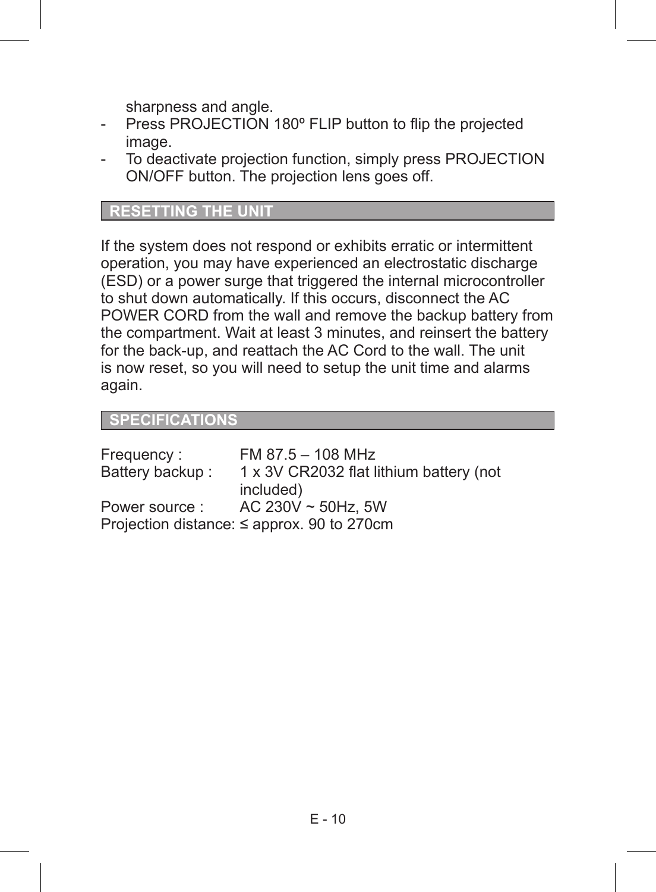sharpness and angle.

- Press PROJECTION 180º FLIP button to flip the projected image.
- To deactivate projection function, simply press PROJECTION ON/OFF button. The projection lens goes off.

## RESETTING THE UNIT

If the system does not respond or exhibits erratic or intermittent operation, you may have experienced an electrostatic discharge (ESD) or a power surge that triggered the internal microcontroller to shut down automatically. If this occurs, disconnect the AC POWER CORD from the wall and remove the backup battery from the compartment. Wait at least 3 minutes, and reinsert the battery for the back-up, and reattach the AC Cord to the wall. The unit is now reset, so you will need to setup the unit time and alarms again.

## SPECIFICATIONS

| | |
|---|---|
| Frequency : | FM 87.5 – 108 MHz |
| Battery backup : | 1 x 3V CR2032 flat lithium battery (not included) |
| Power source : | AC 230V ~ 50Hz, 5W |
| Projection distance: | ≤ approx. 90 to 270cm |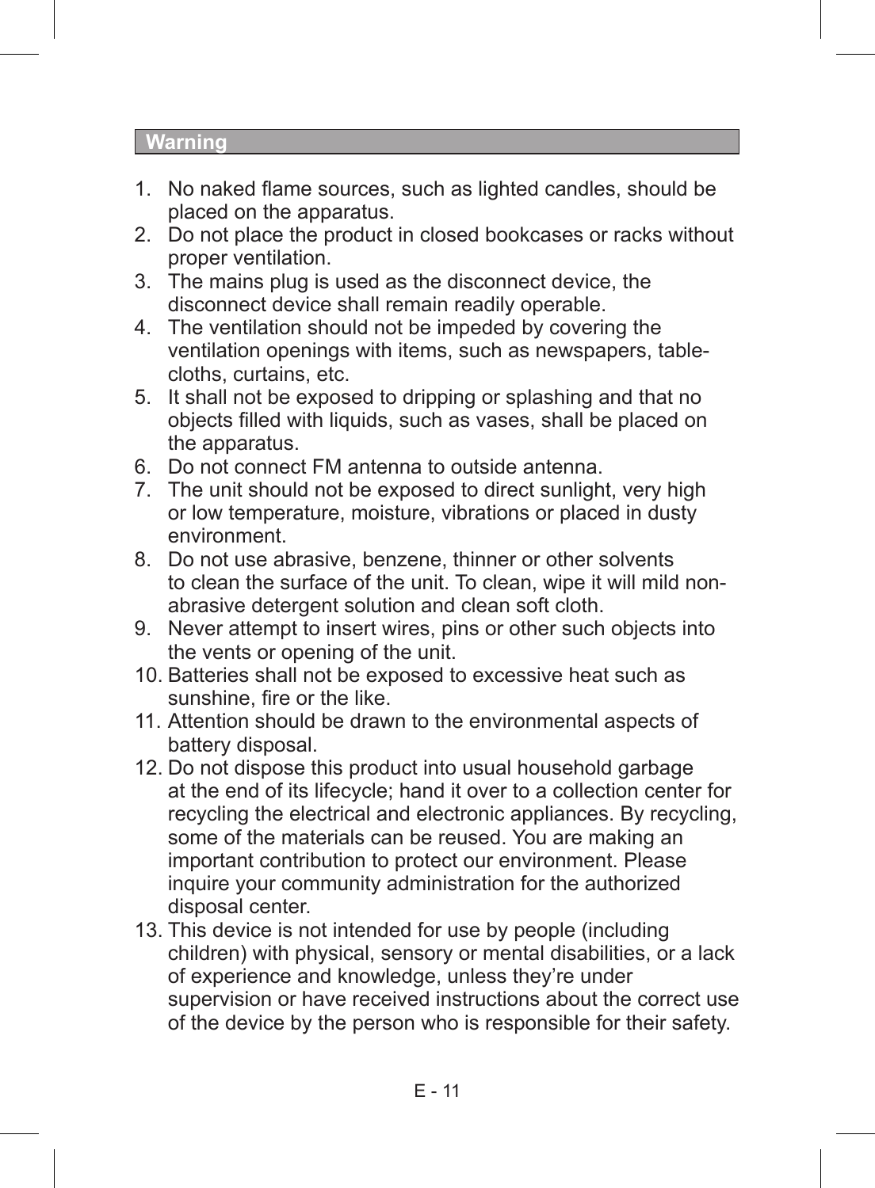## Warning

1. No naked flame sources, such as lighted candles, should be placed on the apparatus.
2. Do not place the product in closed bookcases or racks without proper ventilation.
3. The mains plug is used as the disconnect device, the disconnect device shall remain readily operable.
4. The ventilation should not be impeded by covering the ventilation openings with items, such as newspapers, table-cloths, curtains, etc.
5. It shall not be exposed to dripping or splashing and that no objects filled with liquids, such as vases, shall be placed on the apparatus.
6. Do not connect FM antenna to outside antenna.
7. The unit should not be exposed to direct sunlight, very high or low temperature, moisture, vibrations or placed in dusty environment.
8. Do not use abrasive, benzene, thinner or other solvents to clean the surface of the unit. To clean, wipe it will mild non-abrasive detergent solution and clean soft cloth.
9. Never attempt to insert wires, pins or other such objects into the vents or opening of the unit.
10. Batteries shall not be exposed to excessive heat such as sunshine, fire or the like.
11. Attention should be drawn to the environmental aspects of battery disposal.
12. Do not dispose this product into usual household garbage at the end of its lifecycle; hand it over to a collection center for recycling the electrical and electronic appliances. By recycling, some of the materials can be reused. You are making an important contribution to protect our environment. Please inquire your community administration for the authorized disposal center.
13. This device is not intended for use by people (including children) with physical, sensory or mental disabilities, or a lack of experience and knowledge, unless they're under supervision or have received instructions about the correct use of the device by the person who is responsible for their safety.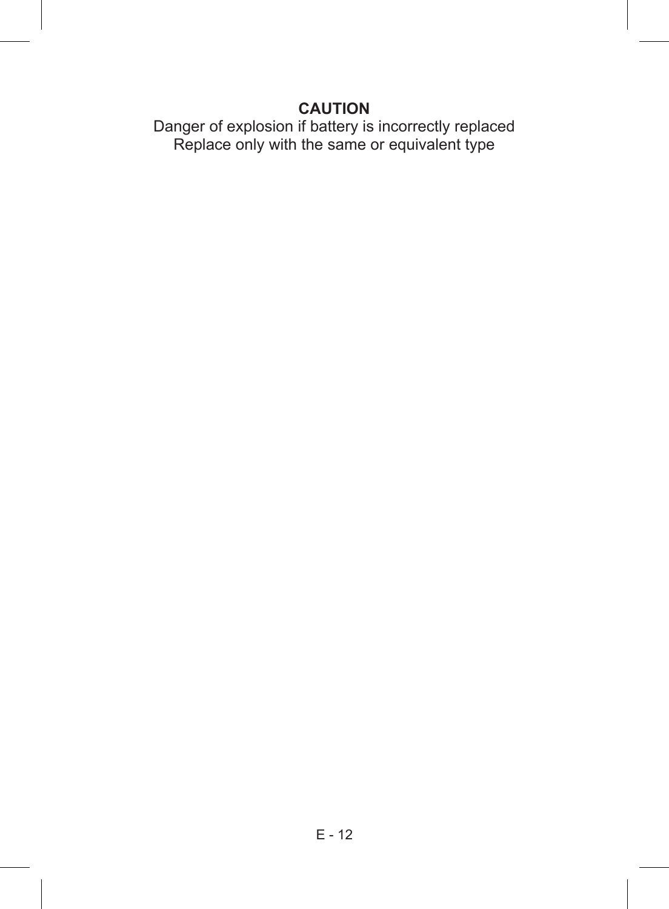**CAUTION**

Danger of explosion if battery is incorrectly replaced
Replace only with the same or equivalent type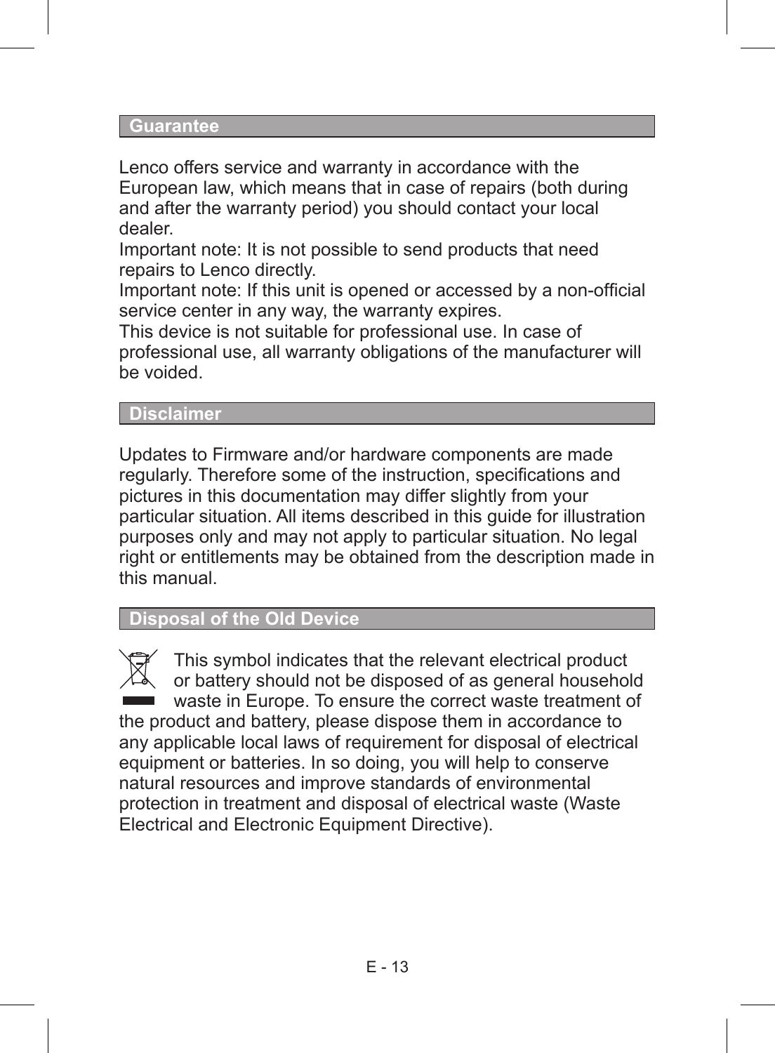## Guarantee

Lenco offers service and warranty in accordance with the European law, which means that in case of repairs (both during and after the warranty period) you should contact your local dealer.
Important note: It is not possible to send products that need repairs to Lenco directly.
Important note: If this unit is opened or accessed by a non-official service center in any way, the warranty expires.
This device is not suitable for professional use. In case of professional use, all warranty obligations of the manufacturer will be voided.

## Disclaimer

Updates to Firmware and/or hardware components are made regularly. Therefore some of the instruction, specifications and pictures in this documentation may differ slightly from your particular situation. All items described in this guide for illustration purposes only and may not apply to particular situation. No legal right or entitlements may be obtained from the description made in this manual.

## Disposal of the Old Device

This symbol indicates that the relevant electrical product or battery should not be disposed of as general household waste in Europe. To ensure the correct waste treatment of the product and battery, please dispose them in accordance to any applicable local laws of requirement for disposal of electrical equipment or batteries. In so doing, you will help to conserve natural resources and improve standards of environmental protection in treatment and disposal of electrical waste (Waste Electrical and Electronic Equipment Directive).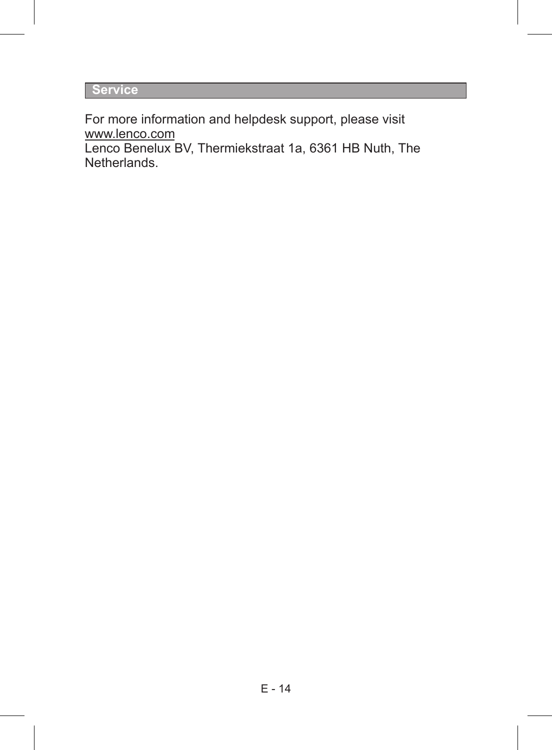## Service

For more information and helpdesk support, please visit
www.lenco.com
Lenco Benelux BV, Thermiekstraat 1a, 6361 HB Nuth, The Netherlands.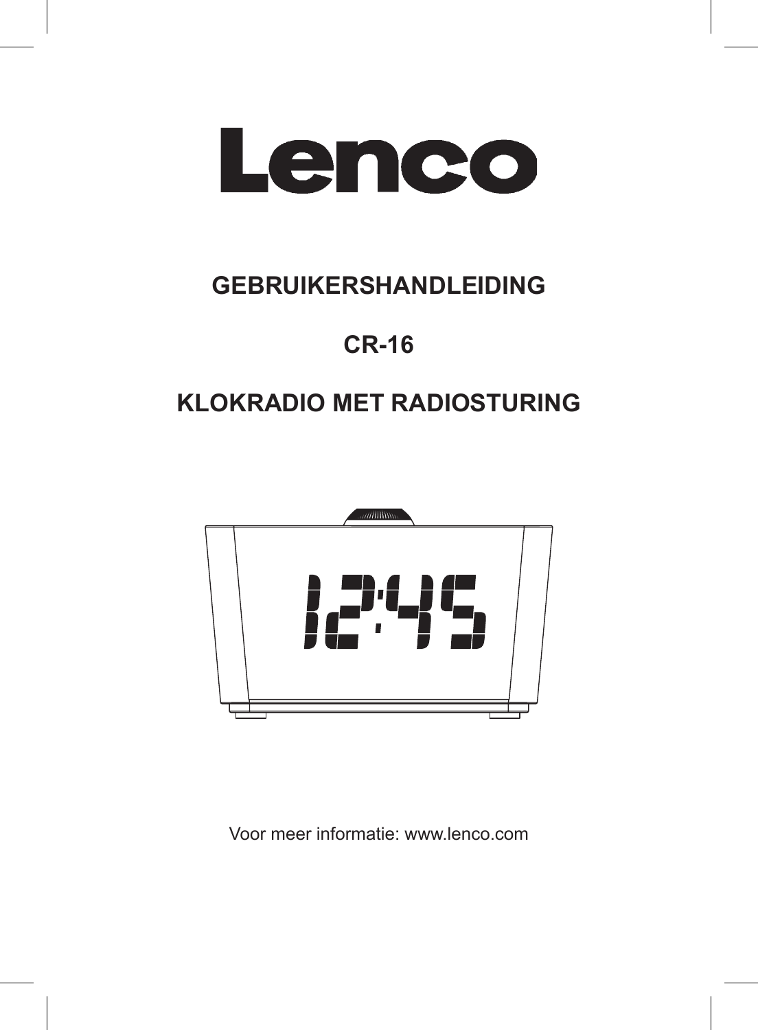# Lenco

## GEBRUIKERSHANDLEIDING

## CR-16

## KLOKRADIO MET RADIOSTURING

Voor meer informatie: www.lenco.com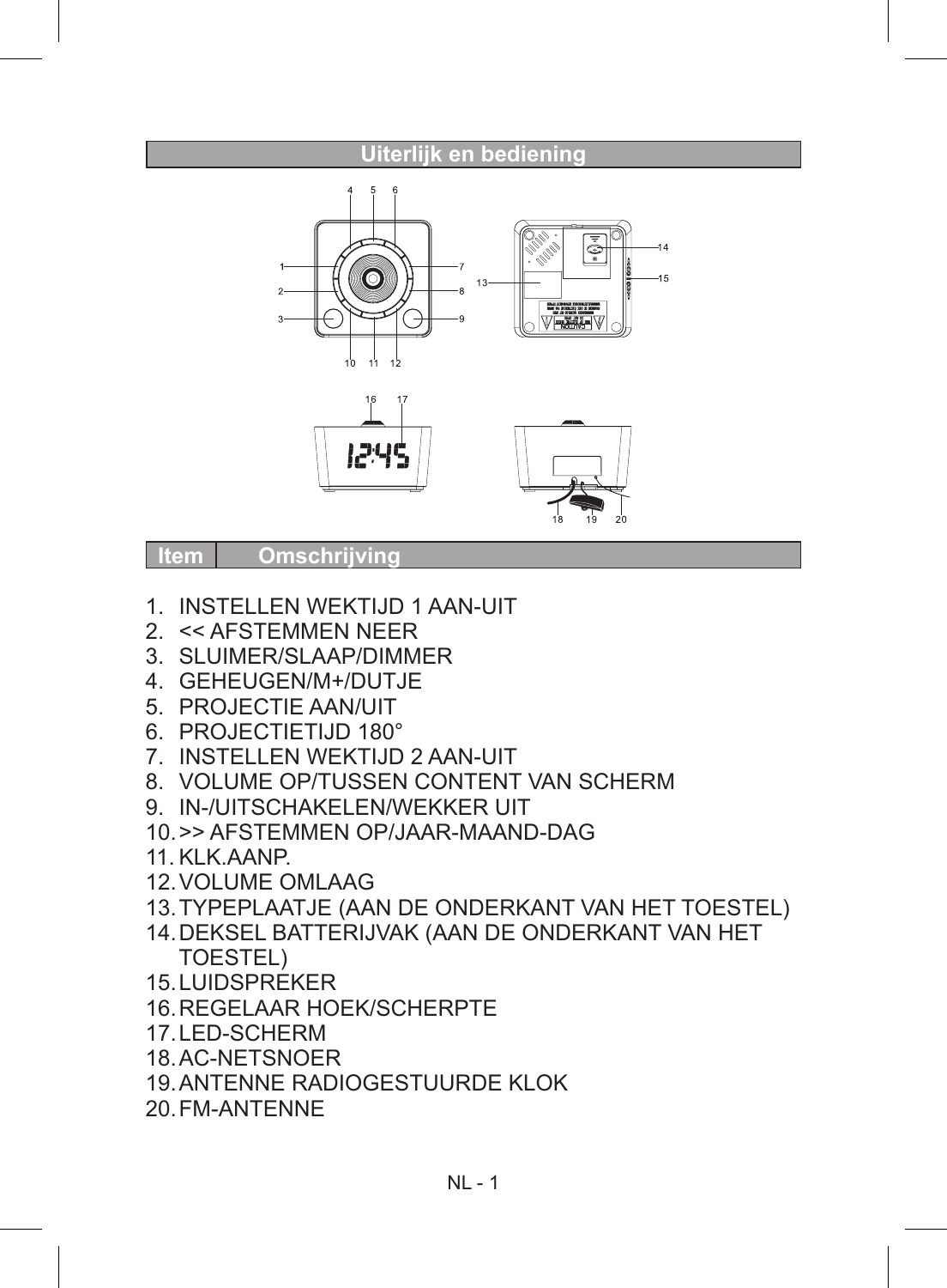## Uiterlijk en bediening

| Item | Omschrijving |
|---|---|

1. INSTELLEN WEKTIJD 1 AAN-UIT
2. << AFSTEMMEN NEER
3. SLUIMER/SLAAP/DIMMER
4. GEHEUGEN/M+/DUTJE
5. PROJECTIE AAN/UIT
6. PROJECTIETIJD 180°
7. INSTELLEN WEKTIJD 2 AAN-UIT
8. VOLUME OP/TUSSEN CONTENT VAN SCHERM
9. IN-/UITSCHAKELEN/WEKKER UIT
10. >> AFSTEMMEN OP/JAAR-MAAND-DAG
11. KLK.AANP.
12. VOLUME OMLAAG
13. TYPEPLAATJE (AAN DE ONDERKANT VAN HET TOESTEL)
14. DEKSEL BATTERIJVAK (AAN DE ONDERKANT VAN HET TOESTEL)
15. LUIDSPREKER
16. REGELAAR HOEK/SCHERPTE
17. LED-SCHERM
18. AC-NETSNOER
19. ANTENNE RADIOGESTUURDE KLOK
20. FM-ANTENNE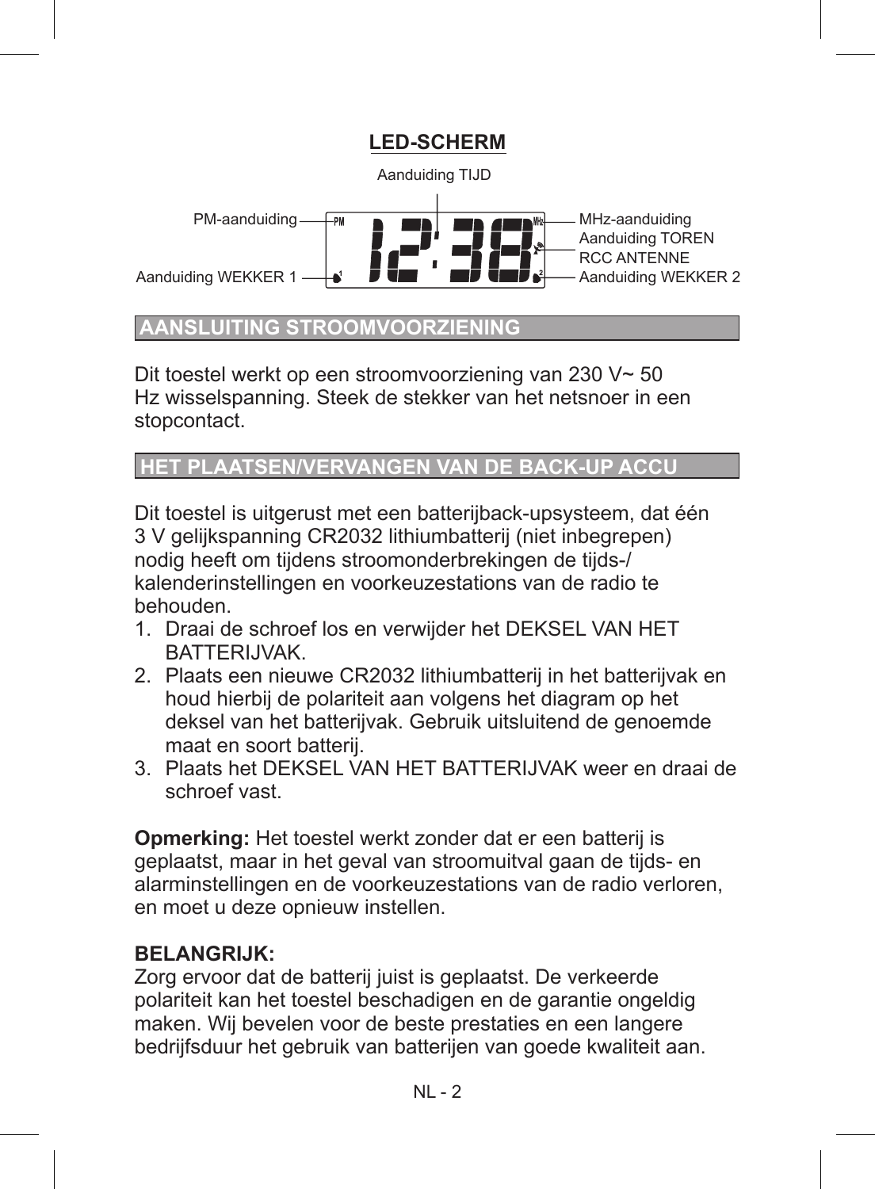## LED-SCHERM

Aanduiding TIJD

PM-aanduiding

Aanduiding WEKKER 1

MHz-aanduiding
Aanduiding TOREN
RCC ANTENNE
Aanduiding WEKKER 2

## AANSLUITING STROOMVOORZIENING

Dit toestel werkt op een stroomvoorziening van 230 V~ 50 Hz wisselspanning. Steek de stekker van het netsnoer in een stopcontact.

## HET PLAATSEN/VERVANGEN VAN DE BACK-UP ACCU

Dit toestel is uitgerust met een batterijback-upsysteem, dat één 3 V gelijkspanning CR2032 lithiumbatterij (niet inbegrepen) nodig heeft om tijdens stroomonderbrekingen de tijds-/kalenderinstellingen en voorkeuzestations van de radio te behouden.

1. Draai de schroef los en verwijder het DEKSEL VAN HET BATTERIJVAK.
2. Plaats een nieuwe CR2032 lithiumbatterij in het batterijvak en houd hierbij de polariteit aan volgens het diagram op het deksel van het batterijvak. Gebruik uitsluitend de genoemde maat en soort batterij.
3. Plaats het DEKSEL VAN HET BATTERIJVAK weer en draai de schroef vast.

**Opmerking:** Het toestel werkt zonder dat er een batterij is geplaatst, maar in het geval van stroomuitval gaan de tijds- en alarminstellingen en de voorkeuzestations van de radio verloren, en moet u deze opnieuw instellen.

**BELANGRIJK:**
Zorg ervoor dat de batterij juist is geplaatst. De verkeerde polariteit kan het toestel beschadigen en de garantie ongeldig maken. Wij bevelen voor de beste prestaties en een langere bedrijfsduur het gebruik van batterijen van goede kwaliteit aan.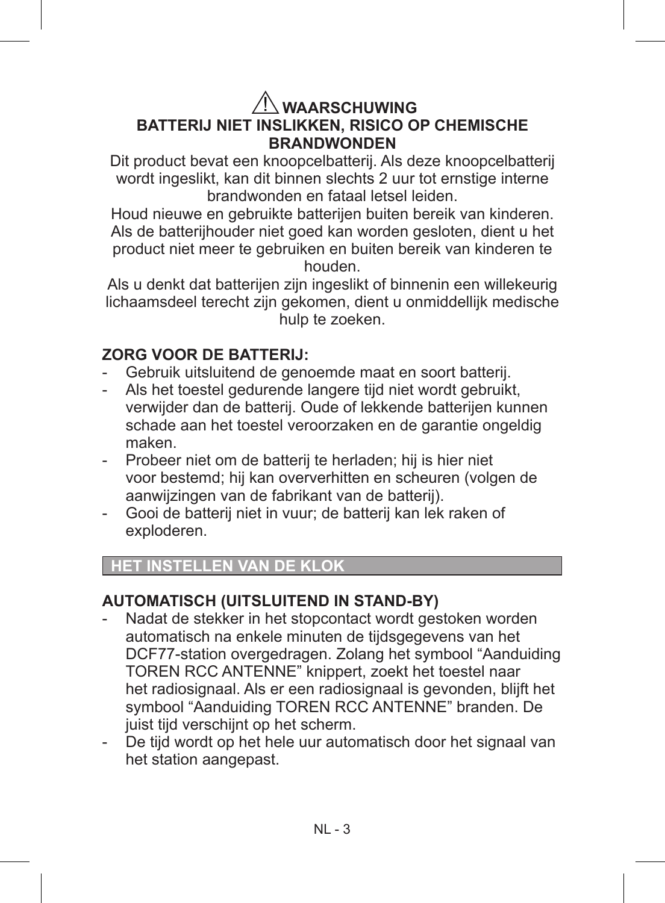## ⚠ WAARSCHUWING

**BATTERIJ NIET INSLIKKEN, RISICO OP CHEMISCHE BRANDWONDEN**

Dit product bevat een knoopcelbatterij. Als deze knoopcelbatterij wordt ingeslikt, kan dit binnen slechts 2 uur tot ernstige interne brandwonden en fataal letsel leiden.

Houd nieuwe en gebruikte batterijen buiten bereik van kinderen. Als de batterijhouder niet goed kan worden gesloten, dient u het product niet meer te gebruiken en buiten bereik van kinderen te houden.

Als u denkt dat batterijen zijn ingeslikt of binnenin een willekeurig lichaamsdeel terecht zijn gekomen, dient u onmiddellijk medische hulp te zoeken.

**ZORG VOOR DE BATTERIJ:**

- Gebruik uitsluitend de genoemde maat en soort batterij.
- Als het toestel gedurende langere tijd niet wordt gebruikt, verwijder dan de batterij. Oude of lekkende batterijen kunnen schade aan het toestel veroorzaken en de garantie ongeldig maken.
- Probeer niet om de batterij te herladen; hij is hier niet voor bestemd; hij kan oververhitten en scheuren (volgen de aanwijzingen van de fabrikant van de batterij).
- Gooi de batterij niet in vuur; de batterij kan lek raken of exploderen.

## HET INSTELLEN VAN DE KLOK

**AUTOMATISCH (UITSLUITEND IN STAND-BY)**

- Nadat de stekker in het stopcontact wordt gestoken worden automatisch na enkele minuten de tijdsgegevens van het DCF77-station overgedragen. Zolang het symbool “Aanduiding TOREN RCC ANTENNE” knippert, zoekt het toestel naar het radiosignaal. Als er een radiosignaal is gevonden, blijft het symbool “Aanduiding TOREN RCC ANTENNE” branden. De juist tijd verschijnt op het scherm.
- De tijd wordt op het hele uur automatisch door het signaal van het station aangepast.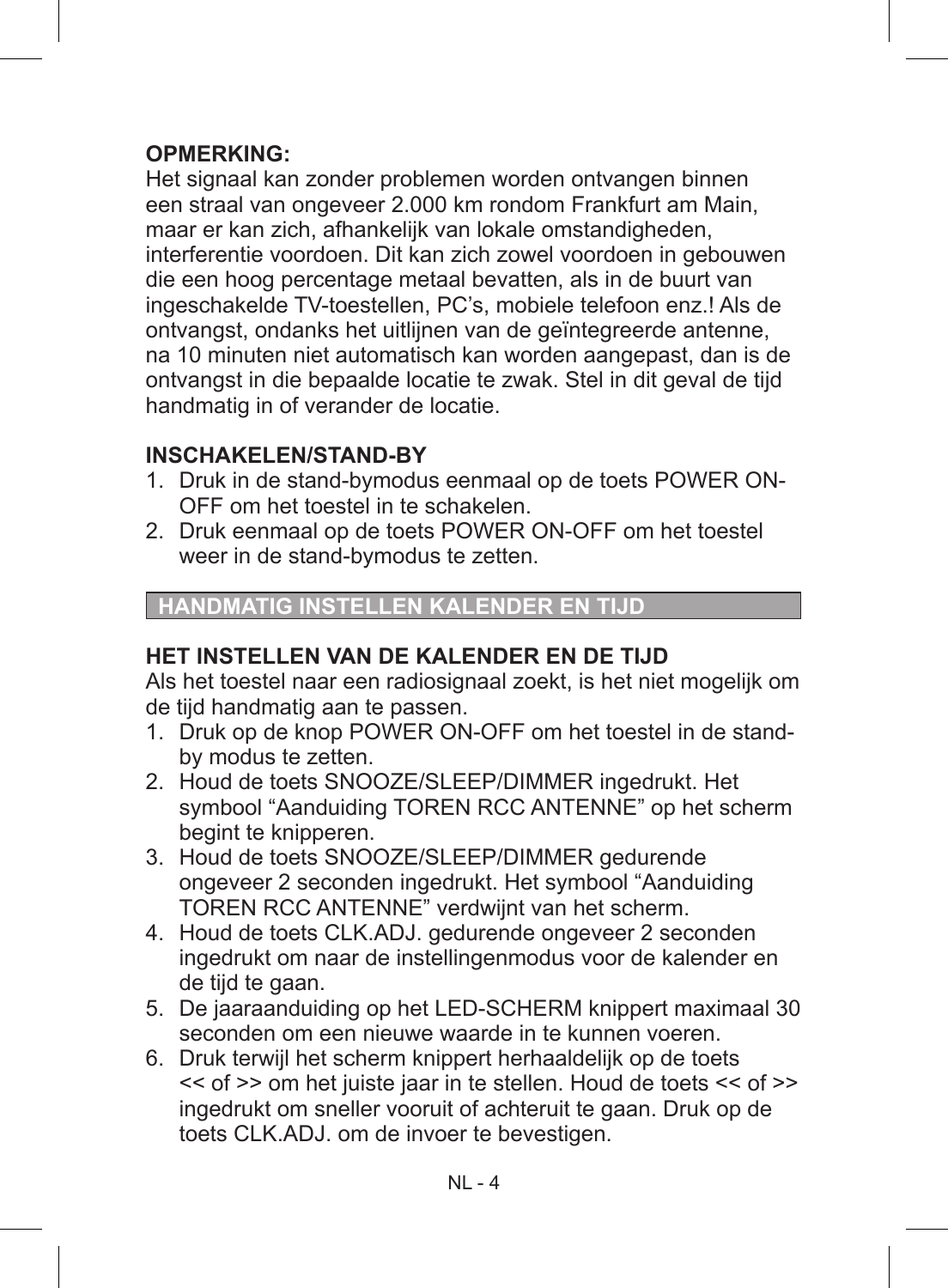**OPMERKING:**
Het signaal kan zonder problemen worden ontvangen binnen een straal van ongeveer 2.000 km rondom Frankfurt am Main, maar er kan zich, afhankelijk van lokale omstandigheden, interferentie voordoen. Dit kan zich zowel voordoen in gebouwen die een hoog percentage metaal bevatten, als in de buurt van ingeschakelde TV-toestellen, PC's, mobiele telefoon enz.! Als de ontvangst, ondanks het uitlijnen van de geïntegreerde antenne, na 10 minuten niet automatisch kan worden aangepast, dan is de ontvangst in die bepaalde locatie te zwak. Stel in dit geval de tijd handmatig in of verander de locatie.

**INSCHAKELEN/STAND-BY**

1. Druk in de stand-bymodus eenmaal op de toets POWER ON-OFF om het toestel in te schakelen.
2. Druk eenmaal op de toets POWER ON-OFF om het toestel weer in de stand-bymodus te zetten.

## HANDMATIG INSTELLEN KALENDER EN TIJD

**HET INSTELLEN VAN DE KALENDER EN DE TIJD**
Als het toestel naar een radiosignaal zoekt, is het niet mogelijk om de tijd handmatig aan te passen.

1. Druk op de knop POWER ON-OFF om het toestel in de stand-by modus te zetten.
2. Houd de toets SNOOZE/SLEEP/DIMMER ingedrukt. Het symbool "Aanduiding TOREN RCC ANTENNE" op het scherm begint te knipperen.
3. Houd de toets SNOOZE/SLEEP/DIMMER gedurende ongeveer 2 seconden ingedrukt. Het symbool "Aanduiding TOREN RCC ANTENNE" verdwijnt van het scherm.
4. Houd de toets CLK.ADJ. gedurende ongeveer 2 seconden ingedrukt om naar de instellingenmodus voor de kalender en de tijd te gaan.
5. De jaaraanduiding op het LED-SCHERM knippert maximaal 30 seconden om een nieuwe waarde in te kunnen voeren.
6. Druk terwijl het scherm knippert herhaaldelijk op de toets << of >> om het juiste jaar in te stellen. Houd de toets << of >> ingedrukt om sneller vooruit of achteruit te gaan. Druk op de toets CLK.ADJ. om de invoer te bevestigen.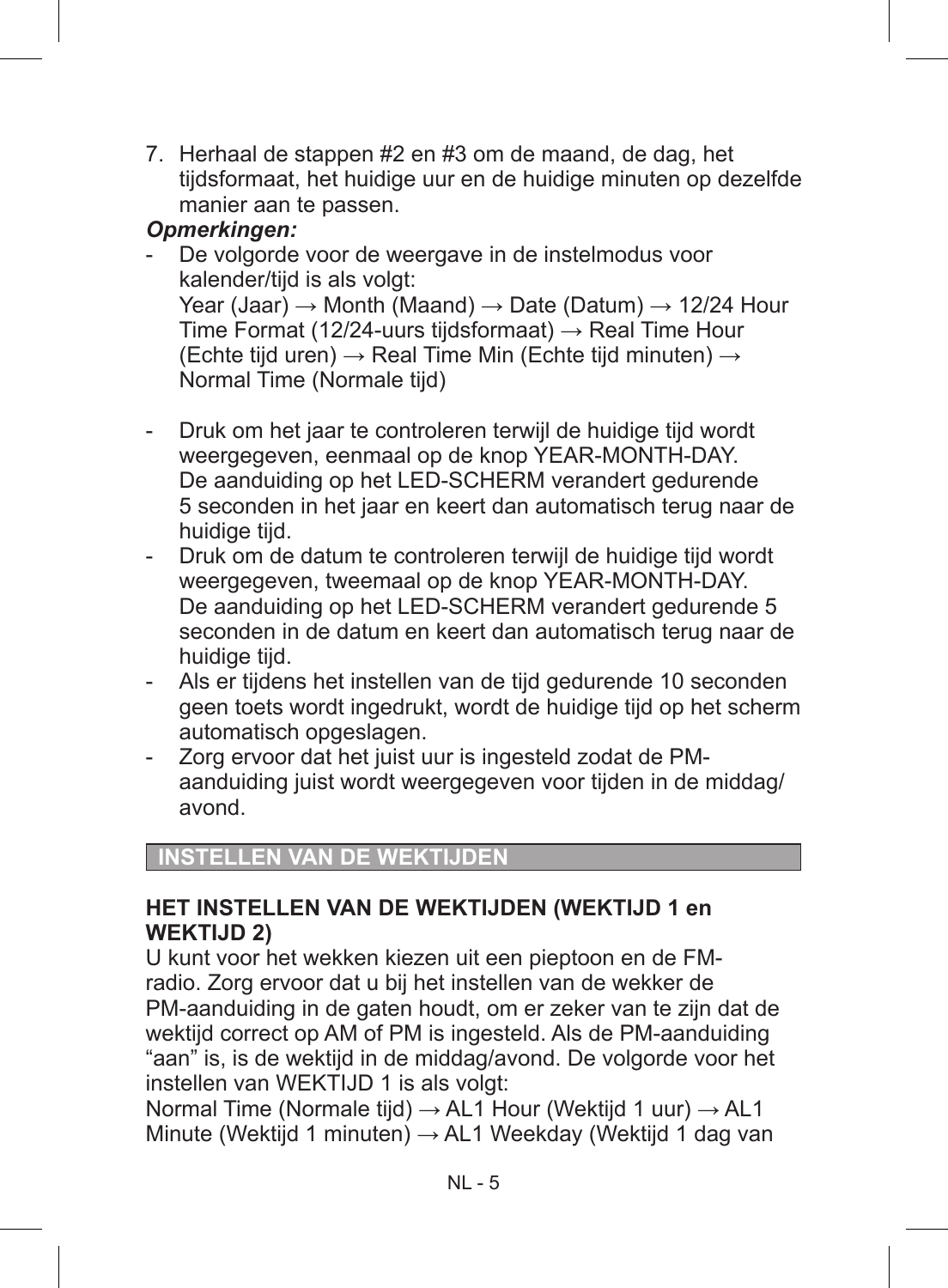7. Herhaal de stappen #2 en #3 om de maand, de dag, het tijdsformaat, het huidige uur en de huidige minuten op dezelfde manier aan te passen.

***Opmerkingen:***

- De volgorde voor de weergave in de instelmodus voor kalender/tijd is als volgt:
  Year (Jaar) → Month (Maand) → Date (Datum) → 12/24 Hour Time Format (12/24-uurs tijdsformaat) → Real Time Hour (Echte tijd uren) → Real Time Min (Echte tijd minuten) → Normal Time (Normale tijd)

- Druk om het jaar te controleren terwijl de huidige tijd wordt weergegeven, eenmaal op de knop YEAR-MONTH-DAY. De aanduiding op het LED-SCHERM verandert gedurende 5 seconden in het jaar en keert dan automatisch terug naar de huidige tijd.
- Druk om de datum te controleren terwijl de huidige tijd wordt weergegeven, tweemaal op de knop YEAR-MONTH-DAY. De aanduiding op het LED-SCHERM verandert gedurende 5 seconden in de datum en keert dan automatisch terug naar de huidige tijd.
- Als er tijdens het instellen van de tijd gedurende 10 seconden geen toets wordt ingedrukt, wordt de huidige tijd op het scherm automatisch opgeslagen.
- Zorg ervoor dat het juist uur is ingesteld zodat de PM-aanduiding juist wordt weergegeven voor tijden in de middag/avond.

## INSTELLEN VAN DE WEKTIJDEN

**HET INSTELLEN VAN DE WEKTIJDEN (WEKTIJD 1 en WEKTIJD 2)**

U kunt voor het wekken kiezen uit een pieptoon en de FM-radio. Zorg ervoor dat u bij het instellen van de wekker de PM-aanduiding in de gaten houdt, om er zeker van te zijn dat de wektijd correct op AM of PM is ingesteld. Als de PM-aanduiding "aan" is, is de wektijd in de middag/avond. De volgorde voor het instellen van WEKTIJD 1 is als volgt:
Normal Time (Normale tijd) → AL1 Hour (Wektijd 1 uur) → AL1 Minute (Wektijd 1 minuten) → AL1 Weekday (Wektijd 1 dag van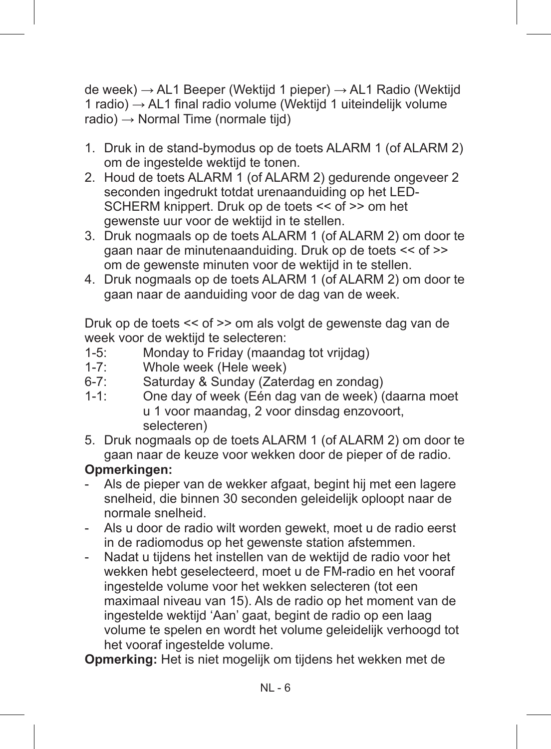de week) → AL1 Beeper (Wektijd 1 pieper) → AL1 Radio (Wektijd 1 radio) → AL1 final radio volume (Wektijd 1 uiteindelijk volume radio) → Normal Time (normale tijd)

1. Druk in de stand-bymodus op de toets ALARM 1 (of ALARM 2) om de ingestelde wektijd te tonen.
2. Houd de toets ALARM 1 (of ALARM 2) gedurende ongeveer 2 seconden ingedrukt totdat urenaanduiding op het LED-SCHERM knippert. Druk op de toets << of >> om het gewenste uur voor de wektijd in te stellen.
3. Druk nogmaals op de toets ALARM 1 (of ALARM 2) om door te gaan naar de minutenaanduiding. Druk op de toets << of >> om de gewenste minuten voor de wektijd in te stellen.
4. Druk nogmaals op de toets ALARM 1 (of ALARM 2) om door te gaan naar de aanduiding voor de dag van de week.

Druk op de toets << of >> om als volgt de gewenste dag van de week voor de wektijd te selecteren:

1-5: Monday to Friday (maandag tot vrijdag)
1-7: Whole week (Hele week)
6-7: Saturday & Sunday (Zaterdag en zondag)
1-1: One day of week (Eén dag van de week) (daarna moet u 1 voor maandag, 2 voor dinsdag enzovoort, selecteren)

5. Druk nogmaals op de toets ALARM 1 (of ALARM 2) om door te gaan naar de keuze voor wekken door de pieper of de radio.

**Opmerkingen:**

- Als de pieper van de wekker afgaat, begint hij met een lagere snelheid, die binnen 30 seconden geleidelijk oploopt naar de normale snelheid.
- Als u door de radio wilt worden gewekt, moet u de radio eerst in de radiomodus op het gewenste station afstemmen.
- Nadat u tijdens het instellen van de wektijd de radio voor het wekken hebt geselecteerd, moet u de FM-radio en het vooraf ingestelde volume voor het wekken selecteren (tot een maximaal niveau van 15). Als de radio op het moment van de ingestelde wektijd 'Aan' gaat, begint de radio op een laag volume te spelen en wordt het volume geleidelijk verhoogd tot het vooraf ingestelde volume.

**Opmerking:** Het is niet mogelijk om tijdens het wekken met de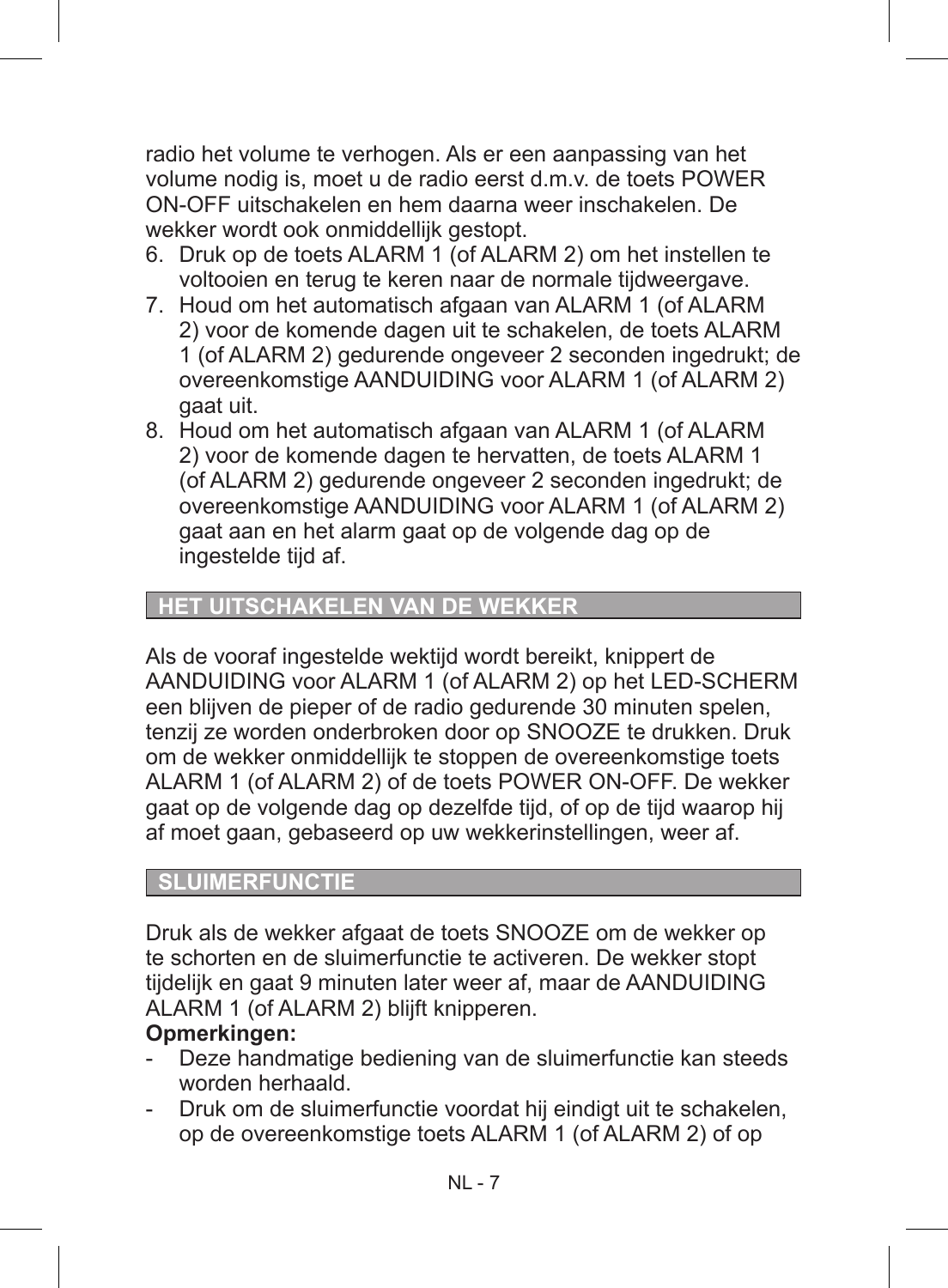radio het volume te verhogen. Als er een aanpassing van het volume nodig is, moet u de radio eerst d.m.v. de toets POWER ON-OFF uitschakelen en hem daarna weer inschakelen. De wekker wordt ook onmiddellijk gestopt.

6. Druk op de toets ALARM 1 (of ALARM 2) om het instellen te voltooien en terug te keren naar de normale tijdweergave.
7. Houd om het automatisch afgaan van ALARM 1 (of ALARM 2) voor de komende dagen uit te schakelen, de toets ALARM 1 (of ALARM 2) gedurende ongeveer 2 seconden ingedrukt; de overeenkomstige AANDUIDING voor ALARM 1 (of ALARM 2) gaat uit.
8. Houd om het automatisch afgaan van ALARM 1 (of ALARM 2) voor de komende dagen te hervatten, de toets ALARM 1 (of ALARM 2) gedurende ongeveer 2 seconden ingedrukt; de overeenkomstige AANDUIDING voor ALARM 1 (of ALARM 2) gaat aan en het alarm gaat op de volgende dag op de ingestelde tijd af.

## HET UITSCHAKELEN VAN DE WEKKER

Als de vooraf ingestelde wektijd wordt bereikt, knippert de AANDUIDING voor ALARM 1 (of ALARM 2) op het LED-SCHERM een blijven de pieper of de radio gedurende 30 minuten spelen, tenzij ze worden onderbroken door op SNOOZE te drukken. Druk om de wekker onmiddellijk te stoppen de overeenkomstige toets ALARM 1 (of ALARM 2) of de toets POWER ON-OFF. De wekker gaat op de volgende dag op dezelfde tijd, of op de tijd waarop hij af moet gaan, gebaseerd op uw wekkerinstellingen, weer af.

## SLUIMERFUNCTIE

Druk als de wekker afgaat de toets SNOOZE om de wekker op te schorten en de sluimerfunctie te activeren. De wekker stopt tijdelijk en gaat 9 minuten later weer af, maar de AANDUIDING ALARM 1 (of ALARM 2) blijft knipperen.

**Opmerkingen:**

- Deze handmatige bediening van de sluimerfunctie kan steeds worden herhaald.
- Druk om de sluimerfunctie voordat hij eindigt uit te schakelen, op de overeenkomstige toets ALARM 1 (of ALARM 2) of op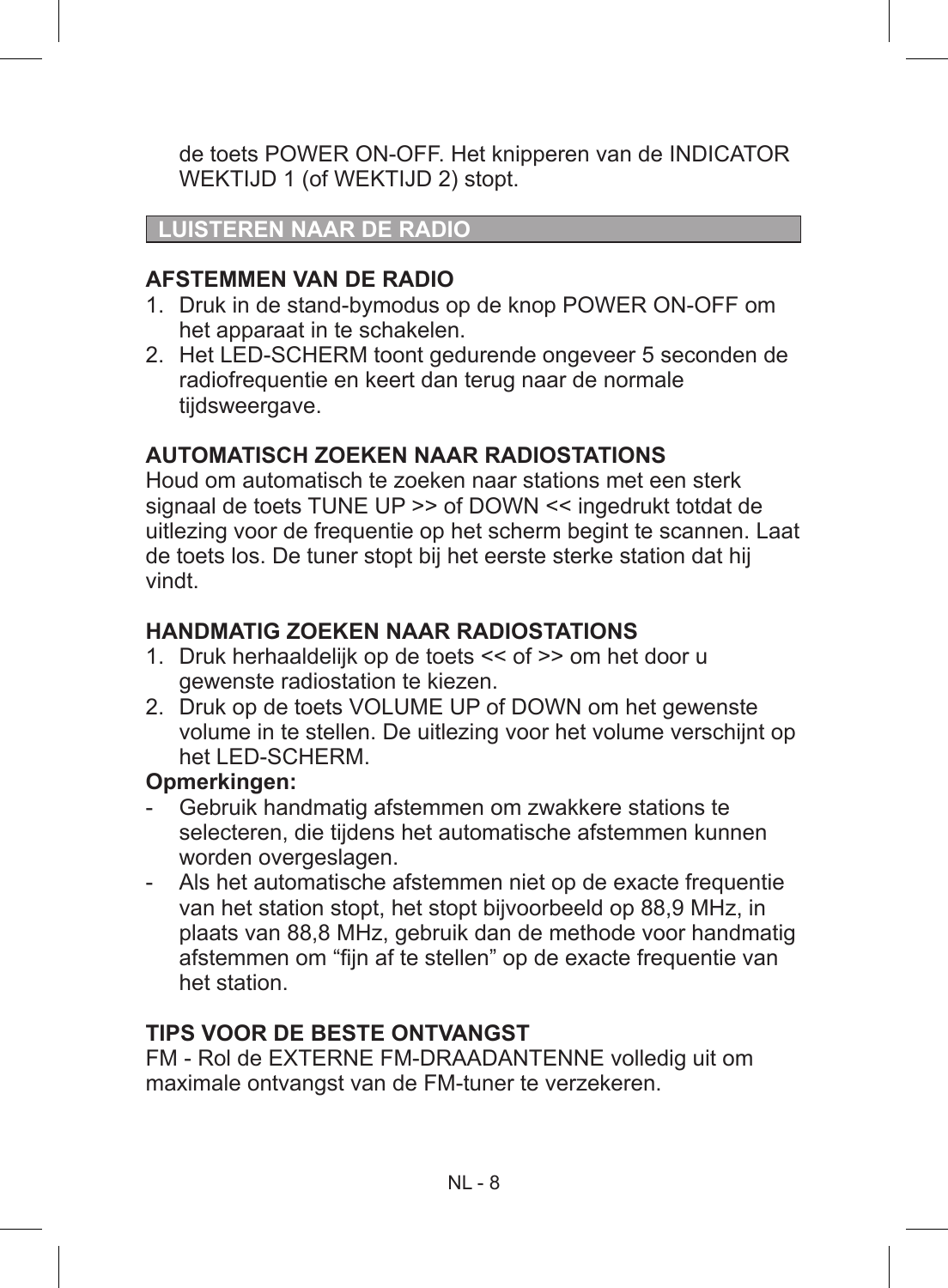de toets POWER ON-OFF. Het knipperen van de INDICATOR WEKTIJD 1 (of WEKTIJD 2) stopt.

## LUISTEREN NAAR DE RADIO

### AFSTEMMEN VAN DE RADIO

1. Druk in de stand-bymodus op de knop POWER ON-OFF om het apparaat in te schakelen.
2. Het LED-SCHERM toont gedurende ongeveer 5 seconden de radiofrequentie en keert dan terug naar de normale tijdsweergave.

### AUTOMATISCH ZOEKEN NAAR RADIOSTATIONS

Houd om automatisch te zoeken naar stations met een sterk signaal de toets TUNE UP >> of DOWN << ingedrukt totdat de uitlezing voor de frequentie op het scherm begint te scannen. Laat de toets los. De tuner stopt bij het eerste sterke station dat hij vindt.

### HANDMATIG ZOEKEN NAAR RADIOSTATIONS

1. Druk herhaaldelijk op de toets << of >> om het door u gewenste radiostation te kiezen.
2. Druk op de toets VOLUME UP of DOWN om het gewenste volume in te stellen. De uitlezing voor het volume verschijnt op het LED-SCHERM.

**Opmerkingen:**

- Gebruik handmatig afstemmen om zwakkere stations te selecteren, die tijdens het automatische afstemmen kunnen worden overgeslagen.
- Als het automatische afstemmen niet op de exacte frequentie van het station stopt, het stopt bijvoorbeeld op 88,9 MHz, in plaats van 88,8 MHz, gebruik dan de methode voor handmatig afstemmen om “fijn af te stellen” op de exacte frequentie van het station.

### TIPS VOOR DE BESTE ONTVANGST

FM - Rol de EXTERNE FM-DRAADANTENNE volledig uit om maximale ontvangst van de FM-tuner te verzekeren.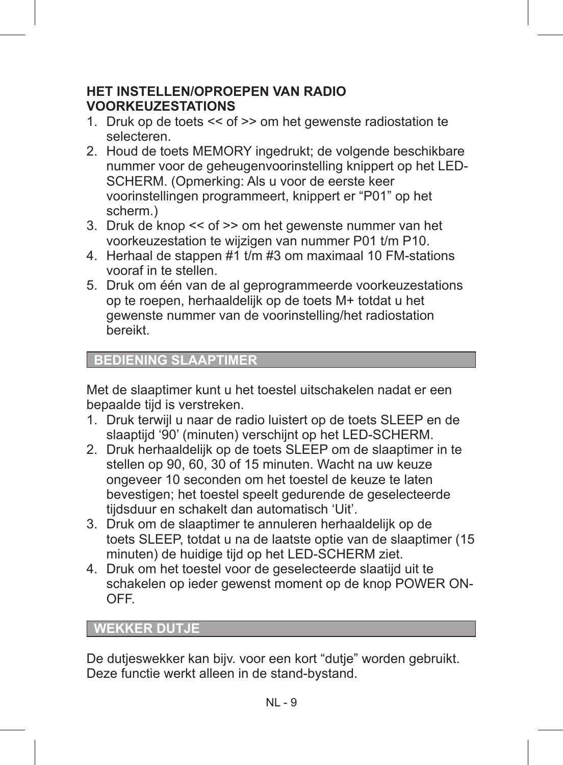## HET INSTELLEN/OPROEPEN VAN RADIO VOORKEUZESTATIONS

1. Druk op de toets << of >> om het gewenste radiostation te selecteren.
2. Houd de toets MEMORY ingedrukt; de volgende beschikbare nummer voor de geheugenvoorinstelling knippert op het LED-SCHERM. (Opmerking: Als u voor de eerste keer voorinstellingen programmeert, knippert er “P01” op het scherm.)
3. Druk de knop << of >> om het gewenste nummer van het voorkeuzestation te wijzigen van nummer P01 t/m P10.
4. Herhaal de stappen #1 t/m #3 om maximaal 10 FM-stations vooraf in te stellen.
5. Druk om één van de al geprogrammeerde voorkeuzestations op te roepen, herhaaldelijk op de toets M+ totdat u het gewenste nummer van de voorinstelling/het radiostation bereikt.

## BEDIENING SLAAPTIMER

Met de slaaptimer kunt u het toestel uitschakelen nadat er een bepaalde tijd is verstreken.

1. Druk terwijl u naar de radio luistert op de toets SLEEP en de slaaptijd ‘90’ (minuten) verschijnt op het LED-SCHERM.
2. Druk herhaaldelijk op de toets SLEEP om de slaaptimer in te stellen op 90, 60, 30 of 15 minuten. Wacht na uw keuze ongeveer 10 seconden om het toestel de keuze te laten bevestigen; het toestel speelt gedurende de geselecteerde tijdsduur en schakelt dan automatisch ‘Uit’.
3. Druk om de slaaptimer te annuleren herhaaldelijk op de toets SLEEP, totdat u na de laatste optie van de slaaptimer (15 minuten) de huidige tijd op het LED-SCHERM ziet.
4. Druk om het toestel voor de geselecteerde slaatijd uit te schakelen op ieder gewenst moment op de knop POWER ON-OFF.

## WEKKER DUTJE

De dutjeswekker kan bijv. voor een kort “dutje” worden gebruikt. Deze functie werkt alleen in de stand-bystand.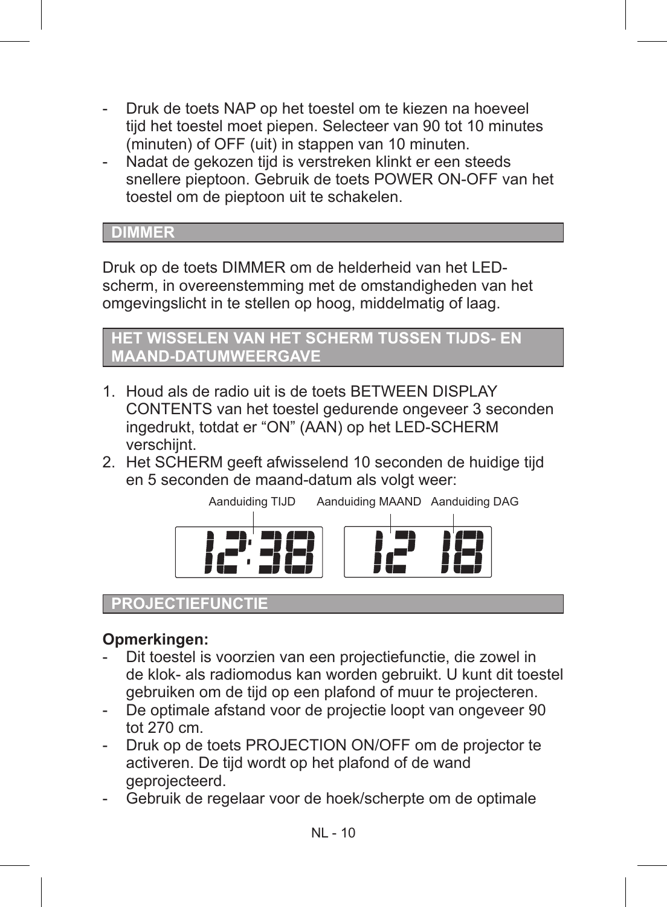- Druk de toets NAP op het toestel om te kiezen na hoeveel tijd het toestel moet piepen. Selecteer van 90 tot 10 minutes (minuten) of OFF (uit) in stappen van 10 minuten.
- Nadat de gekozen tijd is verstreken klinkt er een steeds snellere pieptoon. Gebruik de toets POWER ON-OFF van het toestel om de pieptoon uit te schakelen.

## DIMMER

Druk op de toets DIMMER om de helderheid van het LED-scherm, in overeenstemming met de omstandigheden van het omgevingslicht in te stellen op hoog, middelmatig of laag.

## HET WISSELEN VAN HET SCHERM TUSSEN TIJDS- EN MAAND-DATUMWEERGAVE

1. Houd als de radio uit is de toets BETWEEN DISPLAY CONTENTS van het toestel gedurende ongeveer 3 seconden ingedrukt, totdat er “ON” (AAN) op het LED-SCHERM verschijnt.
2. Het SCHERM geeft afwisselend 10 seconden de huidige tijd en 5 seconden de maand-datum als volgt weer:

Aanduiding TIJD — 12:38 &nbsp;&nbsp; Aanduiding MAAND / Aanduiding DAG — 12 18

## PROJECTIEFUNCTIE

**Opmerkingen:**

- Dit toestel is voorzien van een projectiefunctie, die zowel in de klok- als radiomodus kan worden gebruikt. U kunt dit toestel gebruiken om de tijd op een plafond of muur te projecteren.
- De optimale afstand voor de projectie loopt van ongeveer 90 tot 270 cm.
- Druk op de toets PROJECTION ON/OFF om de projector te activeren. De tijd wordt op het plafond of de wand geprojecteerd.
- Gebruik de regelaar voor de hoek/scherpte om de optimale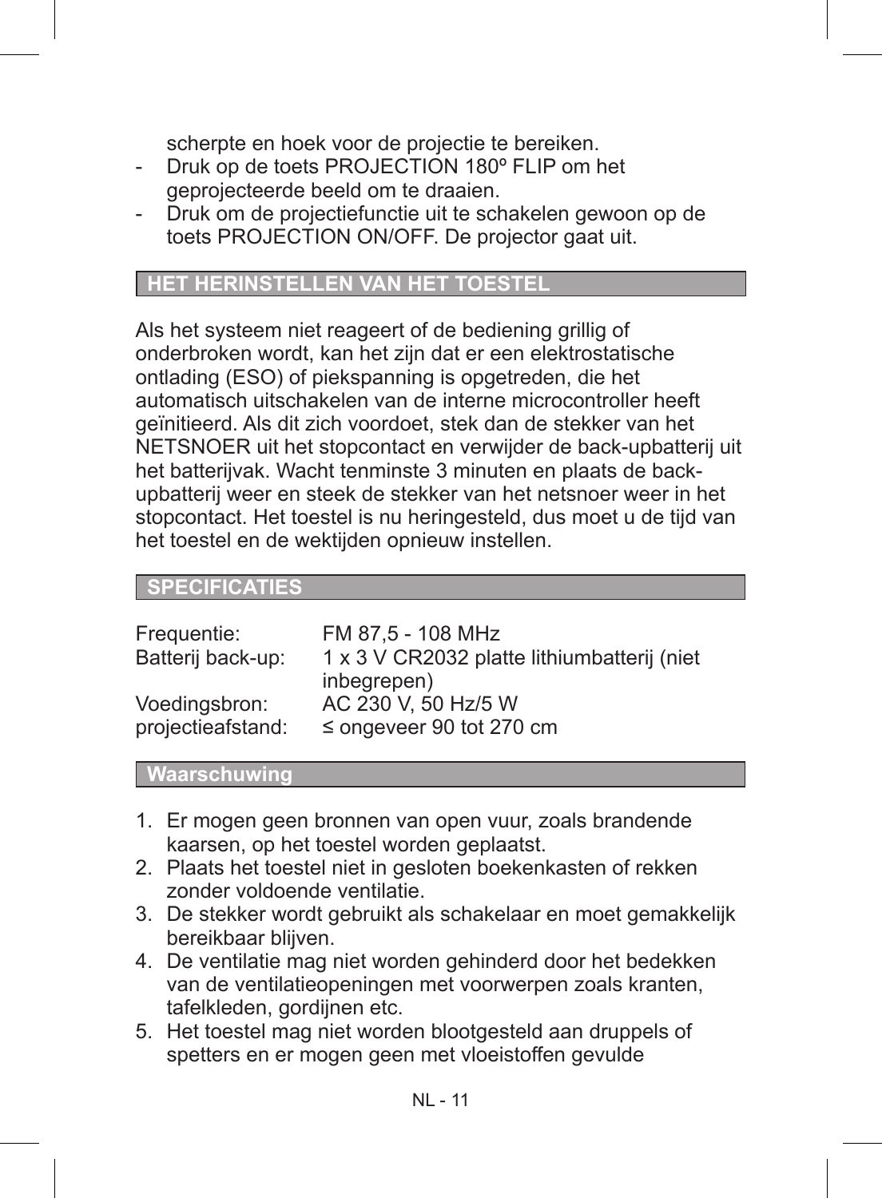scherpte en hoek voor de projectie te bereiken.

- Druk op de toets PROJECTION 180º FLIP om het geprojecteerde beeld om te draaien.
- Druk om de projectiefunctie uit te schakelen gewoon op de toets PROJECTION ON/OFF. De projector gaat uit.

## HET HERINSTELLEN VAN HET TOESTEL

Als het systeem niet reageert of de bediening grillig of onderbroken wordt, kan het zijn dat er een elektrostatische ontlading (ESO) of piekspanning is opgetreden, die het automatisch uitschakelen van de interne microcontroller heeft geïnitieerd. Als dit zich voordoet, stek dan de stekker van het NETSNOER uit het stopcontact en verwijder de back-upbatterij uit het batterijvak. Wacht tenminste 3 minuten en plaats de back-upbatterij weer en steek de stekker van het netsnoer weer in het stopcontact. Het toestel is nu heringesteld, dus moet u de tijd van het toestel en de wektijden opnieuw instellen.

## SPECIFICATIES

| | |
|---|---|
| Frequentie: | FM 87,5 - 108 MHz |
| Batterij back-up: | 1 x 3 V CR2032 platte lithiumbatterij (niet inbegrepen) |
| Voedingsbron: | AC 230 V, 50 Hz/5 W |
| projectieafstand: | ≤ ongeveer 90 tot 270 cm |

## Waarschuwing

1. Er mogen geen bronnen van open vuur, zoals brandende kaarsen, op het toestel worden geplaatst.
2. Plaats het toestel niet in gesloten boekenkasten of rekken zonder voldoende ventilatie.
3. De stekker wordt gebruikt als schakelaar en moet gemakkelijk bereikbaar blijven.
4. De ventilatie mag niet worden gehinderd door het bedekken van de ventilatieopeningen met voorwerpen zoals kranten, tafelkleden, gordijnen etc.
5. Het toestel mag niet worden blootgesteld aan druppels of spetters en er mogen geen met vloeistoffen gevulde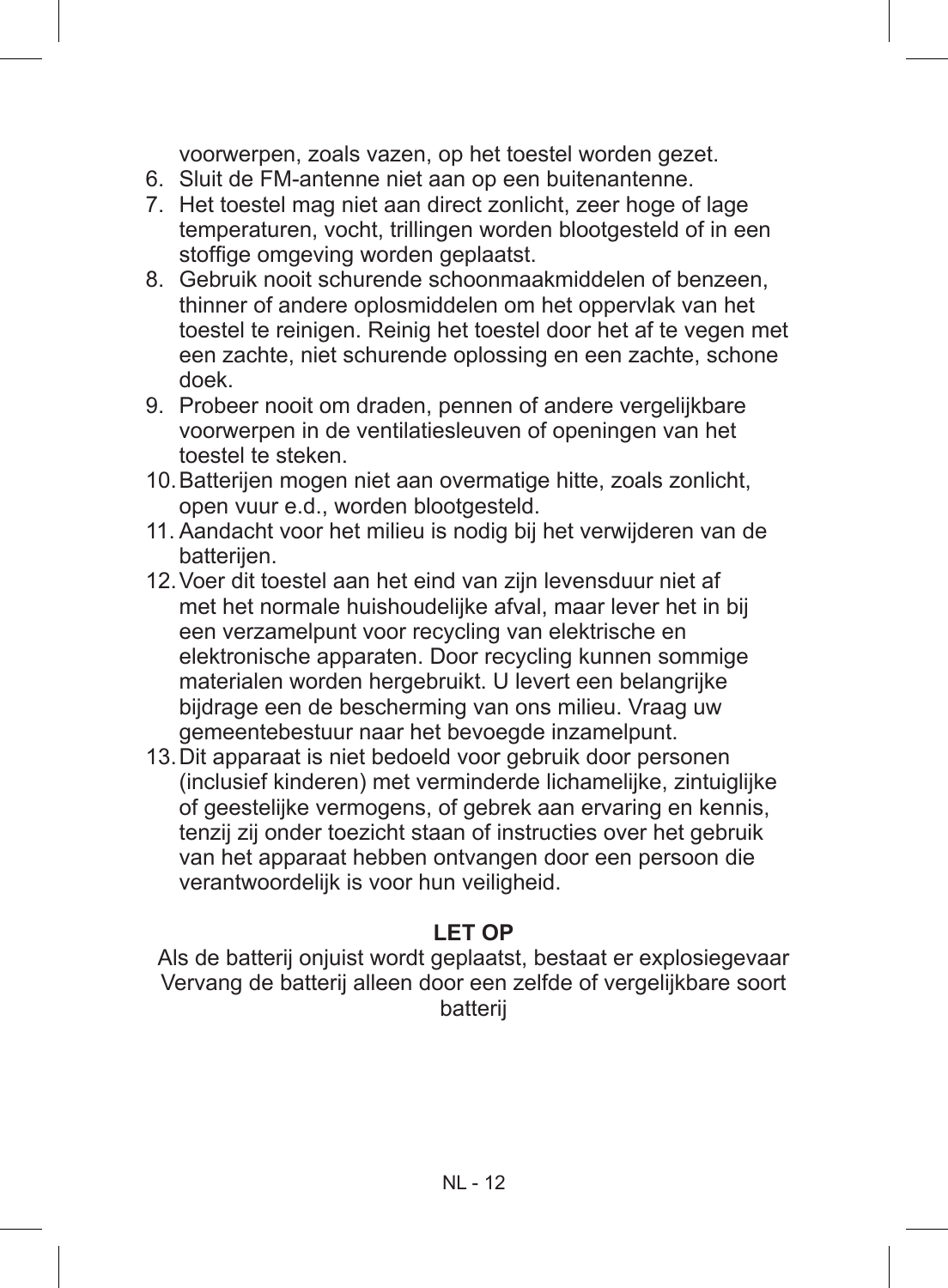voorwerpen, zoals vazen, op het toestel worden gezet.

6. Sluit de FM-antenne niet aan op een buitenantenne.
7. Het toestel mag niet aan direct zonlicht, zeer hoge of lage temperaturen, vocht, trillingen worden blootgesteld of in een stoffige omgeving worden geplaatst.
8. Gebruik nooit schurende schoonmaakmiddelen of benzeen, thinner of andere oplosmiddelen om het oppervlak van het toestel te reinigen. Reinig het toestel door het af te vegen met een zachte, niet schurende oplossing en een zachte, schone doek.
9. Probeer nooit om draden, pennen of andere vergelijkbare voorwerpen in de ventilatiesleuven of openingen van het toestel te steken.
10. Batterijen mogen niet aan overmatige hitte, zoals zonlicht, open vuur e.d., worden blootgesteld.
11. Aandacht voor het milieu is nodig bij het verwijderen van de batterijen.
12. Voer dit toestel aan het eind van zijn levensduur niet af met het normale huishoudelijke afval, maar lever het in bij een verzamelpunt voor recycling van elektrische en elektronische apparaten. Door recycling kunnen sommige materialen worden hergebruikt. U levert een belangrijke bijdrage een de bescherming van ons milieu. Vraag uw gemeentebestuur naar het bevoegde inzamelpunt.
13. Dit apparaat is niet bedoeld voor gebruik door personen (inclusief kinderen) met verminderde lichamelijke, zintuiglijke of geestelijke vermogens, of gebrek aan ervaring en kennis, tenzij zij onder toezicht staan of instructies over het gebruik van het apparaat hebben ontvangen door een persoon die verantwoordelijk is voor hun veiligheid.

**LET OP**

Als de batterij onjuist wordt geplaatst, bestaat er explosiegevaar
Vervang de batterij alleen door een zelfde of vergelijkbare soort batterij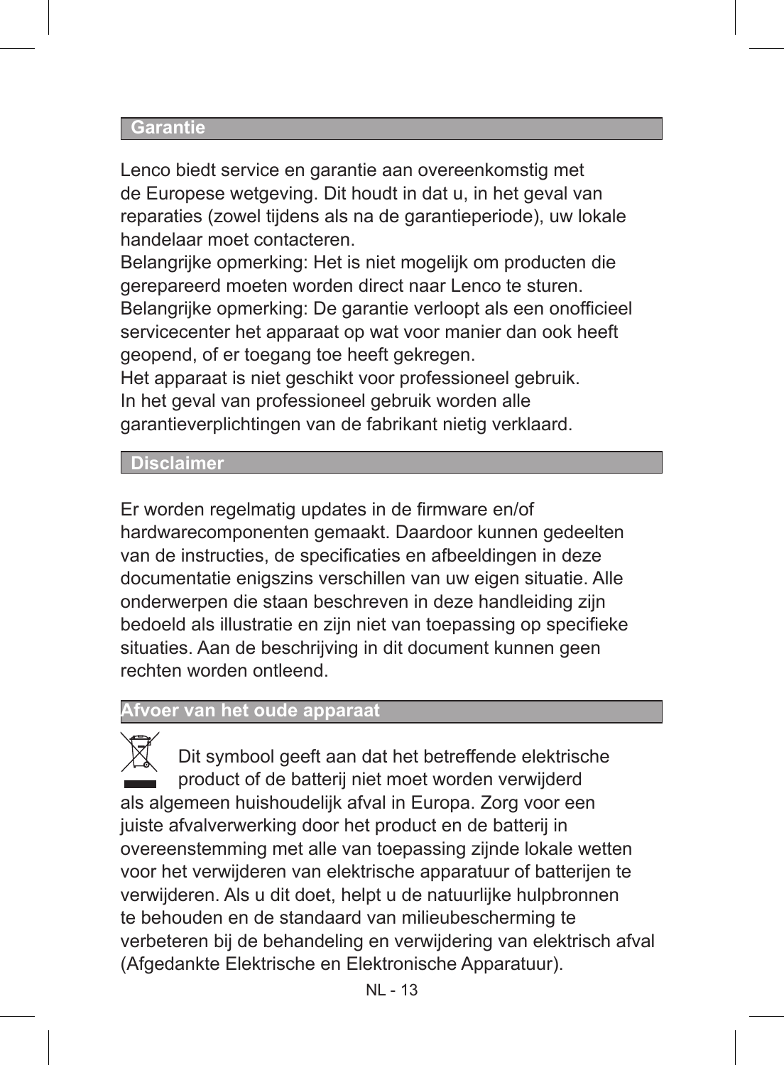## Garantie

Lenco biedt service en garantie aan overeenkomstig met de Europese wetgeving. Dit houdt in dat u, in het geval van reparaties (zowel tijdens als na de garantieperiode), uw lokale handelaar moet contacteren.
Belangrijke opmerking: Het is niet mogelijk om producten die gerepareerd moeten worden direct naar Lenco te sturen.
Belangrijke opmerking: De garantie verloopt als een onofficieel servicecenter het apparaat op wat voor manier dan ook heeft geopend, of er toegang toe heeft gekregen.
Het apparaat is niet geschikt voor professioneel gebruik.
In het geval van professioneel gebruik worden alle garantieverplichtingen van de fabrikant nietig verklaard.

## Disclaimer

Er worden regelmatig updates in de firmware en/of hardwarecomponenten gemaakt. Daardoor kunnen gedeelten van de instructies, de specificaties en afbeeldingen in deze documentatie enigszins verschillen van uw eigen situatie. Alle onderwerpen die staan beschreven in deze handleiding zijn bedoeld als illustratie en zijn niet van toepassing op specifieke situaties. Aan de beschrijving in dit document kunnen geen rechten worden ontleend.

## Afvoer van het oude apparaat

Dit symbool geeft aan dat het betreffende elektrische product of de batterij niet moet worden verwijderd als algemeen huishoudelijk afval in Europa. Zorg voor een juiste afvalverwerking door het product en de batterij in overeenstemming met alle van toepassing zijnde lokale wetten voor het verwijderen van elektrische apparatuur of batterijen te verwijderen. Als u dit doet, helpt u de natuurlijke hulpbronnen te behouden en de standaard van milieubescherming te verbeteren bij de behandeling en verwijdering van elektrisch afval (Afgedankte Elektrische en Elektronische Apparatuur).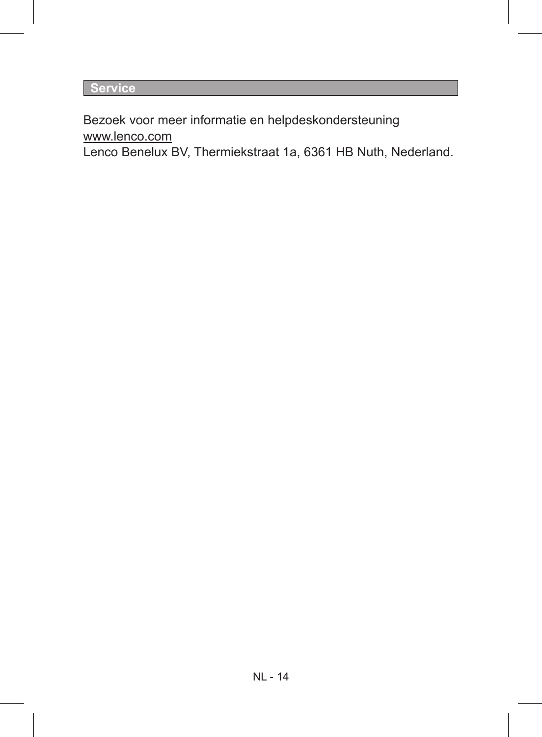## Service

Bezoek voor meer informatie en helpdeskondersteuning
www.lenco.com
Lenco Benelux BV, Thermiekstraat 1a, 6361 HB Nuth, Nederland.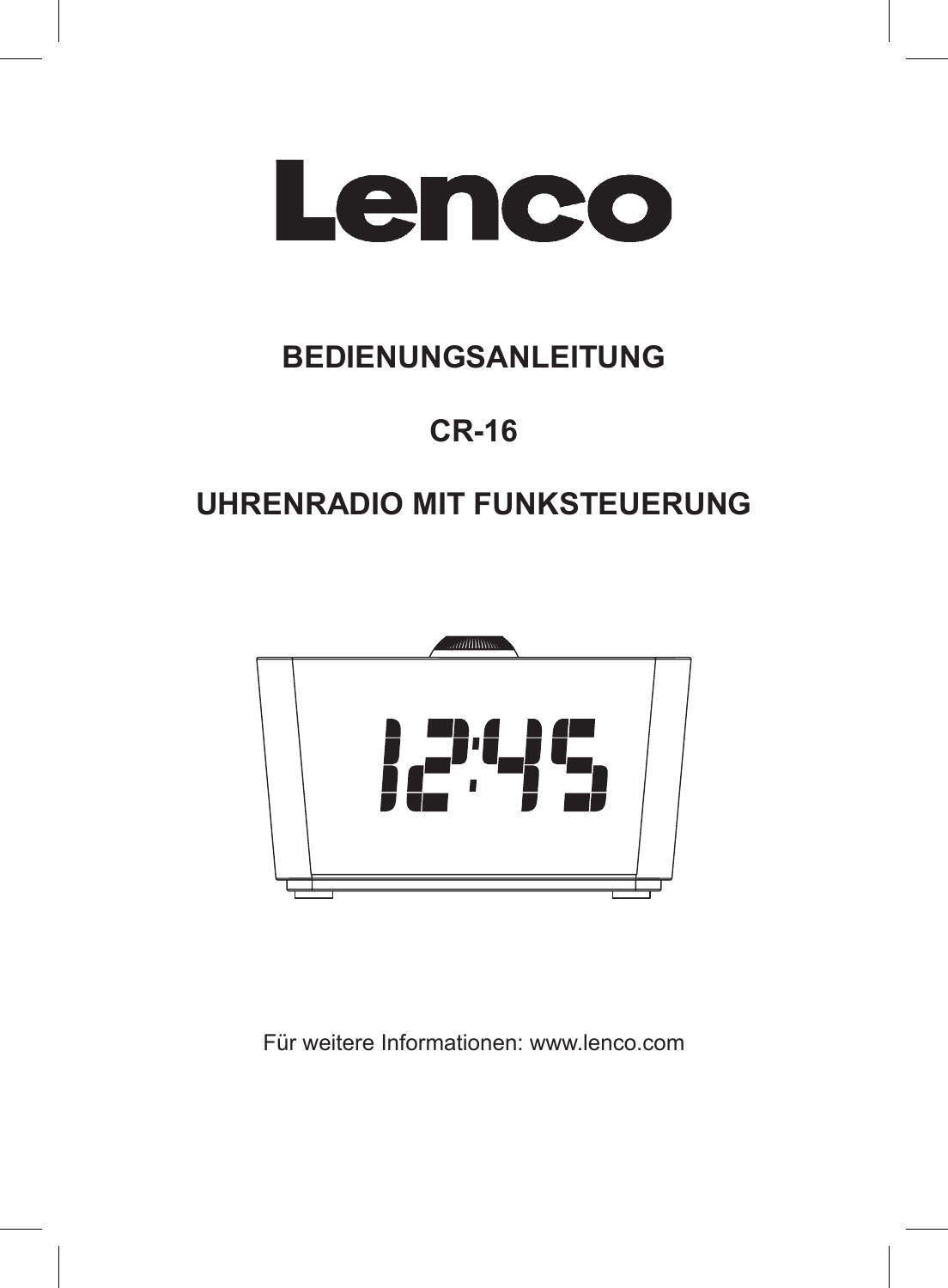# Lenco

## BEDIENUNGSANLEITUNG

## CR-16

## UHRENRADIO MIT FUNKSTEUERUNG

Für weitere Informationen: www.lenco.com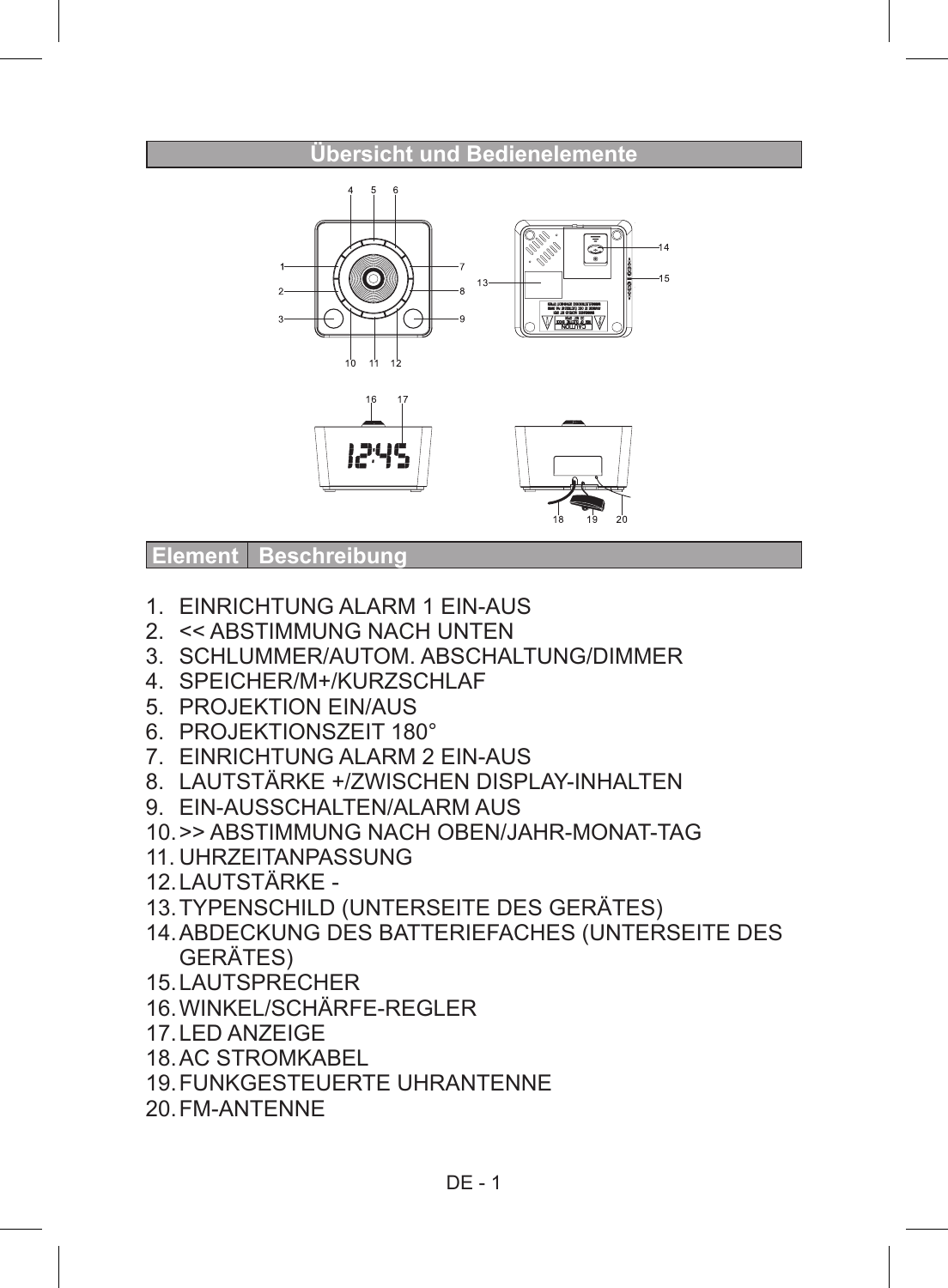## Übersicht und Bedienelemente

| Element | Beschreibung |
| --- | --- |

1. EINRICHTUNG ALARM 1 EIN-AUS
2. << ABSTIMMUNG NACH UNTEN
3. SCHLUMMER/AUTOM. ABSCHALTUNG/DIMMER
4. SPEICHER/M+/KURZSCHLAF
5. PROJEKTION EIN/AUS
6. PROJEKTIONSZEIT 180°
7. EINRICHTUNG ALARM 2 EIN-AUS
8. LAUTSTÄRKE +/ZWISCHEN DISPLAY-INHALTEN
9. EIN-AUSSCHALTEN/ALARM AUS
10. >> ABSTIMMUNG NACH OBEN/JAHR-MONAT-TAG
11. UHRZEITANPASSUNG
12. LAUTSTÄRKE -
13. TYPENSCHILD (UNTERSEITE DES GERÄTES)
14. ABDECKUNG DES BATTERIEFACHES (UNTERSEITE DES GERÄTES)
15. LAUTSPRECHER
16. WINKEL/SCHÄRFE-REGLER
17. LED ANZEIGE
18. AC STROMKABEL
19. FUNKGESTEUERTE UHRANTENNE
20. FM-ANTENNE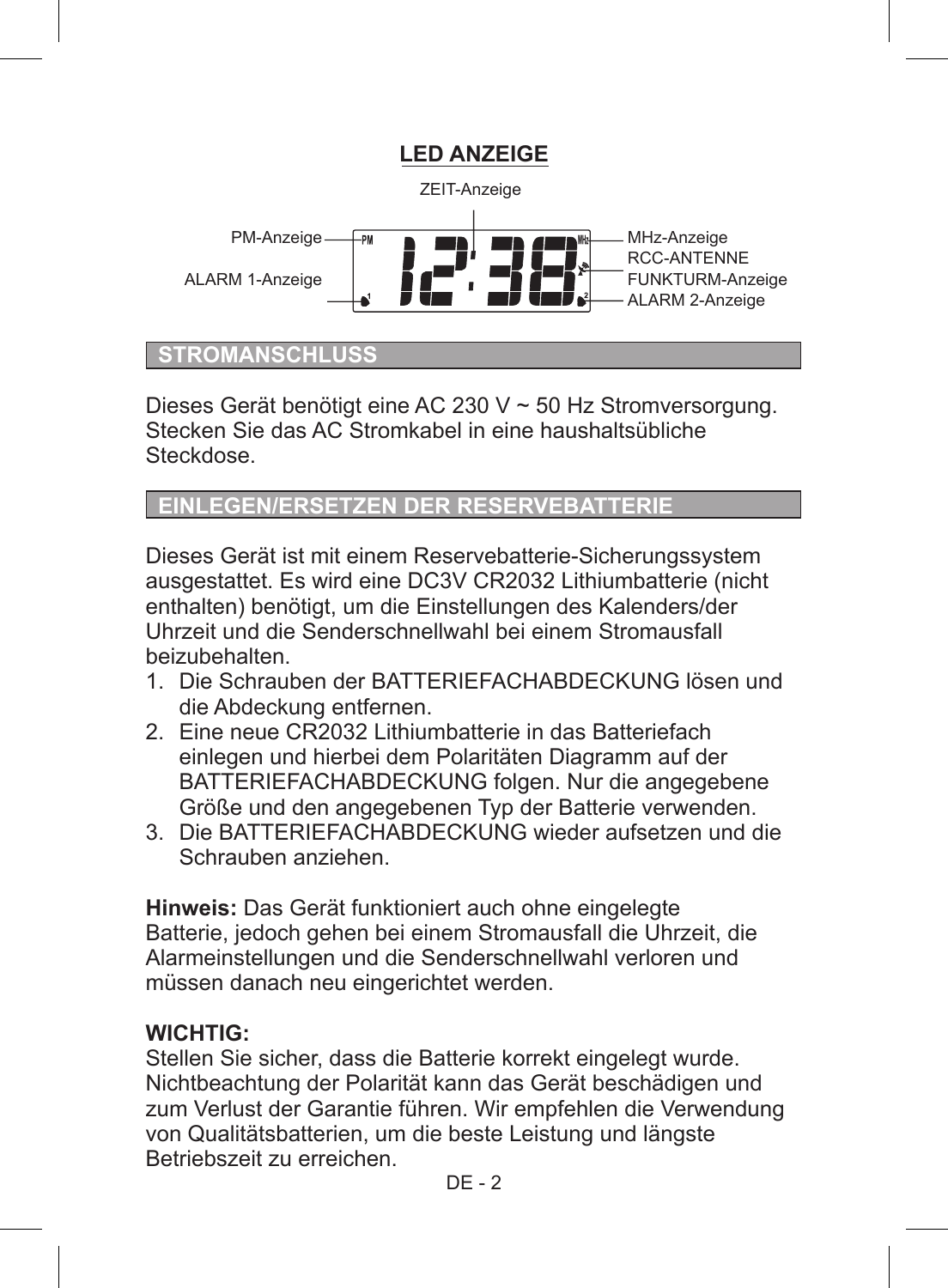## LED ANZEIGE

ZEIT-Anzeige

PM-Anzeige

ALARM 1-Anzeige

MHz-Anzeige

RCC-ANTENNE

FUNKTURM-Anzeige

ALARM 2-Anzeige

## STROMANSCHLUSS

Dieses Gerät benötigt eine AC 230 V ~ 50 Hz Stromversorgung. Stecken Sie das AC Stromkabel in eine haushaltsübliche Steckdose.

## EINLEGEN/ERSETZEN DER RESERVEBATTERIE

Dieses Gerät ist mit einem Reservebatterie-Sicherungssystem ausgestattet. Es wird eine DC3V CR2032 Lithiumbatterie (nicht enthalten) benötigt, um die Einstellungen des Kalenders/der Uhrzeit und die Senderschnellwahl bei einem Stromausfall beizubehalten.

1. Die Schrauben der BATTERIEFACHABDECKUNG lösen und die Abdeckung entfernen.
2. Eine neue CR2032 Lithiumbatterie in das Batteriefach einlegen und hierbei dem Polaritäten Diagramm auf der BATTERIEFACHABDECKUNG folgen. Nur die angegebene Größe und den angegebenen Typ der Batterie verwenden.
3. Die BATTERIEFACHABDECKUNG wieder aufsetzen und die Schrauben anziehen.

**Hinweis:** Das Gerät funktioniert auch ohne eingelegte Batterie, jedoch gehen bei einem Stromausfall die Uhrzeit, die Alarmeinstellungen und die Senderschnellwahl verloren und müssen danach neu eingerichtet werden.

**WICHTIG:**
Stellen Sie sicher, dass die Batterie korrekt eingelegt wurde. Nichtbeachtung der Polarität kann das Gerät beschädigen und zum Verlust der Garantie führen. Wir empfehlen die Verwendung von Qualitätsbatterien, um die beste Leistung und längste Betriebszeit zu erreichen.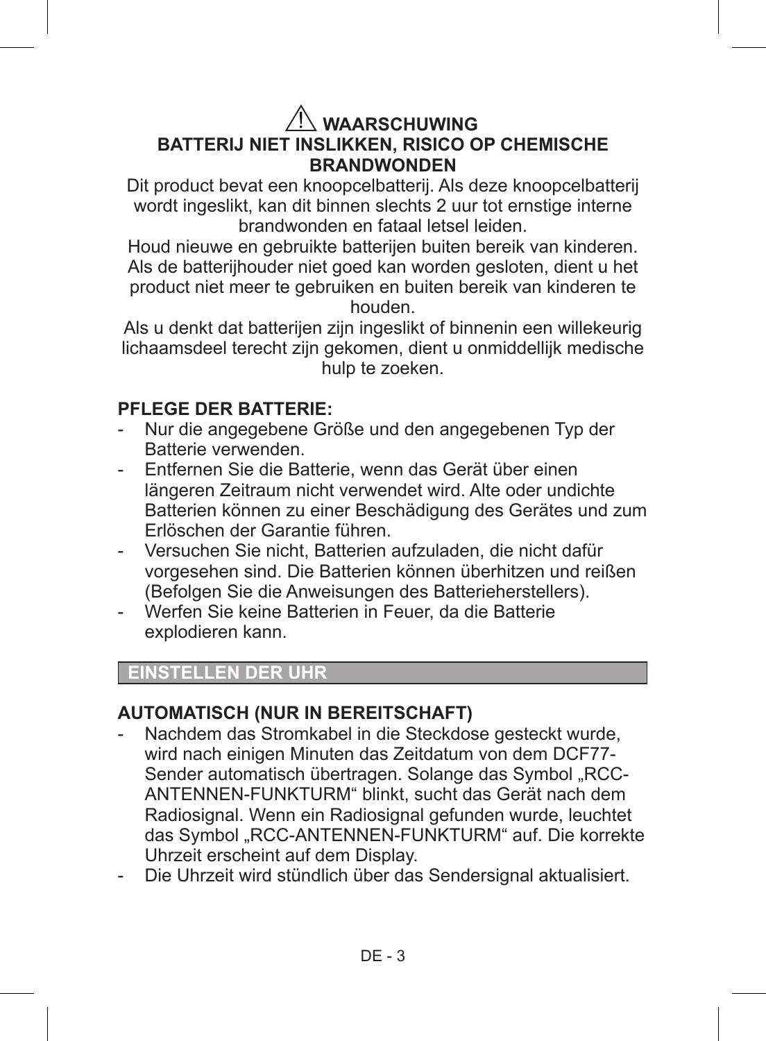## ⚠ WAARSCHUWING

**BATTERIJ NIET INSLIKKEN, RISICO OP CHEMISCHE BRANDWONDEN**

Dit product bevat een knoopcelbatterij. Als deze knoopcelbatterij wordt ingeslikt, kan dit binnen slechts 2 uur tot ernstige interne brandwonden en fataal letsel leiden.

Houd nieuwe en gebruikte batterijen buiten bereik van kinderen. Als de batterijhouder niet goed kan worden gesloten, dient u het product niet meer te gebruiken en buiten bereik van kinderen te houden.

Als u denkt dat batterijen zijn ingeslikt of binnenin een willekeurig lichaamsdeel terecht zijn gekomen, dient u onmiddellijk medische hulp te zoeken.

**PFLEGE DER BATTERIE:**

- Nur die angegebene Größe und den angegebenen Typ der Batterie verwenden.
- Entfernen Sie die Batterie, wenn das Gerät über einen längeren Zeitraum nicht verwendet wird. Alte oder undichte Batterien können zu einer Beschädigung des Gerätes und zum Erlöschen der Garantie führen.
- Versuchen Sie nicht, Batterien aufzuladen, die nicht dafür vorgesehen sind. Die Batterien können überhitzen und reißen (Befolgen Sie die Anweisungen des Batterieherstellers).
- Werfen Sie keine Batterien in Feuer, da die Batterie explodieren kann.

## EINSTELLEN DER UHR

**AUTOMATISCH (NUR IN BEREITSCHAFT)**

- Nachdem das Stromkabel in die Steckdose gesteckt wurde, wird nach einigen Minuten das Zeitdatum von dem DCF77-Sender automatisch übertragen. Solange das Symbol „RCC-ANTENNEN-FUNKTURM“ blinkt, sucht das Gerät nach dem Radiosignal. Wenn ein Radiosignal gefunden wurde, leuchtet das Symbol „RCC-ANTENNEN-FUNKTURM“ auf. Die korrekte Uhrzeit erscheint auf dem Display.
- Die Uhrzeit wird stündlich über das Sendersignal aktualisiert.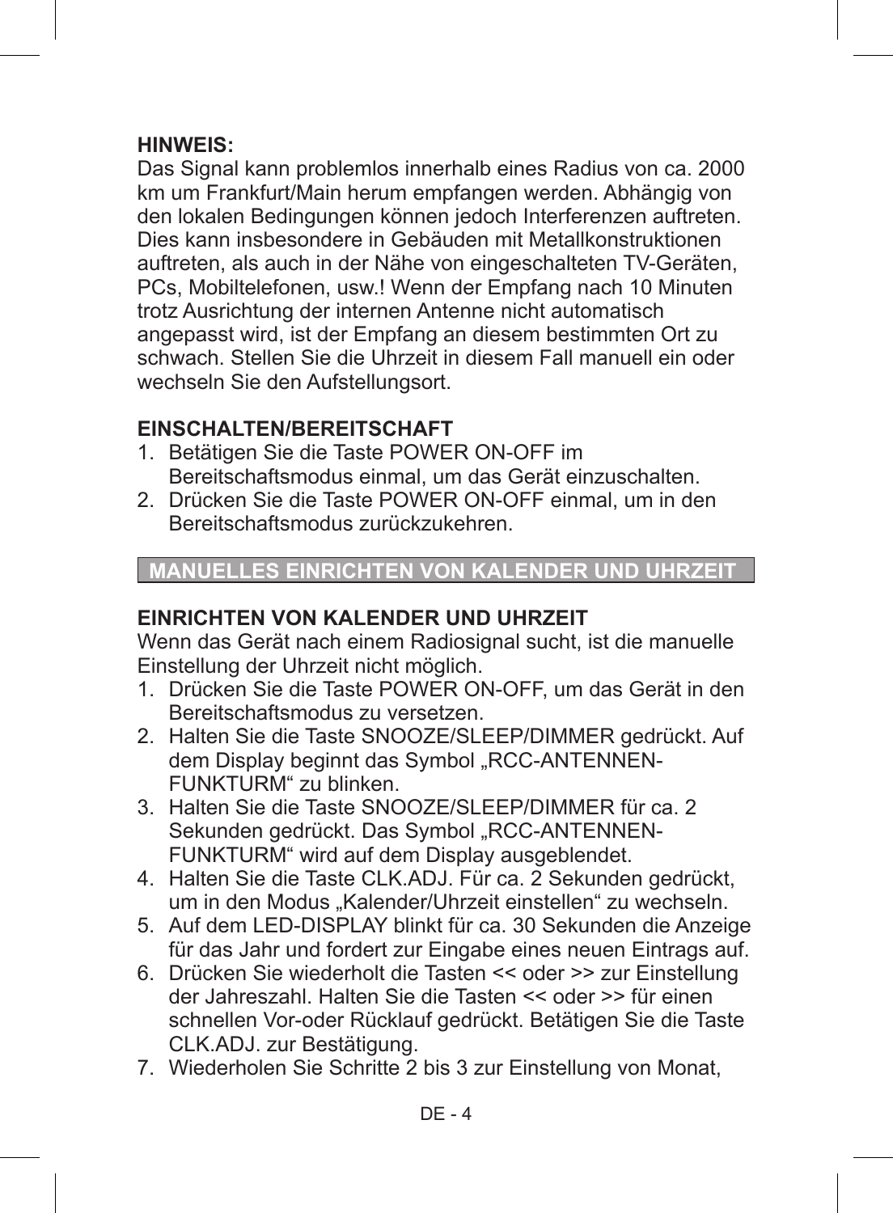**HINWEIS:**
Das Signal kann problemlos innerhalb eines Radius von ca. 2000 km um Frankfurt/Main herum empfangen werden. Abhängig von den lokalen Bedingungen können jedoch Interferenzen auftreten. Dies kann insbesondere in Gebäuden mit Metallkonstruktionen auftreten, als auch in der Nähe von eingeschalteten TV-Geräten, PCs, Mobiltelefonen, usw.! Wenn der Empfang nach 10 Minuten trotz Ausrichtung der internen Antenne nicht automatisch angepasst wird, ist der Empfang an diesem bestimmten Ort zu schwach. Stellen Sie die Uhrzeit in diesem Fall manuell ein oder wechseln Sie den Aufstellungsort.

**EINSCHALTEN/BEREITSCHAFT**

1. Betätigen Sie die Taste POWER ON-OFF im Bereitschaftsmodus einmal, um das Gerät einzuschalten.
2. Drücken Sie die Taste POWER ON-OFF einmal, um in den Bereitschaftsmodus zurückzukehren.

## MANUELLES EINRICHTEN VON KALENDER UND UHRZEIT

**EINRICHTEN VON KALENDER UND UHRZEIT**
Wenn das Gerät nach einem Radiosignal sucht, ist die manuelle Einstellung der Uhrzeit nicht möglich.

1. Drücken Sie die Taste POWER ON-OFF, um das Gerät in den Bereitschaftsmodus zu versetzen.
2. Halten Sie die Taste SNOOZE/SLEEP/DIMMER gedrückt. Auf dem Display beginnt das Symbol „RCC-ANTENNEN-FUNKTURM“ zu blinken.
3. Halten Sie die Taste SNOOZE/SLEEP/DIMMER für ca. 2 Sekunden gedrückt. Das Symbol „RCC-ANTENNEN-FUNKTURM“ wird auf dem Display ausgeblendet.
4. Halten Sie die Taste CLK.ADJ. Für ca. 2 Sekunden gedrückt, um in den Modus „Kalender/Uhrzeit einstellen“ zu wechseln.
5. Auf dem LED-DISPLAY blinkt für ca. 30 Sekunden die Anzeige für das Jahr und fordert zur Eingabe eines neuen Eintrags auf.
6. Drücken Sie wiederholt die Tasten << oder >> zur Einstellung der Jahreszahl. Halten Sie die Tasten << oder >> für einen schnellen Vor-oder Rücklauf gedrückt. Betätigen Sie die Taste CLK.ADJ. zur Bestätigung.
7. Wiederholen Sie Schritte 2 bis 3 zur Einstellung von Monat,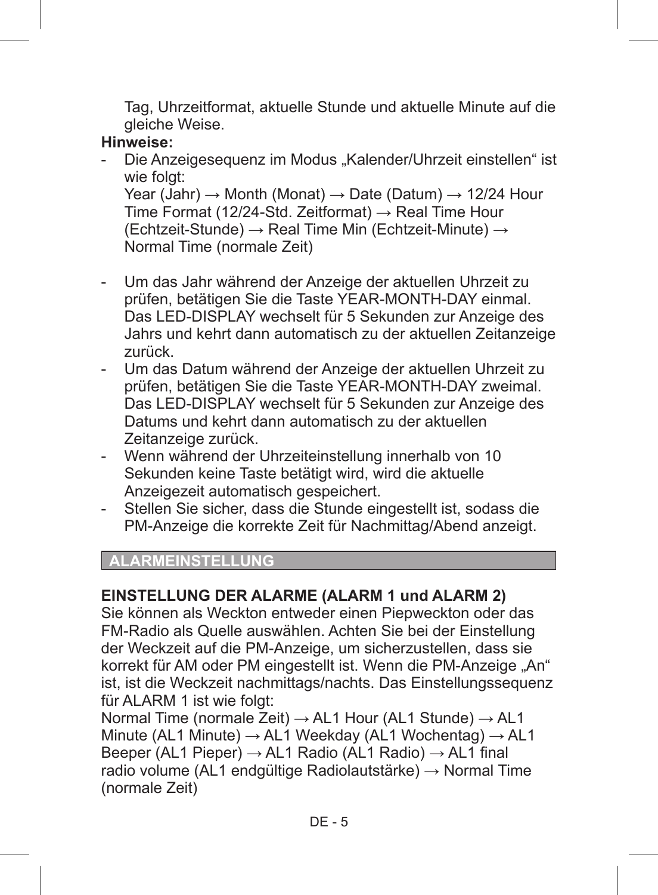Tag, Uhrzeitformat, aktuelle Stunde und aktuelle Minute auf die gleiche Weise.

**Hinweise:**

- Die Anzeigesequenz im Modus „Kalender/Uhrzeit einstellen“ ist wie folgt:
  Year (Jahr) → Month (Monat) → Date (Datum) → 12/24 Hour Time Format (12/24-Std. Zeitformat) → Real Time Hour (Echtzeit-Stunde) → Real Time Min (Echtzeit-Minute) → Normal Time (normale Zeit)

- Um das Jahr während der Anzeige der aktuellen Uhrzeit zu prüfen, betätigen Sie die Taste YEAR-MONTH-DAY einmal. Das LED-DISPLAY wechselt für 5 Sekunden zur Anzeige des Jahrs und kehrt dann automatisch zu der aktuellen Zeitanzeige zurück.
- Um das Datum während der Anzeige der aktuellen Uhrzeit zu prüfen, betätigen Sie die Taste YEAR-MONTH-DAY zweimal. Das LED-DISPLAY wechselt für 5 Sekunden zur Anzeige des Datums und kehrt dann automatisch zu der aktuellen Zeitanzeige zurück.
- Wenn während der Uhrzeiteinstellung innerhalb von 10 Sekunden keine Taste betätigt wird, wird die aktuelle Anzeigezeit automatisch gespeichert.
- Stellen Sie sicher, dass die Stunde eingestellt ist, sodass die PM-Anzeige die korrekte Zeit für Nachmittag/Abend anzeigt.

## ALARMEINSTELLUNG

### EINSTELLUNG DER ALARME (ALARM 1 und ALARM 2)

Sie können als Weckton entweder einen Piepweckton oder das FM-Radio als Quelle auswählen. Achten Sie bei der Einstellung der Weckzeit auf die PM-Anzeige, um sicherzustellen, dass sie korrekt für AM oder PM eingestellt ist. Wenn die PM-Anzeige „An“ ist, ist die Weckzeit nachmittags/nachts. Das Einstellungssequenz für ALARM 1 ist wie folgt:
Normal Time (normale Zeit) → AL1 Hour (AL1 Stunde) → AL1 Minute (AL1 Minute) → AL1 Weekday (AL1 Wochentag) → AL1 Beeper (AL1 Pieper) → AL1 Radio (AL1 Radio) → AL1 final radio volume (AL1 endgültige Radiolautstärke) → Normal Time (normale Zeit)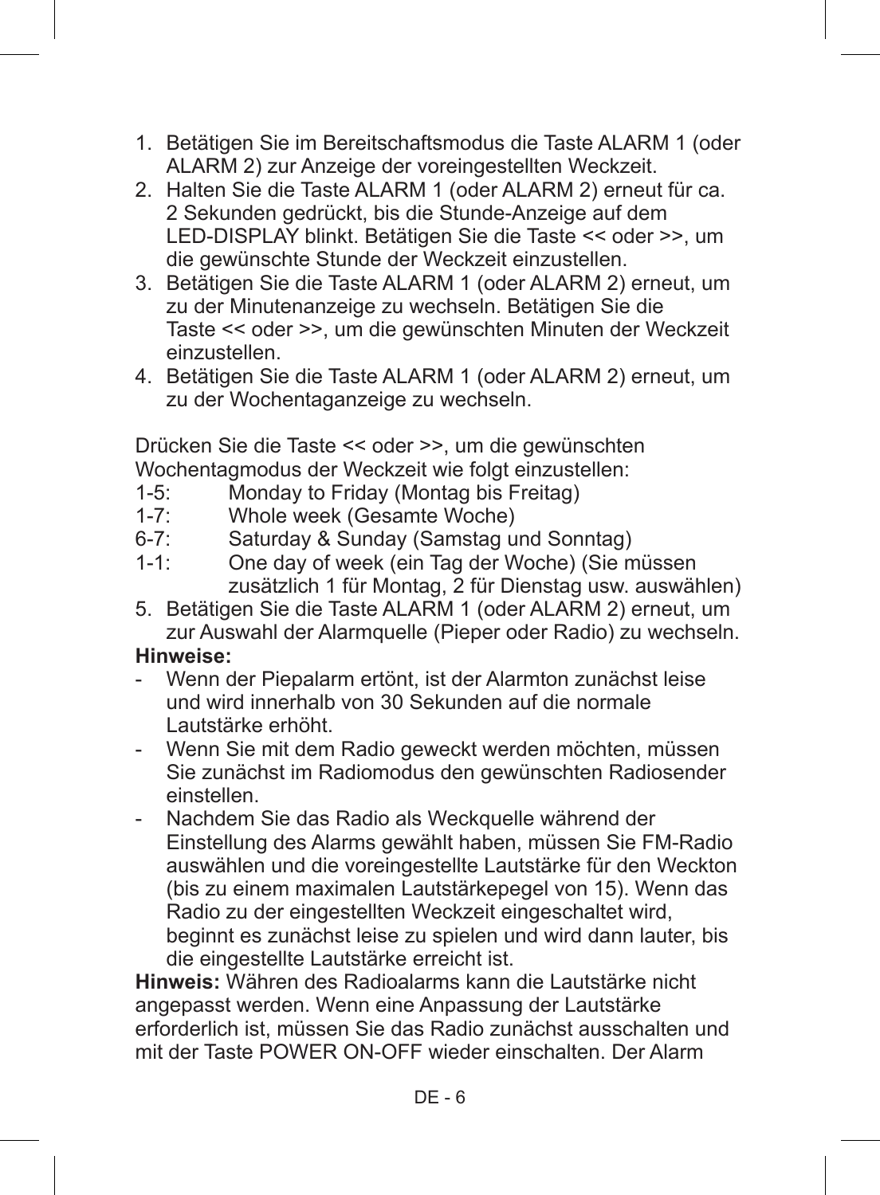1. Betätigen Sie im Bereitschaftsmodus die Taste ALARM 1 (oder ALARM 2) zur Anzeige der voreingestellten Weckzeit.
2. Halten Sie die Taste ALARM 1 (oder ALARM 2) erneut für ca. 2 Sekunden gedrückt, bis die Stunde-Anzeige auf dem LED-DISPLAY blinkt. Betätigen Sie die Taste << oder >>, um die gewünschte Stunde der Weckzeit einzustellen.
3. Betätigen Sie die Taste ALARM 1 (oder ALARM 2) erneut, um zu der Minutenanzeige zu wechseln. Betätigen Sie die Taste << oder >>, um die gewünschten Minuten der Weckzeit einzustellen.
4. Betätigen Sie die Taste ALARM 1 (oder ALARM 2) erneut, um zu der Wochentaganzeige zu wechseln.

Drücken Sie die Taste << oder >>, um die gewünschten Wochentagmodus der Weckzeit wie folgt einzustellen:

1-5: Monday to Friday (Montag bis Freitag)
1-7: Whole week (Gesamte Woche)
6-7: Saturday & Sunday (Samstag und Sonntag)
1-1: One day of week (ein Tag der Woche) (Sie müssen zusätzlich 1 für Montag, 2 für Dienstag usw. auswählen)

5. Betätigen Sie die Taste ALARM 1 (oder ALARM 2) erneut, um zur Auswahl der Alarmquelle (Pieper oder Radio) zu wechseln.

**Hinweise:**

- Wenn der Piepalarm ertönt, ist der Alarmton zunächst leise und wird innerhalb von 30 Sekunden auf die normale Lautstärke erhöht.
- Wenn Sie mit dem Radio geweckt werden möchten, müssen Sie zunächst im Radiomodus den gewünschten Radiosender einstellen.
- Nachdem Sie das Radio als Weckquelle während der Einstellung des Alarms gewählt haben, müssen Sie FM-Radio auswählen und die voreingestellte Lautstärke für den Weckton (bis zu einem maximalen Lautstärkepegel von 15). Wenn das Radio zu der eingestellten Weckzeit eingeschaltet wird, beginnt es zunächst leise zu spielen und wird dann lauter, bis die eingestellte Lautstärke erreicht ist.

**Hinweis:** Währen des Radioalarms kann die Lautstärke nicht angepasst werden. Wenn eine Anpassung der Lautstärke erforderlich ist, müssen Sie das Radio zunächst ausschalten und mit der Taste POWER ON-OFF wieder einschalten. Der Alarm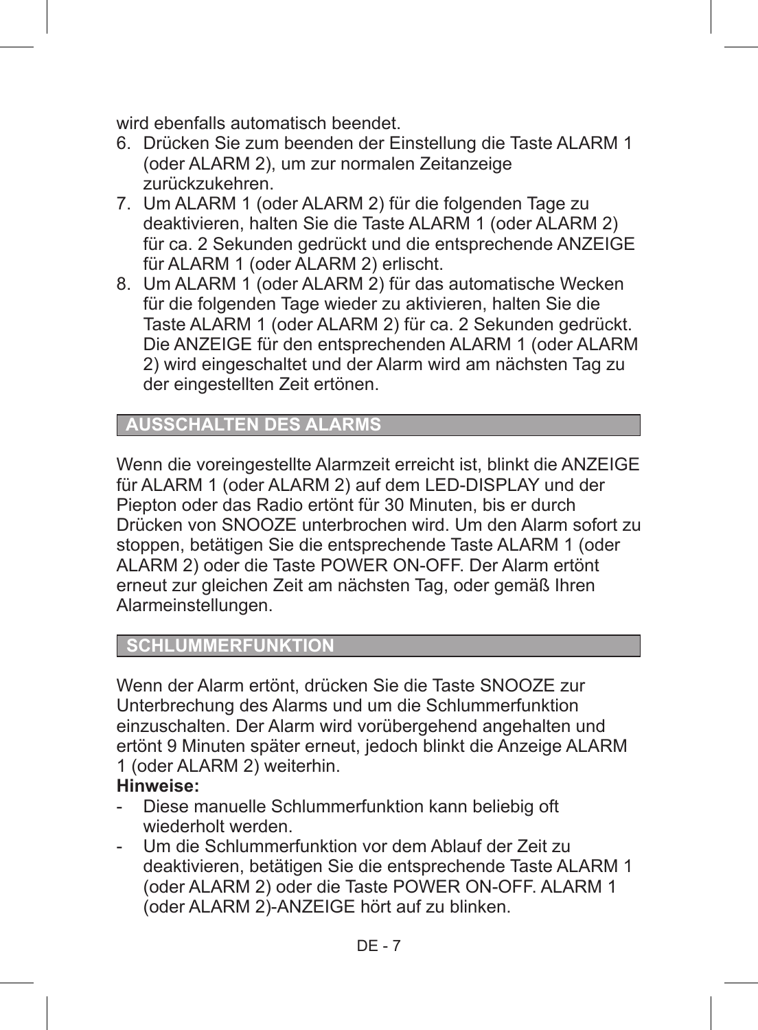wird ebenfalls automatisch beendet.

6. Drücken Sie zum beenden der Einstellung die Taste ALARM 1 (oder ALARM 2), um zur normalen Zeitanzeige zurückzukehren.
7. Um ALARM 1 (oder ALARM 2) für die folgenden Tage zu deaktivieren, halten Sie die Taste ALARM 1 (oder ALARM 2) für ca. 2 Sekunden gedrückt und die entsprechende ANZEIGE für ALARM 1 (oder ALARM 2) erlischt.
8. Um ALARM 1 (oder ALARM 2) für das automatische Wecken für die folgenden Tage wieder zu aktivieren, halten Sie die Taste ALARM 1 (oder ALARM 2) für ca. 2 Sekunden gedrückt. Die ANZEIGE für den entsprechenden ALARM 1 (oder ALARM 2) wird eingeschaltet und der Alarm wird am nächsten Tag zu der eingestellten Zeit ertönen.

## AUSSCHALTEN DES ALARMS

Wenn die voreingestellte Alarmzeit erreicht ist, blinkt die ANZEIGE für ALARM 1 (oder ALARM 2) auf dem LED-DISPLAY und der Piepton oder das Radio ertönt für 30 Minuten, bis er durch Drücken von SNOOZE unterbrochen wird. Um den Alarm sofort zu stoppen, betätigen Sie die entsprechende Taste ALARM 1 (oder ALARM 2) oder die Taste POWER ON-OFF. Der Alarm ertönt erneut zur gleichen Zeit am nächsten Tag, oder gemäß Ihren Alarmeinstellungen.

## SCHLUMMERFUNKTION

Wenn der Alarm ertönt, drücken Sie die Taste SNOOZE zur Unterbrechung des Alarms und um die Schlummerfunktion einzuschalten. Der Alarm wird vorübergehend angehalten und ertönt 9 Minuten später erneut, jedoch blinkt die Anzeige ALARM 1 (oder ALARM 2) weiterhin.

**Hinweise:**

- Diese manuelle Schlummerfunktion kann beliebig oft wiederholt werden.
- Um die Schlummerfunktion vor dem Ablauf der Zeit zu deaktivieren, betätigen Sie die entsprechende Taste ALARM 1 (oder ALARM 2) oder die Taste POWER ON-OFF. ALARM 1 (oder ALARM 2)-ANZEIGE hört auf zu blinken.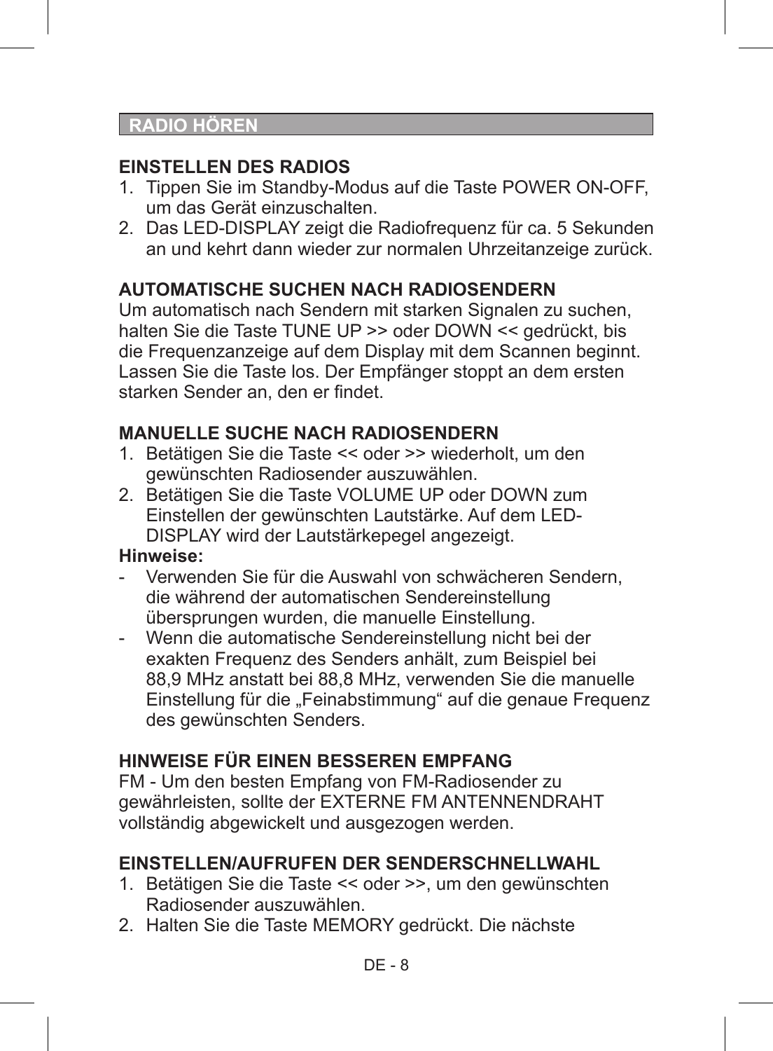## RADIO HÖREN

### EINSTELLEN DES RADIOS

1. Tippen Sie im Standby-Modus auf die Taste POWER ON-OFF, um das Gerät einzuschalten.
2. Das LED-DISPLAY zeigt die Radiofrequenz für ca. 5 Sekunden an und kehrt dann wieder zur normalen Uhrzeitanzeige zurück.

### AUTOMATISCHE SUCHEN NACH RADIOSENDERN

Um automatisch nach Sendern mit starken Signalen zu suchen, halten Sie die Taste TUNE UP >> oder DOWN << gedrückt, bis die Frequenzanzeige auf dem Display mit dem Scannen beginnt. Lassen Sie die Taste los. Der Empfänger stoppt an dem ersten starken Sender an, den er findet.

### MANUELLE SUCHE NACH RADIOSENDERN

1. Betätigen Sie die Taste << oder >> wiederholt, um den gewünschten Radiosender auszuwählen.
2. Betätigen Sie die Taste VOLUME UP oder DOWN zum Einstellen der gewünschten Lautstärke. Auf dem LED-DISPLAY wird der Lautstärkepegel angezeigt.

**Hinweise:**

- Verwenden Sie für die Auswahl von schwächeren Sendern, die während der automatischen Sendereinstellung übersprungen wurden, die manuelle Einstellung.
- Wenn die automatische Sendereinstellung nicht bei der exakten Frequenz des Senders anhält, zum Beispiel bei 88,9 MHz anstatt bei 88,8 MHz, verwenden Sie die manuelle Einstellung für die „Feinabstimmung“ auf die genaue Frequenz des gewünschten Senders.

### HINWEISE FÜR EINEN BESSEREN EMPFANG

FM - Um den besten Empfang von FM-Radiosender zu gewährleisten, sollte der EXTERNE FM ANTENNENDRAHT vollständig abgewickelt und ausgezogen werden.

### EINSTELLEN/AUFRUFEN DER SENDERSCHNELLWAHL

1. Betätigen Sie die Taste << oder >>, um den gewünschten Radiosender auszuwählen.
2. Halten Sie die Taste MEMORY gedrückt. Die nächste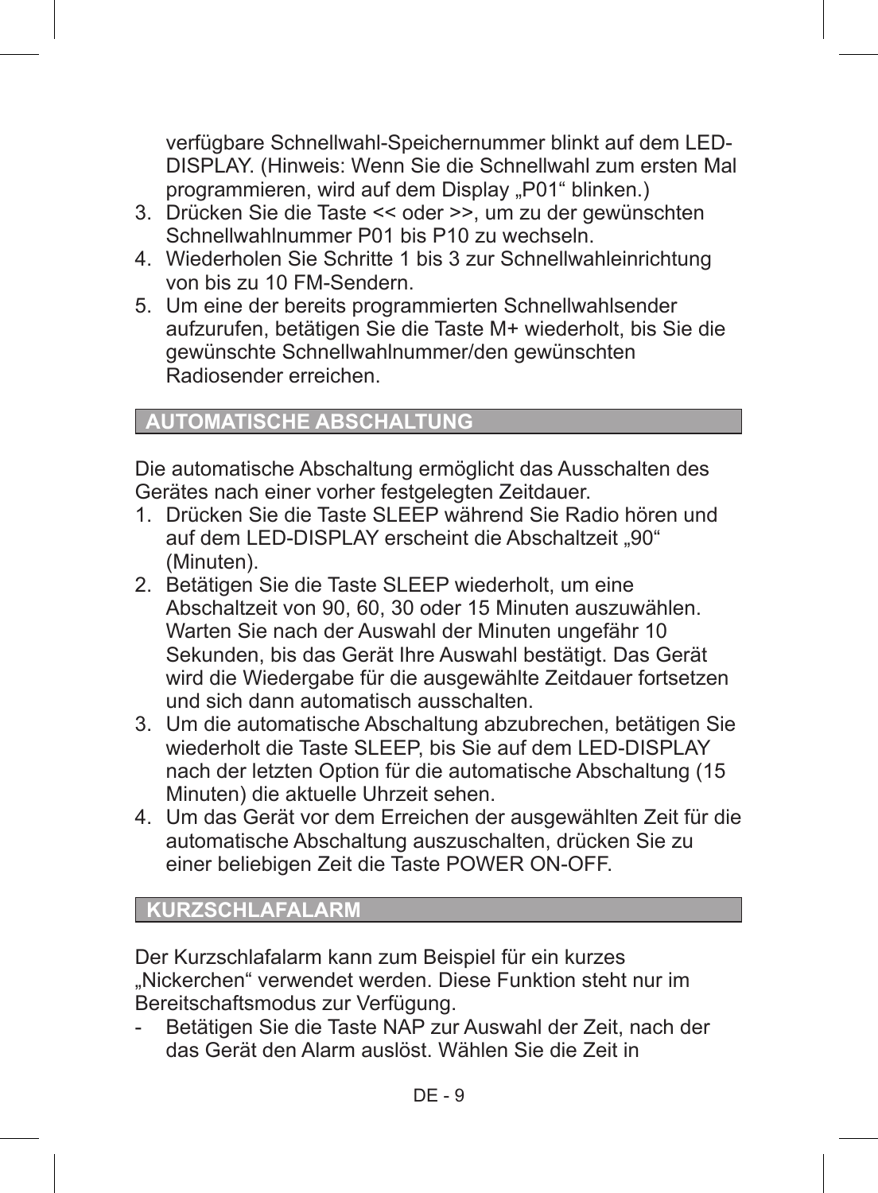verfügbare Schnellwahl-Speichernummer blinkt auf dem LED-DISPLAY. (Hinweis: Wenn Sie die Schnellwahl zum ersten Mal programmieren, wird auf dem Display „P01“ blinken.)

3. Drücken Sie die Taste << oder >>, um zu der gewünschten Schnellwahlnummer P01 bis P10 zu wechseln.
4. Wiederholen Sie Schritte 1 bis 3 zur Schnellwahleinrichtung von bis zu 10 FM-Sendern.
5. Um eine der bereits programmierten Schnellwahlsender aufzurufen, betätigen Sie die Taste M+ wiederholt, bis Sie die gewünschte Schnellwahlnummer/den gewünschten Radiosender erreichen.

## AUTOMATISCHE ABSCHALTUNG

Die automatische Abschaltung ermöglicht das Ausschalten des Gerätes nach einer vorher festgelegten Zeitdauer.

1. Drücken Sie die Taste SLEEP während Sie Radio hören und auf dem LED-DISPLAY erscheint die Abschaltzeit „90“ (Minuten).
2. Betätigen Sie die Taste SLEEP wiederholt, um eine Abschaltzeit von 90, 60, 30 oder 15 Minuten auszuwählen. Warten Sie nach der Auswahl der Minuten ungefähr 10 Sekunden, bis das Gerät Ihre Auswahl bestätigt. Das Gerät wird die Wiedergabe für die ausgewählte Zeitdauer fortsetzen und sich dann automatisch ausschalten.
3. Um die automatische Abschaltung abzubrechen, betätigen Sie wiederholt die Taste SLEEP, bis Sie auf dem LED-DISPLAY nach der letzten Option für die automatische Abschaltung (15 Minuten) die aktuelle Uhrzeit sehen.
4. Um das Gerät vor dem Erreichen der ausgewählten Zeit für die automatische Abschaltung auszuschalten, drücken Sie zu einer beliebigen Zeit die Taste POWER ON-OFF.

## KURZSCHLAFALARM

Der Kurzschlafalarm kann zum Beispiel für ein kurzes „Nickerchen“ verwendet werden. Diese Funktion steht nur im Bereitschaftsmodus zur Verfügung.

- Betätigen Sie die Taste NAP zur Auswahl der Zeit, nach der das Gerät den Alarm auslöst. Wählen Sie die Zeit in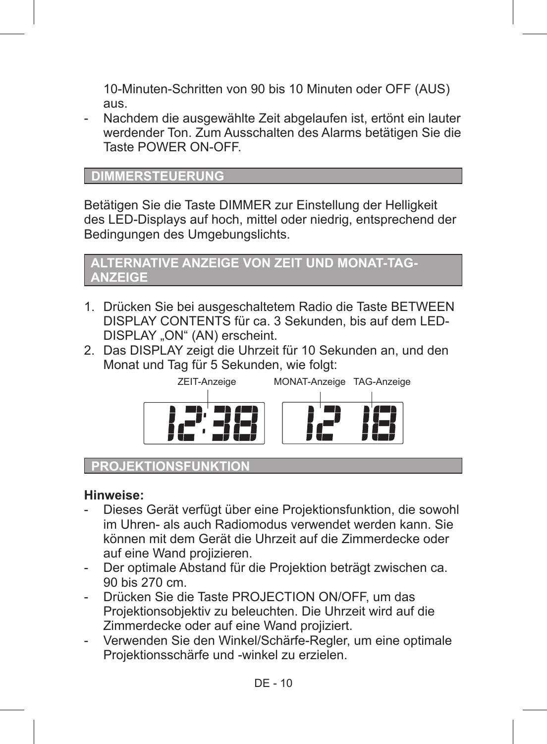10-Minuten-Schritten von 90 bis 10 Minuten oder OFF (AUS) aus.

- Nachdem die ausgewählte Zeit abgelaufen ist, ertönt ein lauter werdender Ton. Zum Ausschalten des Alarms betätigen Sie die Taste POWER ON-OFF.

## DIMMERSTEUERUNG

Betätigen Sie die Taste DIMMER zur Einstellung der Helligkeit des LED-Displays auf hoch, mittel oder niedrig, entsprechend der Bedingungen des Umgebungslichts.

## ALTERNATIVE ANZEIGE VON ZEIT UND MONAT-TAG-ANZEIGE

1. Drücken Sie bei ausgeschaltetem Radio die Taste BETWEEN DISPLAY CONTENTS für ca. 3 Sekunden, bis auf dem LED-DISPLAY „ON“ (AN) erscheint.
2. Das DISPLAY zeigt die Uhrzeit für 10 Sekunden an, und den Monat und Tag für 5 Sekunden, wie folgt:

ZEIT-Anzeige MONAT-Anzeige TAG-Anzeige

12:38 12 18

## PROJEKTIONSFUNKTION

**Hinweise:**

- Dieses Gerät verfügt über eine Projektionsfunktion, die sowohl im Uhren- als auch Radiomodus verwendet werden kann. Sie können mit dem Gerät die Uhrzeit auf die Zimmerdecke oder auf eine Wand projizieren.
- Der optimale Abstand für die Projektion beträgt zwischen ca. 90 bis 270 cm.
- Drücken Sie die Taste PROJECTION ON/OFF, um das Projektionsobjektiv zu beleuchten. Die Uhrzeit wird auf die Zimmerdecke oder auf eine Wand projiziert.
- Verwenden Sie den Winkel/Schärfe-Regler, um eine optimale Projektionsschärfe und -winkel zu erzielen.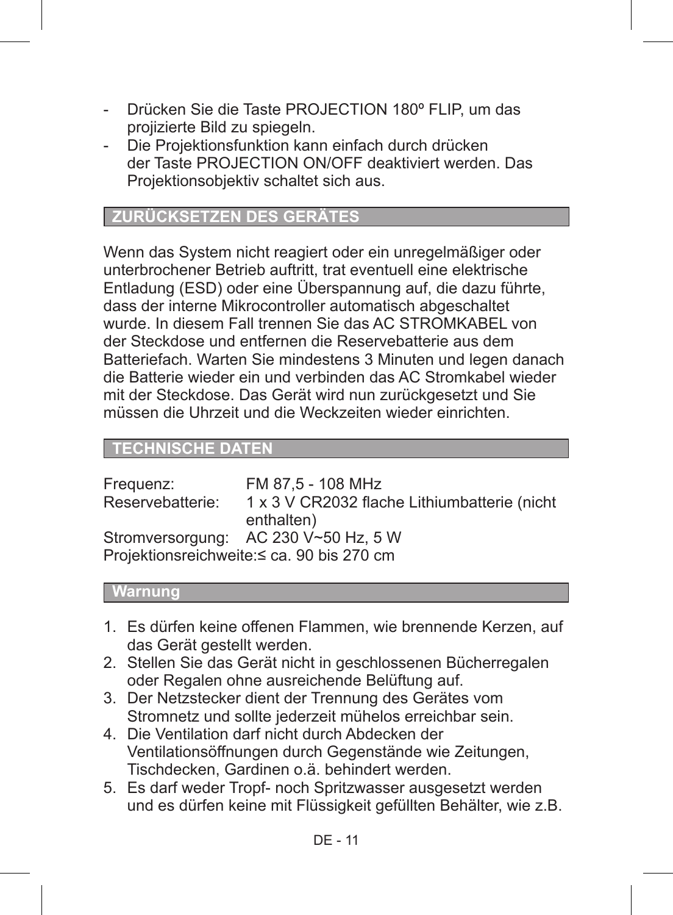- Drücken Sie die Taste PROJECTION 180º FLIP, um das projizierte Bild zu spiegeln.
- Die Projektionsfunktion kann einfach durch drücken der Taste PROJECTION ON/OFF deaktiviert werden. Das Projektionsobjektiv schaltet sich aus.

## ZURÜCKSETZEN DES GERÄTES

Wenn das System nicht reagiert oder ein unregelmäßiger oder unterbrochener Betrieb auftritt, trat eventuell eine elektrische Entladung (ESD) oder eine Überspannung auf, die dazu führte, dass der interne Mikrocontroller automatisch abgeschaltet wurde. In diesem Fall trennen Sie das AC STROMKABEL von der Steckdose und entfernen die Reservebatterie aus dem Batteriefach. Warten Sie mindestens 3 Minuten und legen danach die Batterie wieder ein und verbinden das AC Stromkabel wieder mit der Steckdose. Das Gerät wird nun zurückgesetzt und Sie müssen die Uhrzeit und die Weckzeiten wieder einrichten.

## TECHNISCHE DATEN

| | |
|---|---|
| Frequenz: | FM 87,5 - 108 MHz |
| Reservebatterie: | 1 x 3 V CR2032 flache Lithiumbatterie (nicht enthalten) |
| Stromversorgung: | AC 230 V~50 Hz, 5 W |
| Projektionsreichweite: | ≤ ca. 90 bis 270 cm |

## Warnung

1. Es dürfen keine offenen Flammen, wie brennende Kerzen, auf das Gerät gestellt werden.
2. Stellen Sie das Gerät nicht in geschlossenen Bücherregalen oder Regalen ohne ausreichende Belüftung auf.
3. Der Netzstecker dient der Trennung des Gerätes vom Stromnetz und sollte jederzeit mühelos erreichbar sein.
4. Die Ventilation darf nicht durch Abdecken der Ventilationsöffnungen durch Gegenstände wie Zeitungen, Tischdecken, Gardinen o.ä. behindert werden.
5. Es darf weder Tropf- noch Spritzwasser ausgesetzt werden und es dürfen keine mit Flüssigkeit gefüllten Behälter, wie z.B.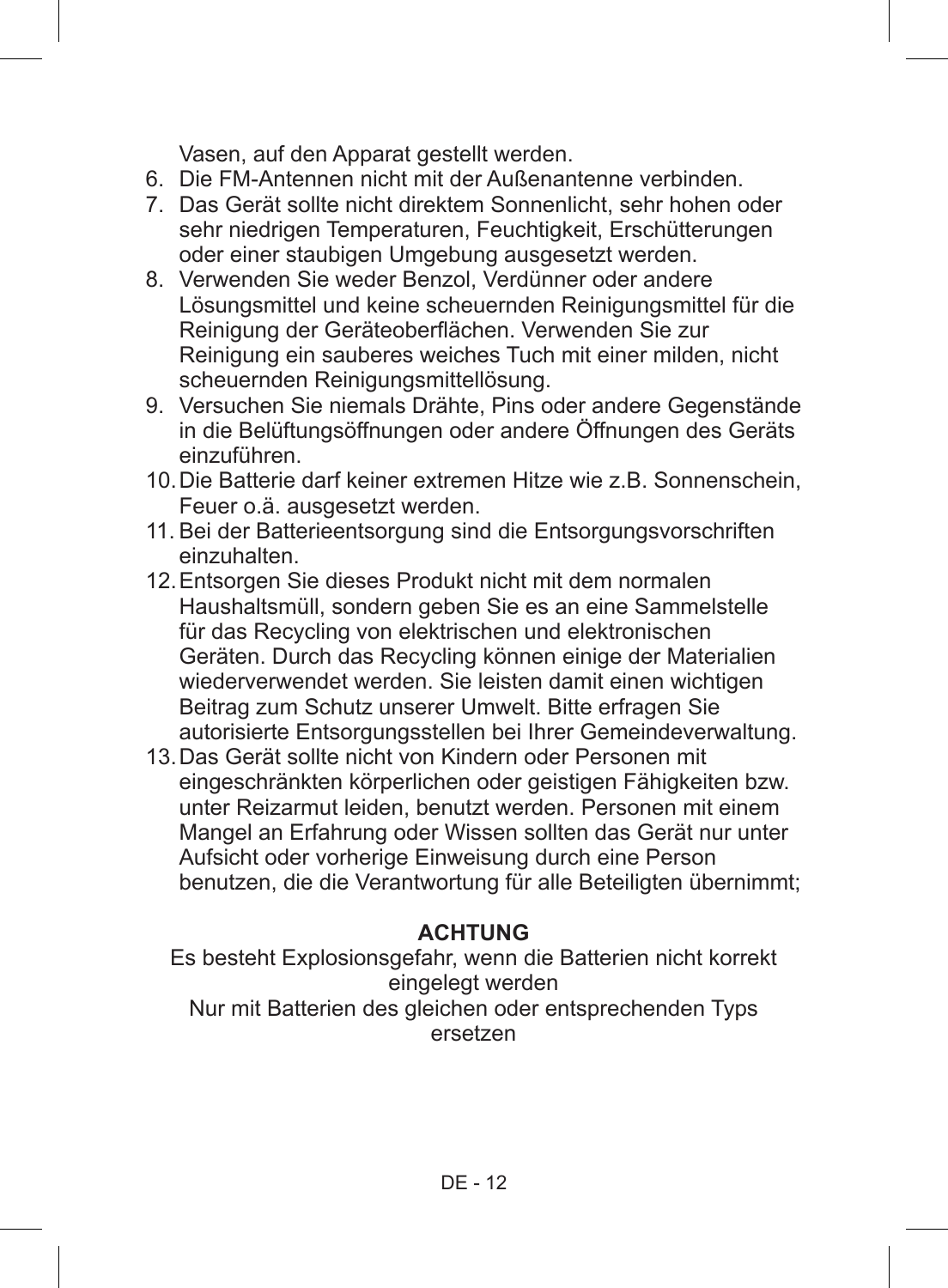Vasen, auf den Apparat gestellt werden.

6. Die FM-Antennen nicht mit der Außenantenne verbinden.
7. Das Gerät sollte nicht direktem Sonnenlicht, sehr hohen oder sehr niedrigen Temperaturen, Feuchtigkeit, Erschütterungen oder einer staubigen Umgebung ausgesetzt werden.
8. Verwenden Sie weder Benzol, Verdünner oder andere Lösungsmittel und keine scheuernden Reinigungsmittel für die Reinigung der Geräteoberflächen. Verwenden Sie zur Reinigung ein sauberes weiches Tuch mit einer milden, nicht scheuernden Reinigungsmittellösung.
9. Versuchen Sie niemals Drähte, Pins oder andere Gegenstände in die Belüftungsöffnungen oder andere Öffnungen des Geräts einzuführen.
10. Die Batterie darf keiner extremen Hitze wie z.B. Sonnenschein, Feuer o.ä. ausgesetzt werden.
11. Bei der Batterieentsorgung sind die Entsorgungsvorschriften einzuhalten.
12. Entsorgen Sie dieses Produkt nicht mit dem normalen Haushaltsmüll, sondern geben Sie es an eine Sammelstelle für das Recycling von elektrischen und elektronischen Geräten. Durch das Recycling können einige der Materialien wiederverwendet werden. Sie leisten damit einen wichtigen Beitrag zum Schutz unserer Umwelt. Bitte erfragen Sie autorisierte Entsorgungsstellen bei Ihrer Gemeindeverwaltung.
13. Das Gerät sollte nicht von Kindern oder Personen mit eingeschränkten körperlichen oder geistigen Fähigkeiten bzw. unter Reizarmut leiden, benutzt werden. Personen mit einem Mangel an Erfahrung oder Wissen sollten das Gerät nur unter Aufsicht oder vorherige Einweisung durch eine Person benutzen, die die Verantwortung für alle Beteiligten übernimmt;

**ACHTUNG**

Es besteht Explosionsgefahr, wenn die Batterien nicht korrekt eingelegt werden

Nur mit Batterien des gleichen oder entsprechenden Typs ersetzen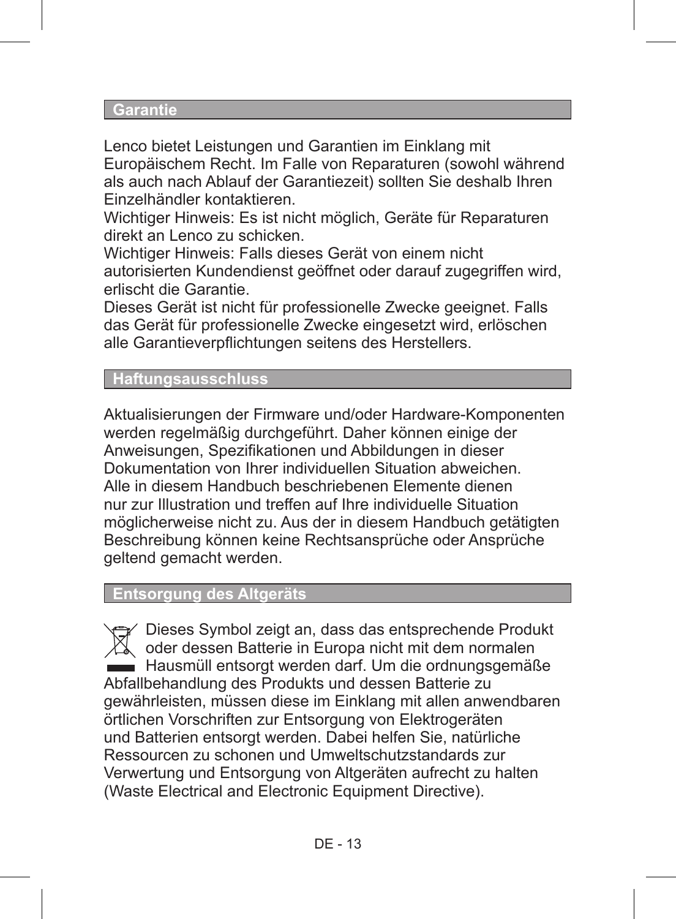## Garantie

Lenco bietet Leistungen und Garantien im Einklang mit Europäischem Recht. Im Falle von Reparaturen (sowohl während als auch nach Ablauf der Garantiezeit) sollten Sie deshalb Ihren Einzelhändler kontaktieren.
Wichtiger Hinweis: Es ist nicht möglich, Geräte für Reparaturen direkt an Lenco zu schicken.
Wichtiger Hinweis: Falls dieses Gerät von einem nicht autorisierten Kundendienst geöffnet oder darauf zugegriffen wird, erlischt die Garantie.
Dieses Gerät ist nicht für professionelle Zwecke geeignet. Falls das Gerät für professionelle Zwecke eingesetzt wird, erlöschen alle Garantieverpflichtungen seitens des Herstellers.

## Haftungsausschluss

Aktualisierungen der Firmware und/oder Hardware-Komponenten werden regelmäßig durchgeführt. Daher können einige der Anweisungen, Spezifikationen und Abbildungen in dieser Dokumentation von Ihrer individuellen Situation abweichen. Alle in diesem Handbuch beschriebenen Elemente dienen nur zur Illustration und treffen auf Ihre individuelle Situation möglicherweise nicht zu. Aus der in diesem Handbuch getätigten Beschreibung können keine Rechtsansprüche oder Ansprüche geltend gemacht werden.

## Entsorgung des Altgeräts

Dieses Symbol zeigt an, dass das entsprechende Produkt oder dessen Batterie in Europa nicht mit dem normalen Hausmüll entsorgt werden darf. Um die ordnungsgemäße Abfallbehandlung des Produkts und dessen Batterie zu gewährleisten, müssen diese im Einklang mit allen anwendbaren örtlichen Vorschriften zur Entsorgung von Elektrogeräten und Batterien entsorgt werden. Dabei helfen Sie, natürliche Ressourcen zu schonen und Umweltschutzstandards zur Verwertung und Entsorgung von Altgeräten aufrecht zu halten (Waste Electrical and Electronic Equipment Directive).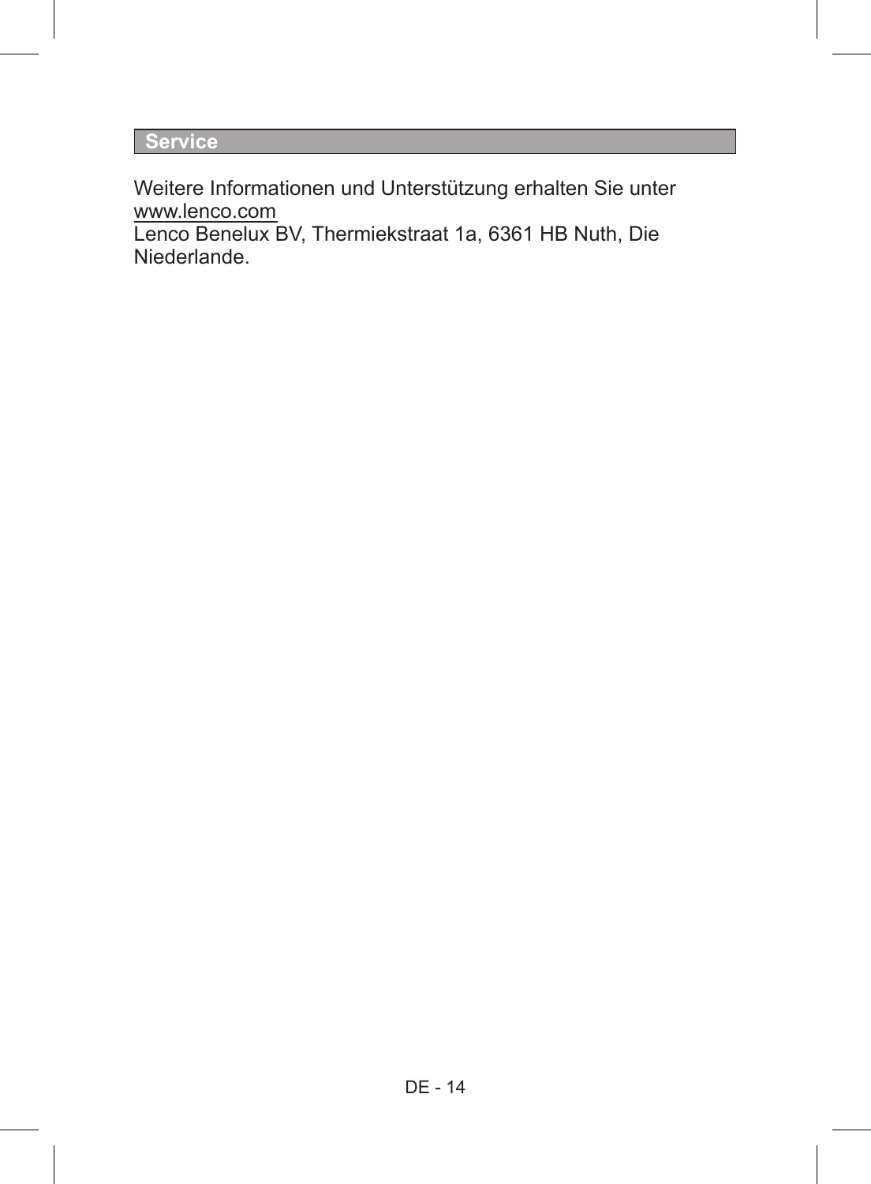## Service

Weitere Informationen und Unterstützung erhalten Sie unter www.lenco.com
Lenco Benelux BV, Thermiekstraat 1a, 6361 HB Nuth, Die Niederlande.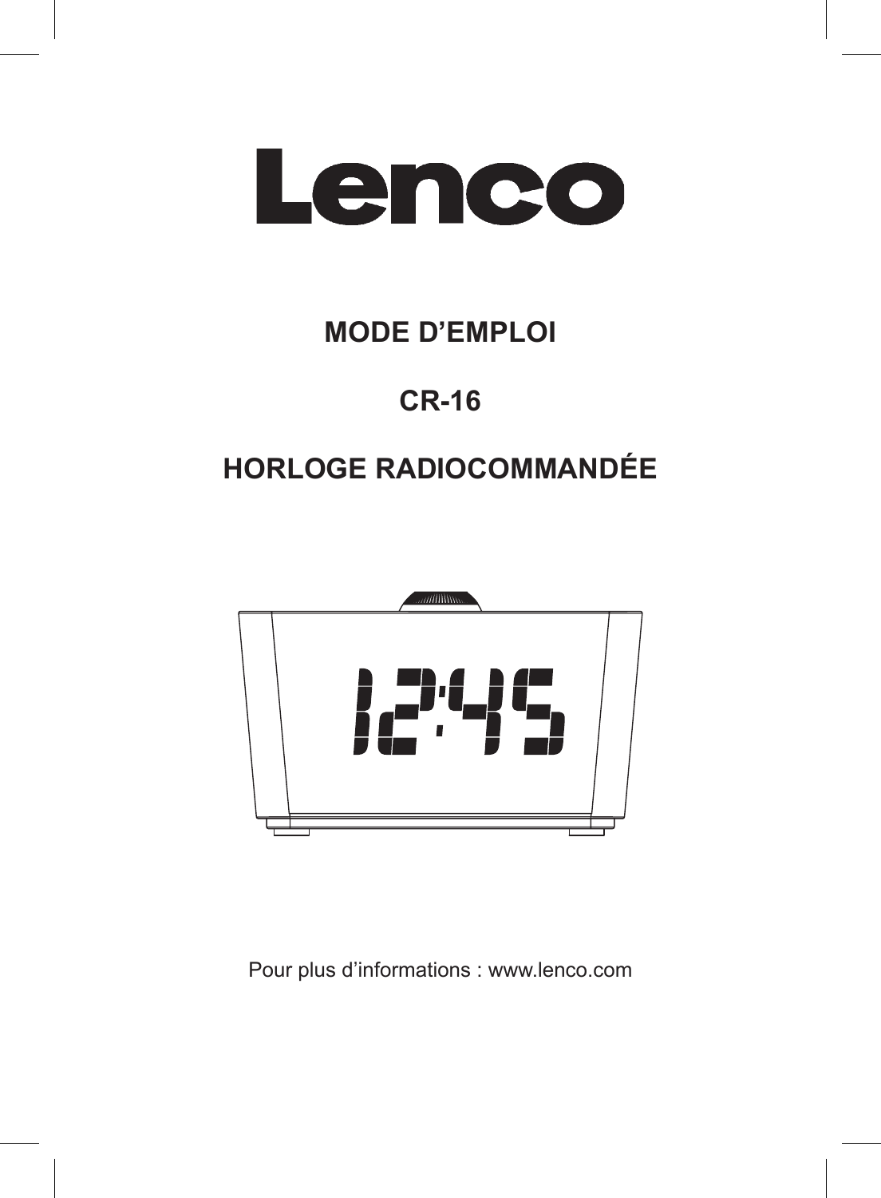Lenco

# MODE D'EMPLOI

# CR-16

# HORLOGE RADIOCOMMANDÉE

Pour plus d'informations : www.lenco.com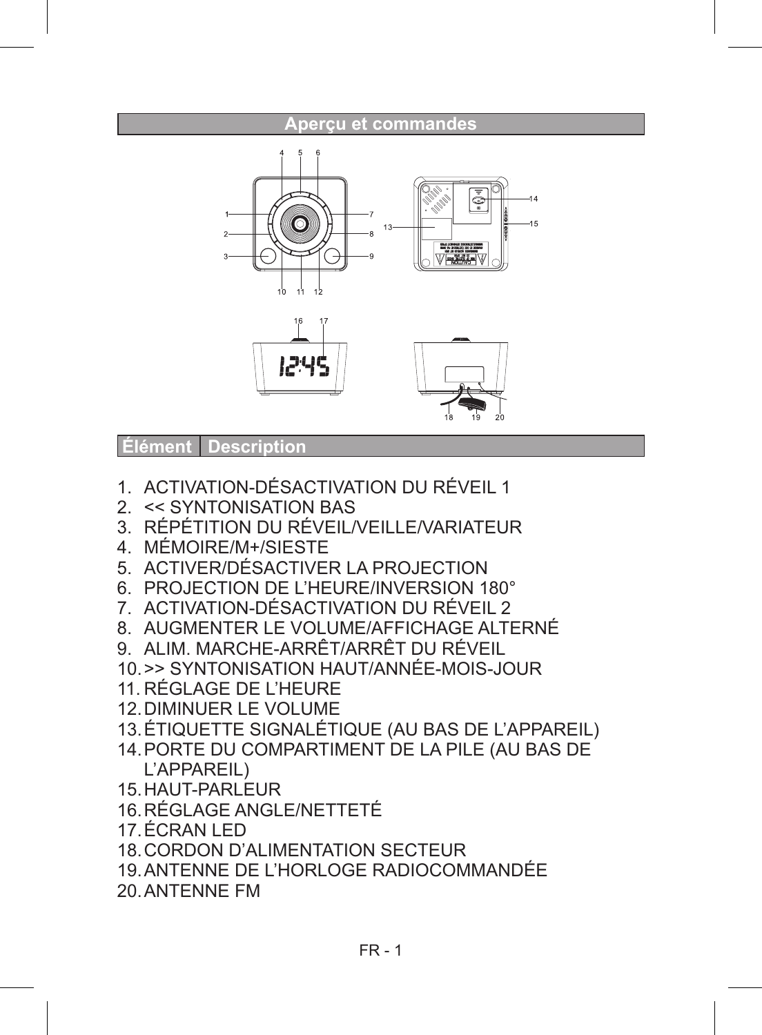## Aperçu et commandes

| Élément | Description |
| --- | --- |

1. ACTIVATION-DÉSACTIVATION DU RÉVEIL 1
2. << SYNTONISATION BAS
3. RÉPÉTITION DU RÉVEIL/VEILLE/VARIATEUR
4. MÉMOIRE/M+/SIESTE
5. ACTIVER/DÉSACTIVER LA PROJECTION
6. PROJECTION DE L'HEURE/INVERSION 180°
7. ACTIVATION-DÉSACTIVATION DU RÉVEIL 2
8. AUGMENTER LE VOLUME/AFFICHAGE ALTERNÉ
9. ALIM. MARCHE-ARRÊT/ARRÊT DU RÉVEIL
10. >> SYNTONISATION HAUT/ANNÉE-MOIS-JOUR
11. RÉGLAGE DE L'HEURE
12. DIMINUER LE VOLUME
13. ÉTIQUETTE SIGNALÉTIQUE (AU BAS DE L'APPAREIL)
14. PORTE DU COMPARTIMENT DE LA PILE (AU BAS DE L'APPAREIL)
15. HAUT-PARLEUR
16. RÉGLAGE ANGLE/NETTETÉ
17. ÉCRAN LED
18. CORDON D'ALIMENTATION SECTEUR
19. ANTENNE DE L'HORLOGE RADIOCOMMANDÉE
20. ANTENNE FM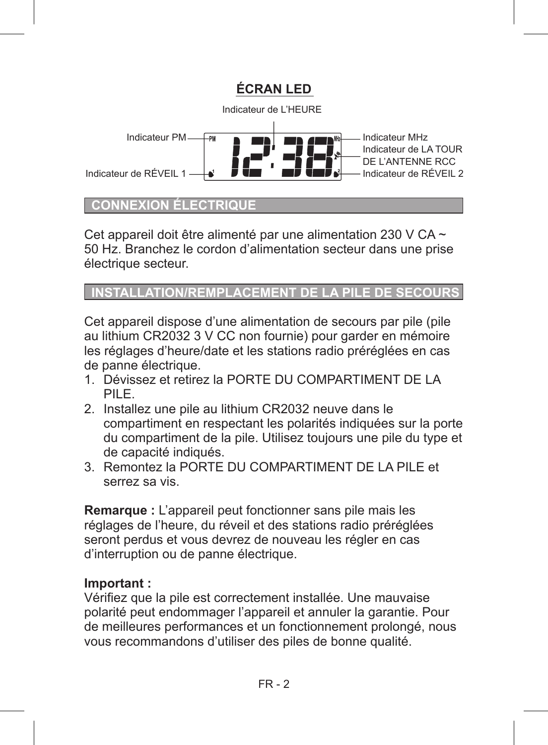## ÉCRAN LED

Indicateur de L'HEURE

Indicateur PM

Indicateur de RÉVEIL 1

Indicateur MHz

Indicateur de LA TOUR DE L'ANTENNE RCC

Indicateur de RÉVEIL 2

## CONNEXION ÉLECTRIQUE

Cet appareil doit être alimenté par une alimentation 230 V CA ~ 50 Hz. Branchez le cordon d'alimentation secteur dans une prise électrique secteur.

## INSTALLATION/REMPLACEMENT DE LA PILE DE SECOURS

Cet appareil dispose d'une alimentation de secours par pile (pile au lithium CR2032 3 V CC non fournie) pour garder en mémoire les réglages d'heure/date et les stations radio préréglées en cas de panne électrique.

1. Dévissez et retirez la PORTE DU COMPARTIMENT DE LA PILE.
2. Installez une pile au lithium CR2032 neuve dans le compartiment en respectant les polarités indiquées sur la porte du compartiment de la pile. Utilisez toujours une pile du type et de capacité indiqués.
3. Remontez la PORTE DU COMPARTIMENT DE LA PILE et serrez sa vis.

**Remarque :** L'appareil peut fonctionner sans pile mais les réglages de l'heure, du réveil et des stations radio préréglées seront perdus et vous devrez de nouveau les régler en cas d'interruption ou de panne électrique.

**Important :**
Vérifiez que la pile est correctement installée. Une mauvaise polarité peut endommager l'appareil et annuler la garantie. Pour de meilleures performances et un fonctionnement prolongé, nous vous recommandons d'utiliser des piles de bonne qualité.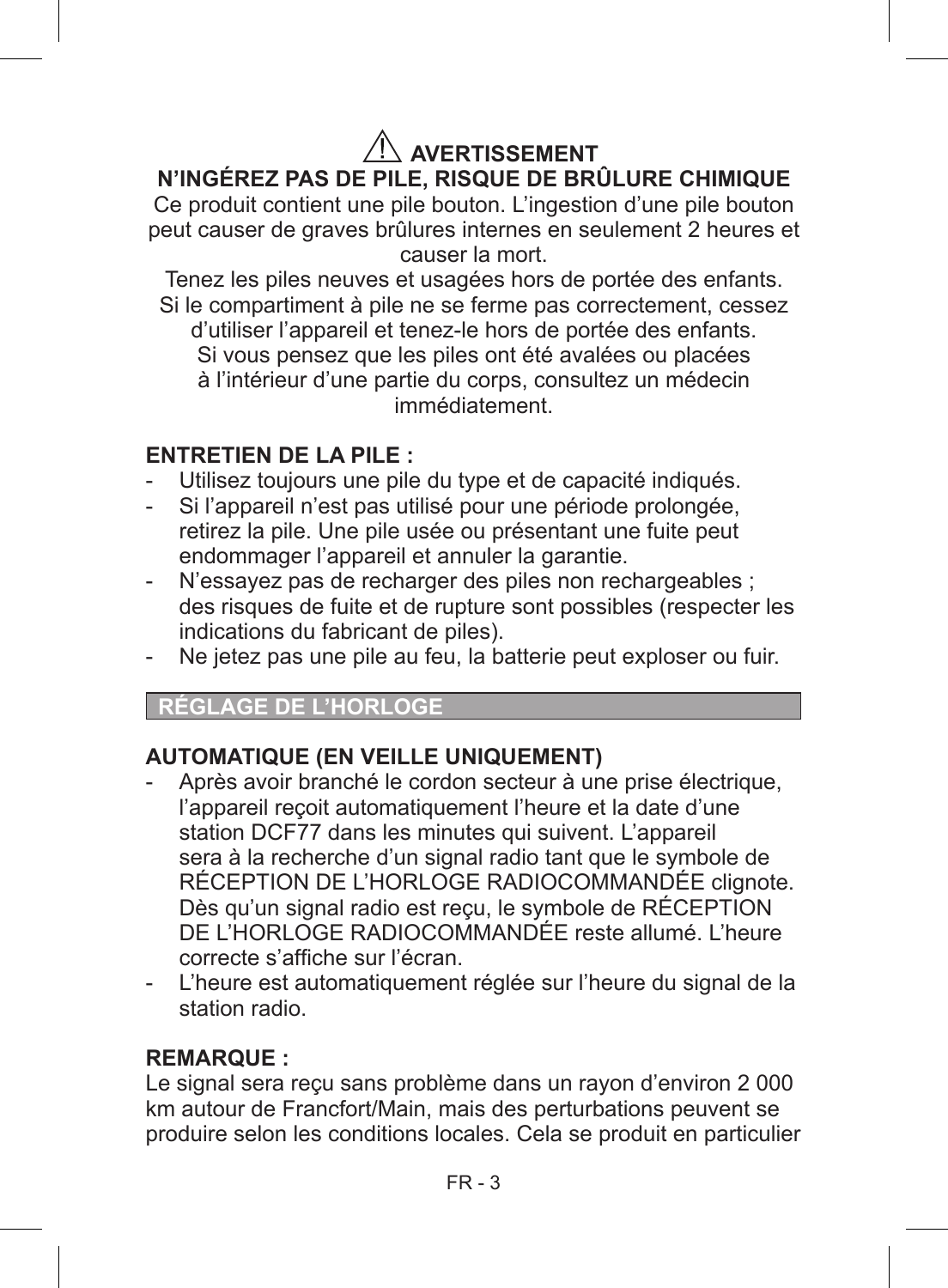## ⚠ AVERTISSEMENT

**N'INGÉREZ PAS DE PILE, RISQUE DE BRÛLURE CHIMIQUE**

Ce produit contient une pile bouton. L'ingestion d'une pile bouton peut causer de graves brûlures internes en seulement 2 heures et causer la mort.

Tenez les piles neuves et usagées hors de portée des enfants. Si le compartiment à pile ne se ferme pas correctement, cessez d'utiliser l'appareil et tenez-le hors de portée des enfants. Si vous pensez que les piles ont été avalées ou placées à l'intérieur d'une partie du corps, consultez un médecin immédiatement.

**ENTRETIEN DE LA PILE :**

- Utilisez toujours une pile du type et de capacité indiqués.
- Si l'appareil n'est pas utilisé pour une période prolongée, retirez la pile. Une pile usée ou présentant une fuite peut endommager l'appareil et annuler la garantie.
- N'essayez pas de recharger des piles non rechargeables ; des risques de fuite et de rupture sont possibles (respecter les indications du fabricant de piles).
- Ne jetez pas une pile au feu, la batterie peut exploser ou fuir.

## RÉGLAGE DE L'HORLOGE

**AUTOMATIQUE (EN VEILLE UNIQUEMENT)**

- Après avoir branché le cordon secteur à une prise électrique, l'appareil reçoit automatiquement l'heure et la date d'une station DCF77 dans les minutes qui suivent. L'appareil sera à la recherche d'un signal radio tant que le symbole de RÉCEPTION DE L'HORLOGE RADIOCOMMANDÉE clignote. Dès qu'un signal radio est reçu, le symbole de RÉCEPTION DE L'HORLOGE RADIOCOMMANDÉE reste allumé. L'heure correcte s'affiche sur l'écran.
- L'heure est automatiquement réglée sur l'heure du signal de la station radio.

**REMARQUE :**

Le signal sera reçu sans problème dans un rayon d'environ 2 000 km autour de Francfort/Main, mais des perturbations peuvent se produire selon les conditions locales. Cela se produit en particulier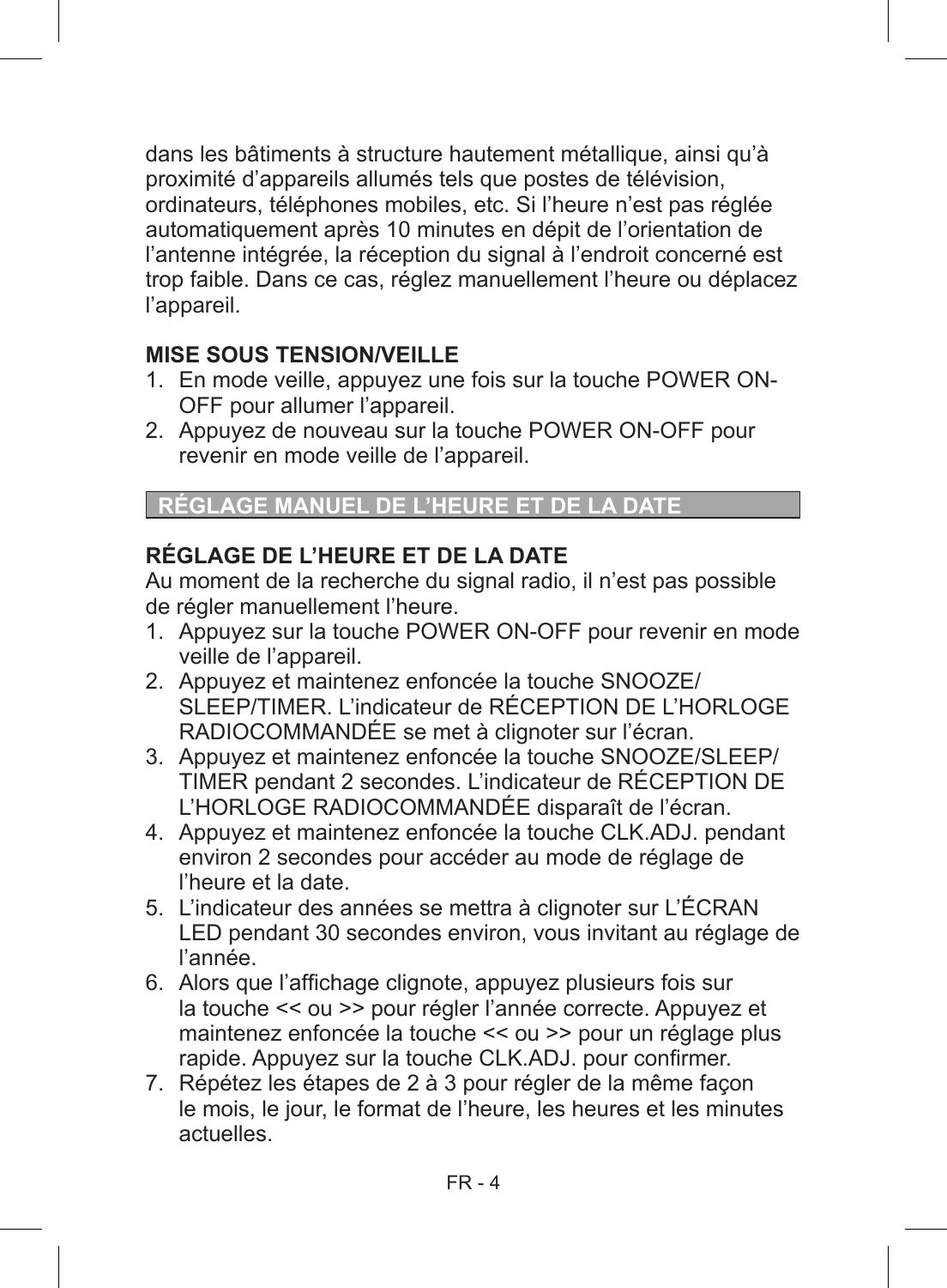dans les bâtiments à structure hautement métallique, ainsi qu'à proximité d'appareils allumés tels que postes de télévision, ordinateurs, téléphones mobiles, etc. Si l'heure n'est pas réglée automatiquement après 10 minutes en dépit de l'orientation de l'antenne intégrée, la réception du signal à l'endroit concerné est trop faible. Dans ce cas, réglez manuellement l'heure ou déplacez l'appareil.

**MISE SOUS TENSION/VEILLE**

1. En mode veille, appuyez une fois sur la touche POWER ON-OFF pour allumer l'appareil.
2. Appuyez de nouveau sur la touche POWER ON-OFF pour revenir en mode veille de l'appareil.

## RÉGLAGE MANUEL DE L'HEURE ET DE LA DATE

**RÉGLAGE DE L'HEURE ET DE LA DATE**

Au moment de la recherche du signal radio, il n'est pas possible de régler manuellement l'heure.

1. Appuyez sur la touche POWER ON-OFF pour revenir en mode veille de l'appareil.
2. Appuyez et maintenez enfoncée la touche SNOOZE/SLEEP/TIMER. L'indicateur de RÉCEPTION DE L'HORLOGE RADIOCOMMANDÉE se met à clignoter sur l'écran.
3. Appuyez et maintenez enfoncée la touche SNOOZE/SLEEP/TIMER pendant 2 secondes. L'indicateur de RÉCEPTION DE L'HORLOGE RADIOCOMMANDÉE disparaît de l'écran.
4. Appuyez et maintenez enfoncée la touche CLK.ADJ. pendant environ 2 secondes pour accéder au mode de réglage de l'heure et la date.
5. L'indicateur des années se mettra à clignoter sur L'ÉCRAN LED pendant 30 secondes environ, vous invitant au réglage de l'année.
6. Alors que l'affichage clignote, appuyez plusieurs fois sur la touche << ou >> pour régler l'année correcte. Appuyez et maintenez enfoncée la touche << ou >> pour un réglage plus rapide. Appuyez sur la touche CLK.ADJ. pour confirmer.
7. Répétez les étapes de 2 à 3 pour régler de la même façon le mois, le jour, le format de l'heure, les heures et les minutes actuelles.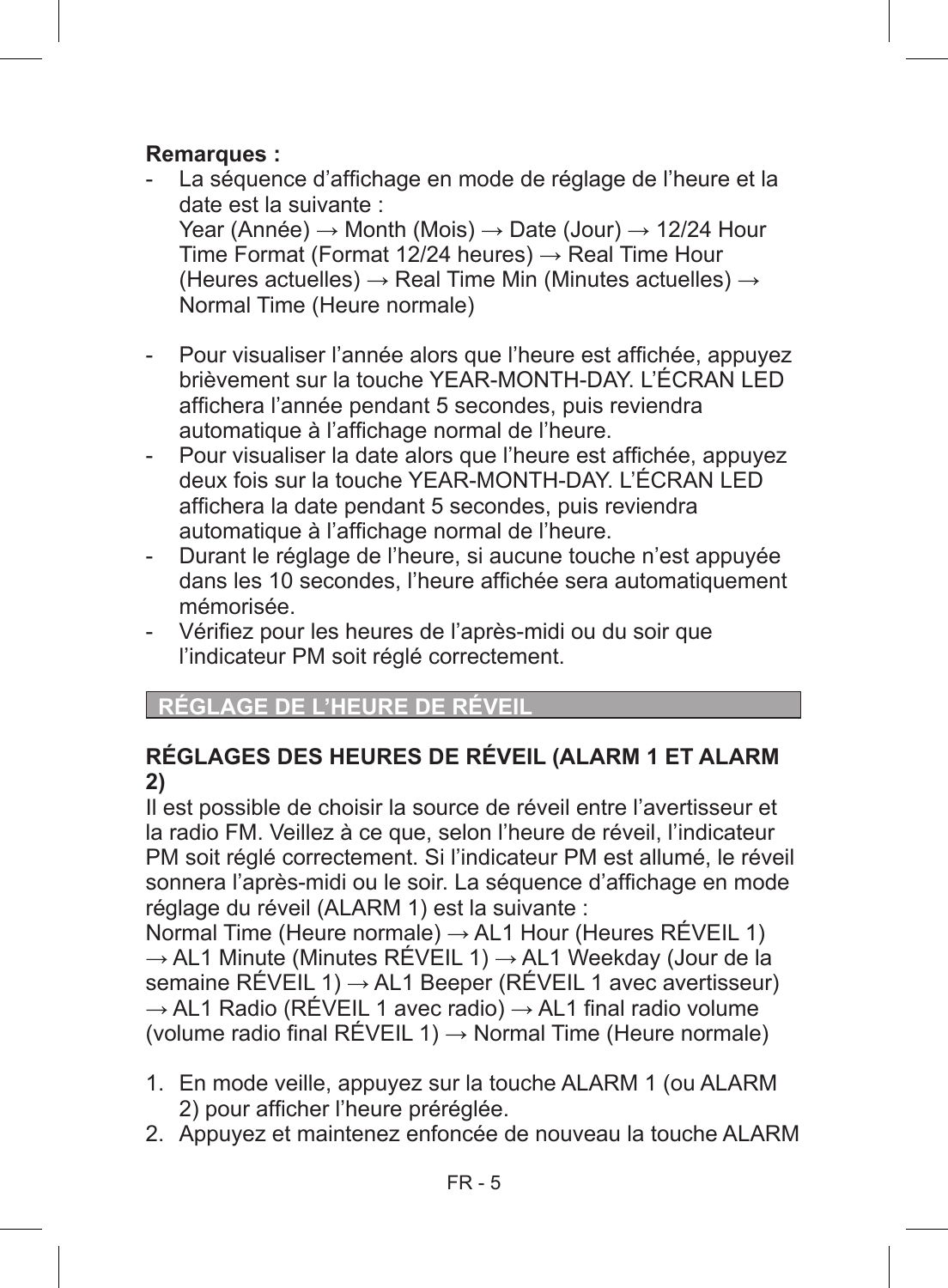**Remarques :**

- La séquence d’affichage en mode de réglage de l’heure et la date est la suivante :
  Year (Année) → Month (Mois) → Date (Jour) → 12/24 Hour Time Format (Format 12/24 heures) → Real Time Hour (Heures actuelles) → Real Time Min (Minutes actuelles) → Normal Time (Heure normale)

- Pour visualiser l’année alors que l’heure est affichée, appuyez brièvement sur la touche YEAR-MONTH-DAY. L’ÉCRAN LED affichera l’année pendant 5 secondes, puis reviendra automatique à l’affichage normal de l’heure.
- Pour visualiser la date alors que l’heure est affichée, appuyez deux fois sur la touche YEAR-MONTH-DAY. L’ÉCRAN LED affichera la date pendant 5 secondes, puis reviendra automatique à l’affichage normal de l’heure.
- Durant le réglage de l’heure, si aucune touche n’est appuyée dans les 10 secondes, l’heure affichée sera automatiquement mémorisée.
- Vérifiez pour les heures de l’après-midi ou du soir que l’indicateur PM soit réglé correctement.

## RÉGLAGE DE L’HEURE DE RÉVEIL

### RÉGLAGES DES HEURES DE RÉVEIL (ALARM 1 ET ALARM 2)

Il est possible de choisir la source de réveil entre l’avertisseur et la radio FM. Veillez à ce que, selon l’heure de réveil, l’indicateur PM soit réglé correctement. Si l’indicateur PM est allumé, le réveil sonnera l’après-midi ou le soir. La séquence d’affichage en mode réglage du réveil (ALARM 1) est la suivante :
Normal Time (Heure normale) → AL1 Hour (Heures RÉVEIL 1) → AL1 Minute (Minutes RÉVEIL 1) → AL1 Weekday (Jour de la semaine RÉVEIL 1) → AL1 Beeper (RÉVEIL 1 avec avertisseur) → AL1 Radio (RÉVEIL 1 avec radio) → AL1 final radio volume (volume radio final RÉVEIL 1) → Normal Time (Heure normale)

1. En mode veille, appuyez sur la touche ALARM 1 (ou ALARM 2) pour afficher l’heure préréglée.
2. Appuyez et maintenez enfoncée de nouveau la touche ALARM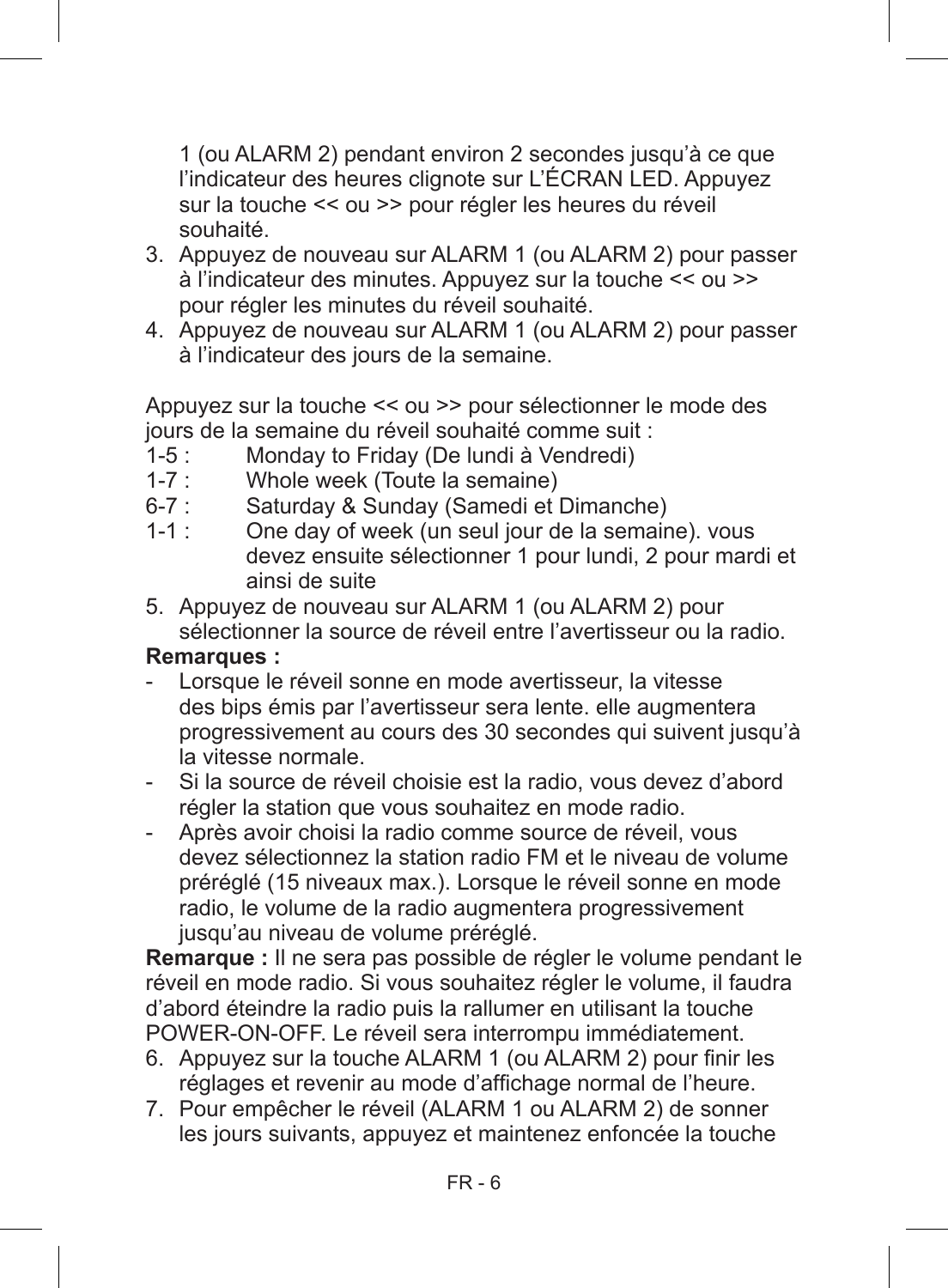1 (ou ALARM 2) pendant environ 2 secondes jusqu'à ce que l'indicateur des heures clignote sur L'ÉCRAN LED. Appuyez sur la touche << ou >> pour régler les heures du réveil souhaité.

3. Appuyez de nouveau sur ALARM 1 (ou ALARM 2) pour passer à l'indicateur des minutes. Appuyez sur la touche << ou >> pour régler les minutes du réveil souhaité.
4. Appuyez de nouveau sur ALARM 1 (ou ALARM 2) pour passer à l'indicateur des jours de la semaine.

Appuyez sur la touche << ou >> pour sélectionner le mode des jours de la semaine du réveil souhaité comme suit :

1-5 : Monday to Friday (De lundi à Vendredi)
1-7 : Whole week (Toute la semaine)
6-7 : Saturday & Sunday (Samedi et Dimanche)
1-1 : One day of week (un seul jour de la semaine). vous devez ensuite sélectionner 1 pour lundi, 2 pour mardi et ainsi de suite

5. Appuyez de nouveau sur ALARM 1 (ou ALARM 2) pour sélectionner la source de réveil entre l'avertisseur ou la radio.

**Remarques :**

- Lorsque le réveil sonne en mode avertisseur, la vitesse des bips émis par l'avertisseur sera lente. elle augmentera progressivement au cours des 30 secondes qui suivent jusqu'à la vitesse normale.
- Si la source de réveil choisie est la radio, vous devez d'abord régler la station que vous souhaitez en mode radio.
- Après avoir choisi la radio comme source de réveil, vous devez sélectionnez la station radio FM et le niveau de volume préréglé (15 niveaux max.). Lorsque le réveil sonne en mode radio, le volume de la radio augmentera progressivement jusqu'au niveau de volume préréglé.

**Remarque :** Il ne sera pas possible de régler le volume pendant le réveil en mode radio. Si vous souhaitez régler le volume, il faudra d'abord éteindre la radio puis la rallumer en utilisant la touche POWER-ON-OFF. Le réveil sera interrompu immédiatement.

6. Appuyez sur la touche ALARM 1 (ou ALARM 2) pour finir les réglages et revenir au mode d'affichage normal de l'heure.
7. Pour empêcher le réveil (ALARM 1 ou ALARM 2) de sonner les jours suivants, appuyez et maintenez enfoncée la touche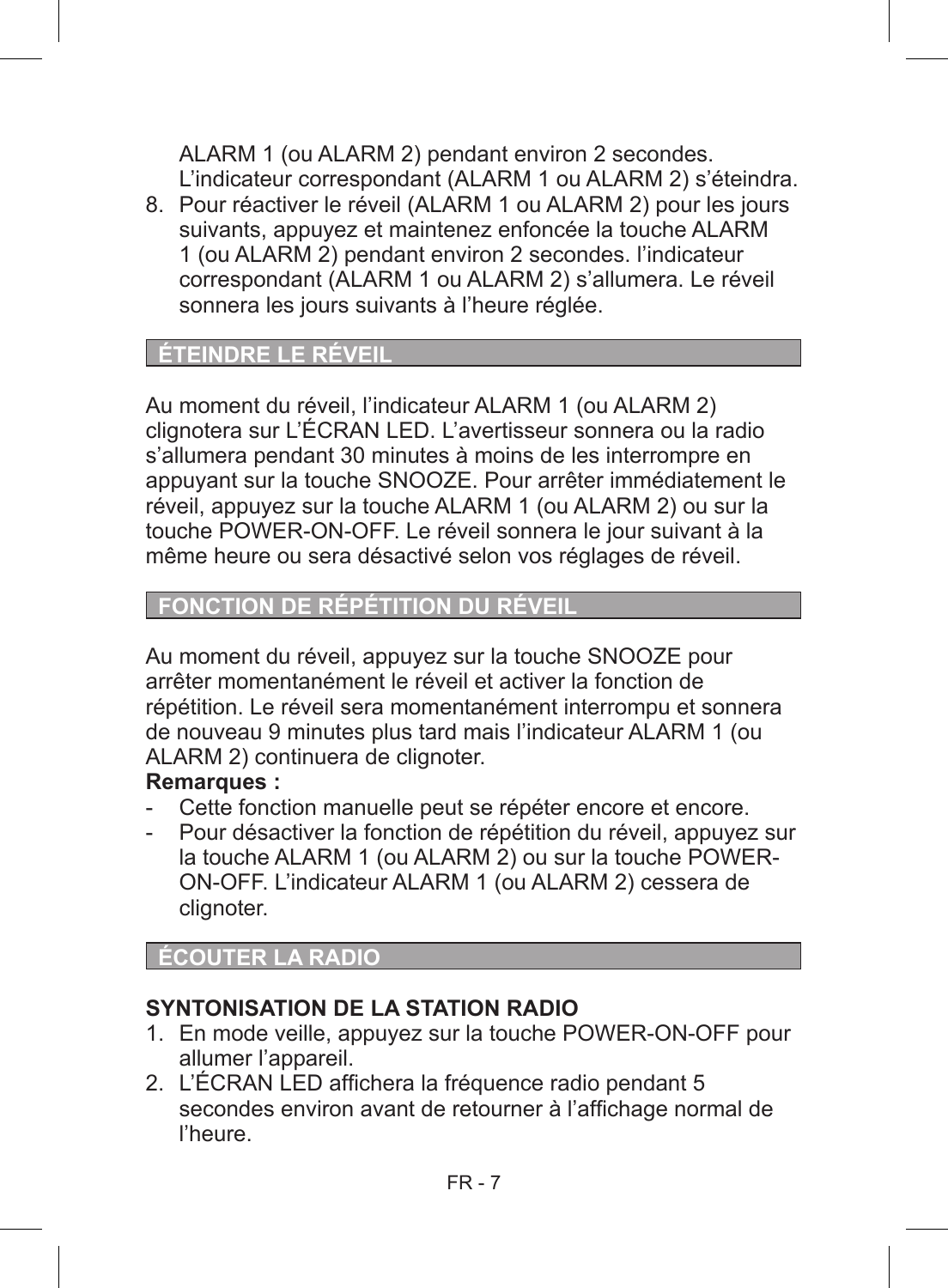ALARM 1 (ou ALARM 2) pendant environ 2 secondes. L'indicateur correspondant (ALARM 1 ou ALARM 2) s'éteindra.

8. Pour réactiver le réveil (ALARM 1 ou ALARM 2) pour les jours suivants, appuyez et maintenez enfoncée la touche ALARM 1 (ou ALARM 2) pendant environ 2 secondes. l'indicateur correspondant (ALARM 1 ou ALARM 2) s'allumera. Le réveil sonnera les jours suivants à l'heure réglée.

## ÉTEINDRE LE RÉVEIL

Au moment du réveil, l'indicateur ALARM 1 (ou ALARM 2) clignotera sur L'ÉCRAN LED. L'avertisseur sonnera ou la radio s'allumera pendant 30 minutes à moins de les interrompre en appuyant sur la touche SNOOZE. Pour arrêter immédiatement le réveil, appuyez sur la touche ALARM 1 (ou ALARM 2) ou sur la touche POWER-ON-OFF. Le réveil sonnera le jour suivant à la même heure ou sera désactivé selon vos réglages de réveil.

## FONCTION DE RÉPÉTITION DU RÉVEIL

Au moment du réveil, appuyez sur la touche SNOOZE pour arrêter momentanément le réveil et activer la fonction de répétition. Le réveil sera momentanément interrompu et sonnera de nouveau 9 minutes plus tard mais l'indicateur ALARM 1 (ou ALARM 2) continuera de clignoter.

**Remarques :**

- Cette fonction manuelle peut se répéter encore et encore.
- Pour désactiver la fonction de répétition du réveil, appuyez sur la touche ALARM 1 (ou ALARM 2) ou sur la touche POWER-ON-OFF. L'indicateur ALARM 1 (ou ALARM 2) cessera de clignoter.

## ÉCOUTER LA RADIO

**SYNTONISATION DE LA STATION RADIO**

1. En mode veille, appuyez sur la touche POWER-ON-OFF pour allumer l'appareil.
2. L'ÉCRAN LED affichera la fréquence radio pendant 5 secondes environ avant de retourner à l'affichage normal de l'heure.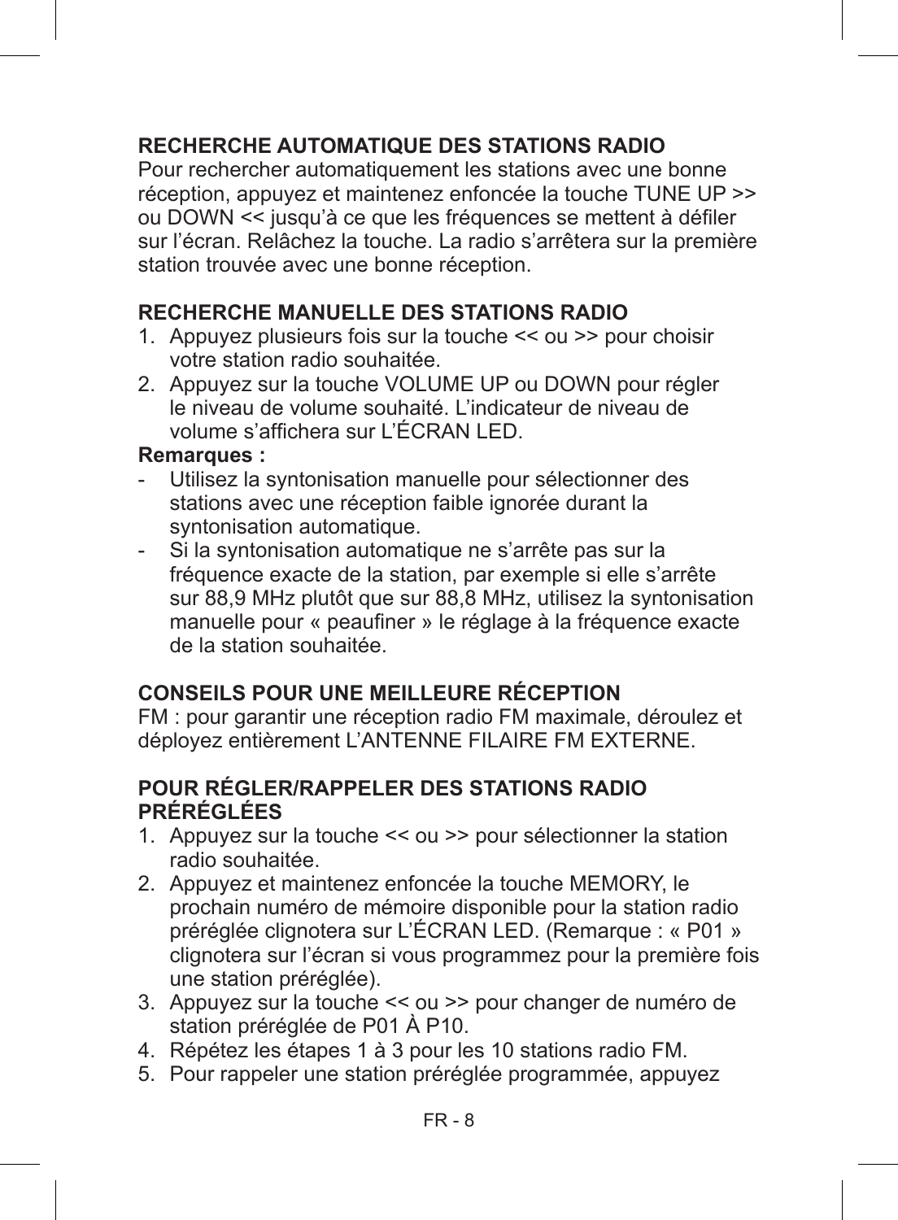## RECHERCHE AUTOMATIQUE DES STATIONS RADIO

Pour rechercher automatiquement les stations avec une bonne réception, appuyez et maintenez enfoncée la touche TUNE UP >> ou DOWN << jusqu'à ce que les fréquences se mettent à défiler sur l'écran. Relâchez la touche. La radio s'arrêtera sur la première station trouvée avec une bonne réception.

## RECHERCHE MANUELLE DES STATIONS RADIO

1. Appuyez plusieurs fois sur la touche << ou >> pour choisir votre station radio souhaitée.
2. Appuyez sur la touche VOLUME UP ou DOWN pour régler le niveau de volume souhaité. L'indicateur de niveau de volume s'affichera sur L'ÉCRAN LED.

**Remarques :**

- Utilisez la syntonisation manuelle pour sélectionner des stations avec une réception faible ignorée durant la syntonisation automatique.
- Si la syntonisation automatique ne s'arrête pas sur la fréquence exacte de la station, par exemple si elle s'arrête sur 88,9 MHz plutôt que sur 88,8 MHz, utilisez la syntonisation manuelle pour « peaufiner » le réglage à la fréquence exacte de la station souhaitée.

## CONSEILS POUR UNE MEILLEURE RÉCEPTION

FM : pour garantir une réception radio FM maximale, déroulez et déployez entièrement L'ANTENNE FILAIRE FM EXTERNE.

## POUR RÉGLER/RAPPELER DES STATIONS RADIO PRÉRÉGLÉES

1. Appuyez sur la touche << ou >> pour sélectionner la station radio souhaitée.
2. Appuyez et maintenez enfoncée la touche MEMORY, le prochain numéro de mémoire disponible pour la station radio préréglée clignotera sur L'ÉCRAN LED. (Remarque : « P01 » clignotera sur l'écran si vous programmez pour la première fois une station préréglée).
3. Appuyez sur la touche << ou >> pour changer de numéro de station préréglée de P01 À P10.
4. Répétez les étapes 1 à 3 pour les 10 stations radio FM.
5. Pour rappeler une station préréglée programmée, appuyez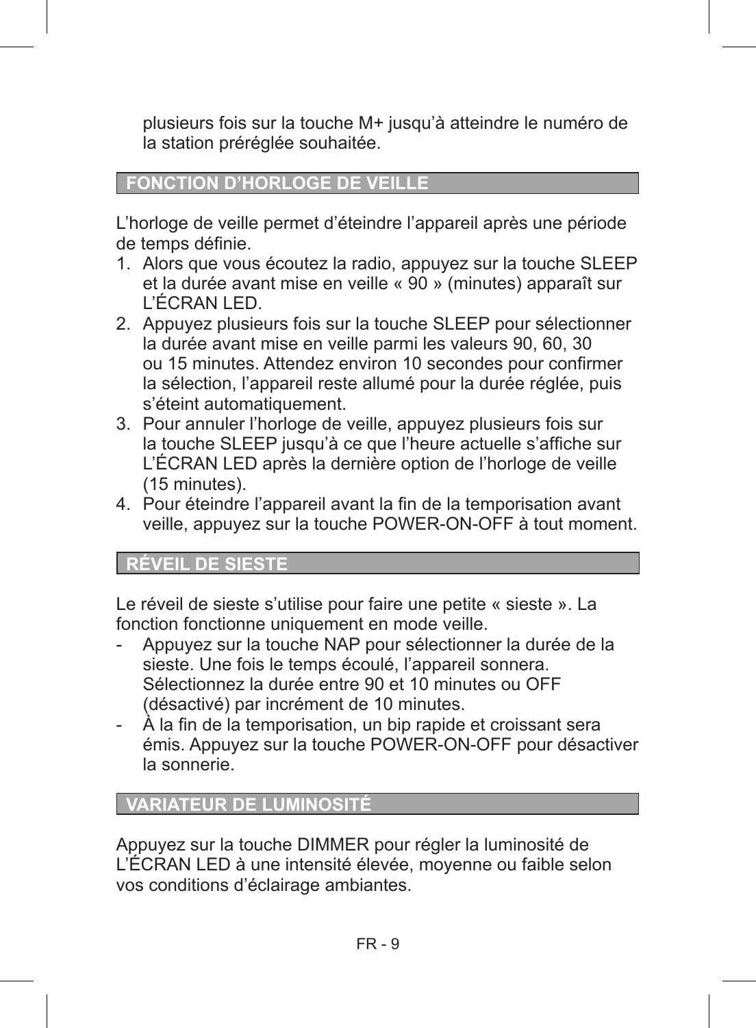plusieurs fois sur la touche M+ jusqu'à atteindre le numéro de la station préréglée souhaitée.

## FONCTION D'HORLOGE DE VEILLE

L'horloge de veille permet d'éteindre l'appareil après une période de temps définie.

1. Alors que vous écoutez la radio, appuyez sur la touche SLEEP et la durée avant mise en veille « 90 » (minutes) apparaît sur L'ÉCRAN LED.
2. Appuyez plusieurs fois sur la touche SLEEP pour sélectionner la durée avant mise en veille parmi les valeurs 90, 60, 30 ou 15 minutes. Attendez environ 10 secondes pour confirmer la sélection, l'appareil reste allumé pour la durée réglée, puis s'éteint automatiquement.
3. Pour annuler l'horloge de veille, appuyez plusieurs fois sur la touche SLEEP jusqu'à ce que l'heure actuelle s'affiche sur L'ÉCRAN LED après la dernière option de l'horloge de veille (15 minutes).
4. Pour éteindre l'appareil avant la fin de la temporisation avant veille, appuyez sur la touche POWER-ON-OFF à tout moment.

## RÉVEIL DE SIESTE

Le réveil de sieste s'utilise pour faire une petite « sieste ». La fonction fonctionne uniquement en mode veille.

- Appuyez sur la touche NAP pour sélectionner la durée de la sieste. Une fois le temps écoulé, l'appareil sonnera. Sélectionnez la durée entre 90 et 10 minutes ou OFF (désactivé) par incrément de 10 minutes.
- À la fin de la temporisation, un bip rapide et croissant sera émis. Appuyez sur la touche POWER-ON-OFF pour désactiver la sonnerie.

## VARIATEUR DE LUMINOSITÉ

Appuyez sur la touche DIMMER pour régler la luminosité de L'ÉCRAN LED à une intensité élevée, moyenne ou faible selon vos conditions d'éclairage ambiantes.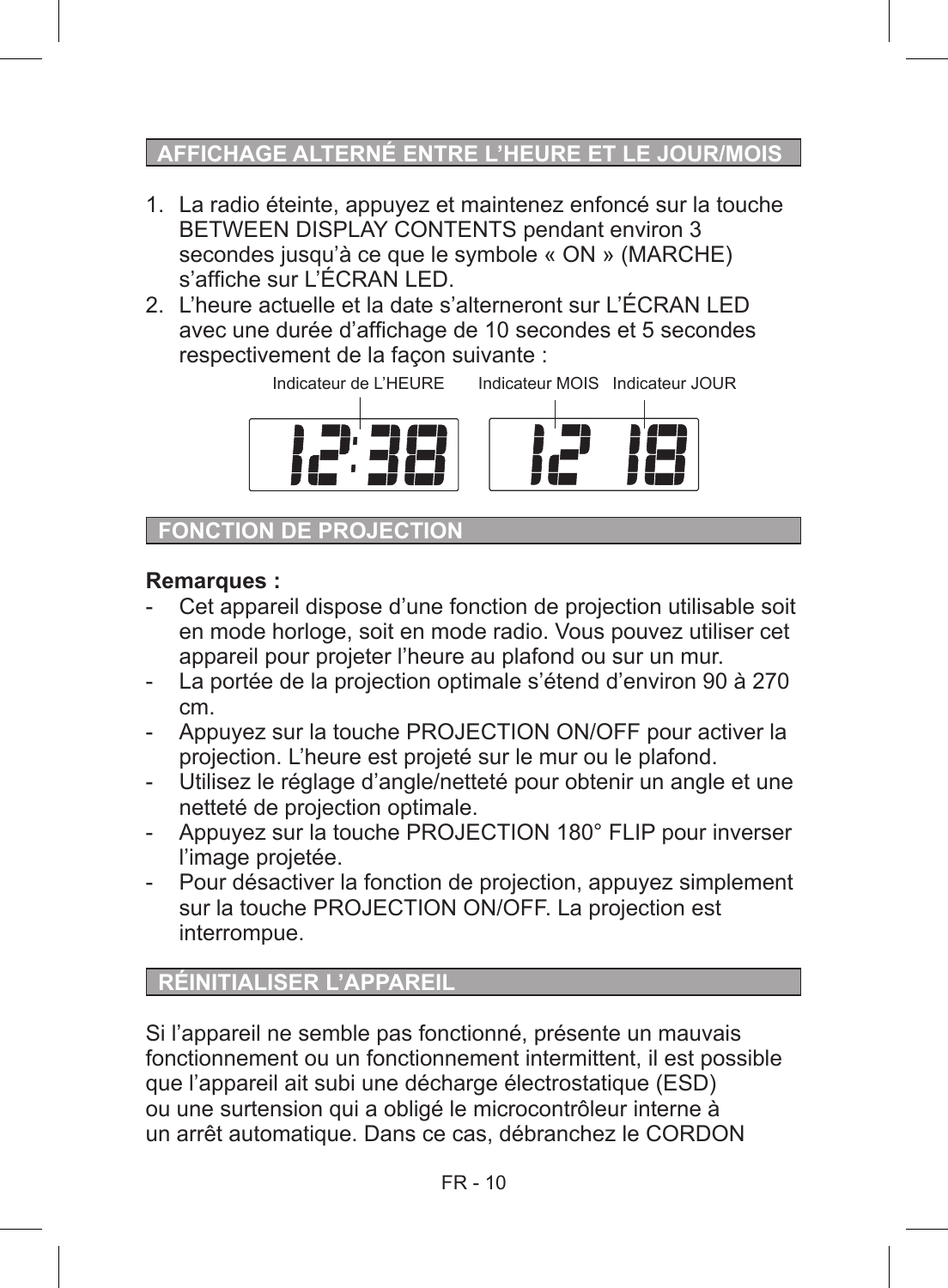## AFFICHAGE ALTERNÉ ENTRE L'HEURE ET LE JOUR/MOIS

1. La radio éteinte, appuyez et maintenez enfoncé sur la touche BETWEEN DISPLAY CONTENTS pendant environ 3 secondes jusqu'à ce que le symbole « ON » (MARCHE) s'affiche sur L'ÉCRAN LED.
2. L'heure actuelle et la date s'alterneront sur L'ÉCRAN LED avec une durée d'affichage de 10 secondes et 5 secondes respectivement de la façon suivante :

Indicateur de L'HEURE    Indicateur MOIS    Indicateur JOUR

12:38    12 18

## FONCTION DE PROJECTION

**Remarques :**

- Cet appareil dispose d'une fonction de projection utilisable soit en mode horloge, soit en mode radio. Vous pouvez utiliser cet appareil pour projeter l'heure au plafond ou sur un mur.
- La portée de la projection optimale s'étend d'environ 90 à 270 cm.
- Appuyez sur la touche PROJECTION ON/OFF pour activer la projection. L'heure est projeté sur le mur ou le plafond.
- Utilisez le réglage d'angle/netteté pour obtenir un angle et une netteté de projection optimale.
- Appuyez sur la touche PROJECTION 180° FLIP pour inverser l'image projetée.
- Pour désactiver la fonction de projection, appuyez simplement sur la touche PROJECTION ON/OFF. La projection est interrompue.

## RÉINITIALISER L'APPAREIL

Si l'appareil ne semble pas fonctionné, présente un mauvais fonctionnement ou un fonctionnement intermittent, il est possible que l'appareil ait subi une décharge électrostatique (ESD) ou une surtension qui a obligé le microcontrôleur interne à un arrêt automatique. Dans ce cas, débranchez le CORDON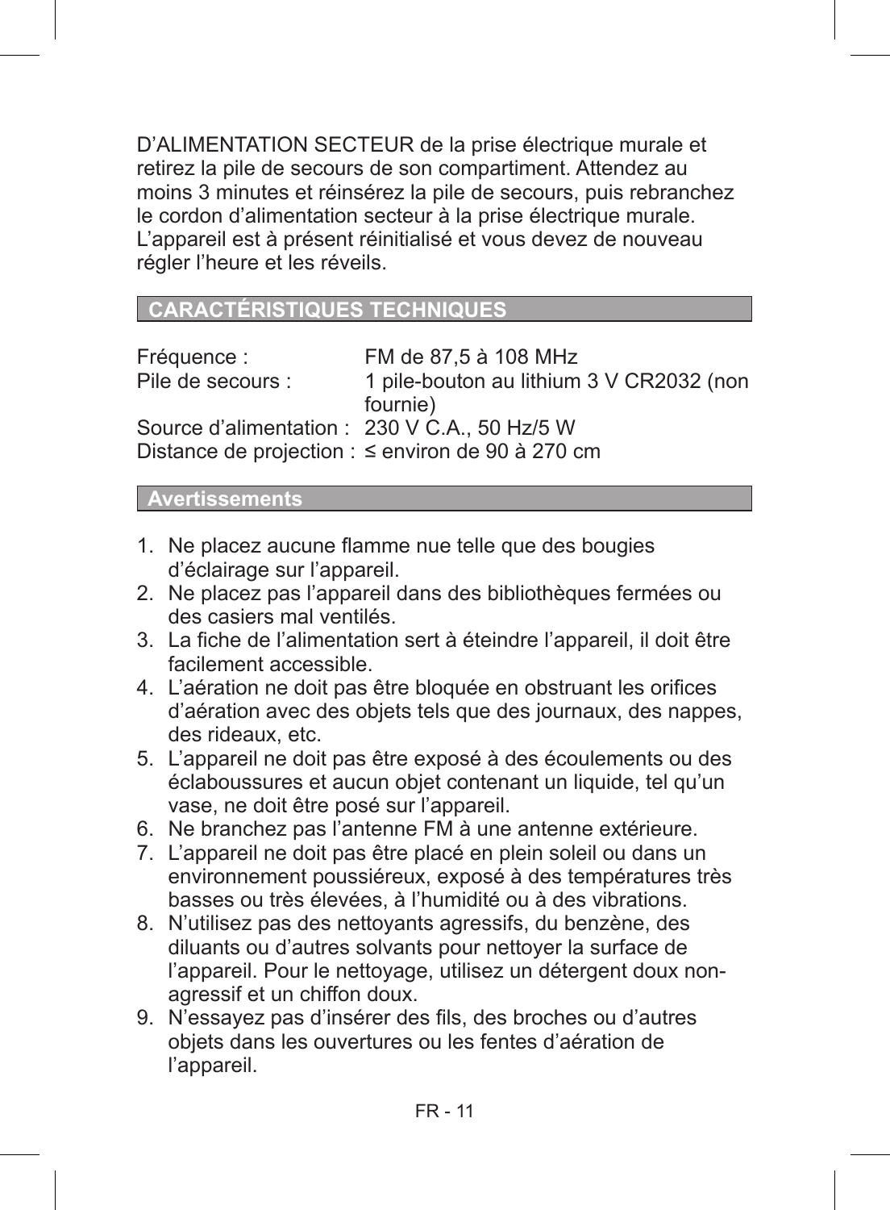D'ALIMENTATION SECTEUR de la prise électrique murale et retirez la pile de secours de son compartiment. Attendez au moins 3 minutes et réinsérez la pile de secours, puis rebranchez le cordon d'alimentation secteur à la prise électrique murale. L'appareil est à présent réinitialisé et vous devez de nouveau régler l'heure et les réveils.

## CARACTÉRISTIQUES TECHNIQUES

| | |
|---|---|
| Fréquence : | FM de 87,5 à 108 MHz |
| Pile de secours : | 1 pile-bouton au lithium 3 V CR2032 (non fournie) |
| Source d'alimentation : | 230 V C.A., 50 Hz/5 W |
| Distance de projection : | ≤ environ de 90 à 270 cm |

## Avertissements

1. Ne placez aucune flamme nue telle que des bougies d'éclairage sur l'appareil.
2. Ne placez pas l'appareil dans des bibliothèques fermées ou des casiers mal ventilés.
3. La fiche de l'alimentation sert à éteindre l'appareil, il doit être facilement accessible.
4. L'aération ne doit pas être bloquée en obstruant les orifices d'aération avec des objets tels que des journaux, des nappes, des rideaux, etc.
5. L'appareil ne doit pas être exposé à des écoulements ou des éclaboussures et aucun objet contenant un liquide, tel qu'un vase, ne doit être posé sur l'appareil.
6. Ne branchez pas l'antenne FM à une antenne extérieure.
7. L'appareil ne doit pas être placé en plein soleil ou dans un environnement poussiéreux, exposé à des températures très basses ou très élevées, à l'humidité ou à des vibrations.
8. N'utilisez pas des nettoyants agressifs, du benzène, des diluants ou d'autres solvants pour nettoyer la surface de l'appareil. Pour le nettoyage, utilisez un détergent doux non-agressif et un chiffon doux.
9. N'essayez pas d'insérer des fils, des broches ou d'autres objets dans les ouvertures ou les fentes d'aération de l'appareil.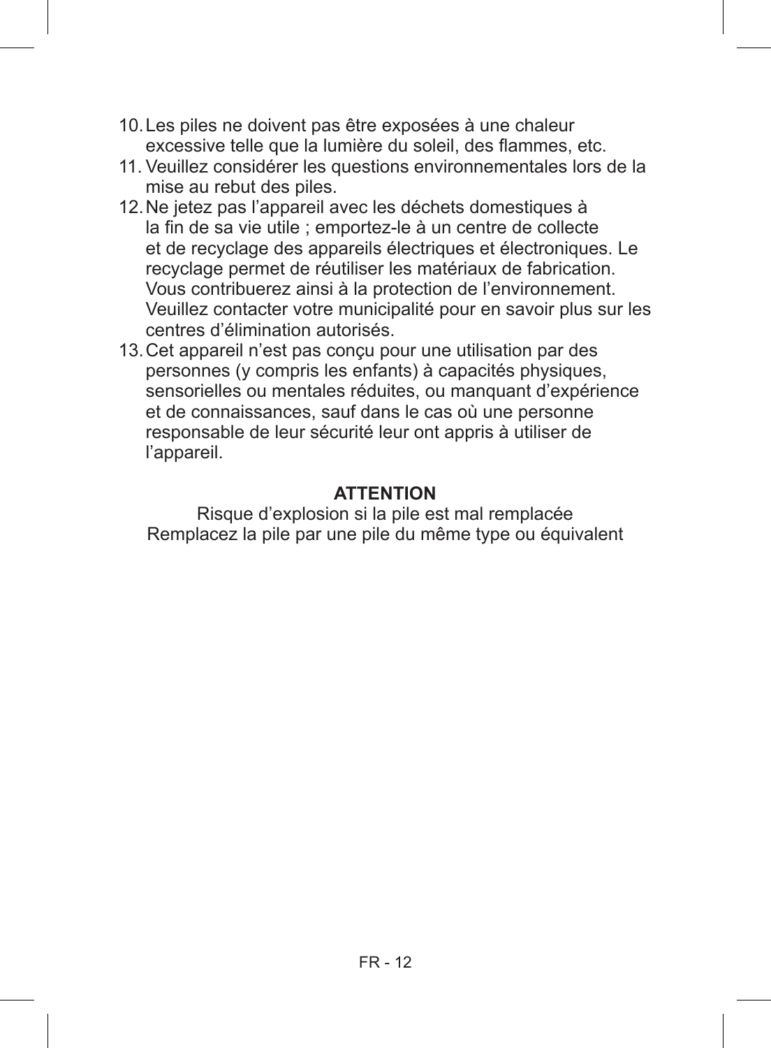10. Les piles ne doivent pas être exposées à une chaleur excessive telle que la lumière du soleil, des flammes, etc.
11. Veuillez considérer les questions environnementales lors de la mise au rebut des piles.
12. Ne jetez pas l'appareil avec les déchets domestiques à la fin de sa vie utile ; emportez-le à un centre de collecte et de recyclage des appareils électriques et électroniques. Le recyclage permet de réutiliser les matériaux de fabrication. Vous contribuerez ainsi à la protection de l'environnement. Veuillez contacter votre municipalité pour en savoir plus sur les centres d'élimination autorisés.
13. Cet appareil n'est pas conçu pour une utilisation par des personnes (y compris les enfants) à capacités physiques, sensorielles ou mentales réduites, ou manquant d'expérience et de connaissances, sauf dans le cas où une personne responsable de leur sécurité leur ont appris à utiliser de l'appareil.

**ATTENTION**

Risque d'explosion si la pile est mal remplacée

Remplacez la pile par une pile du même type ou équivalent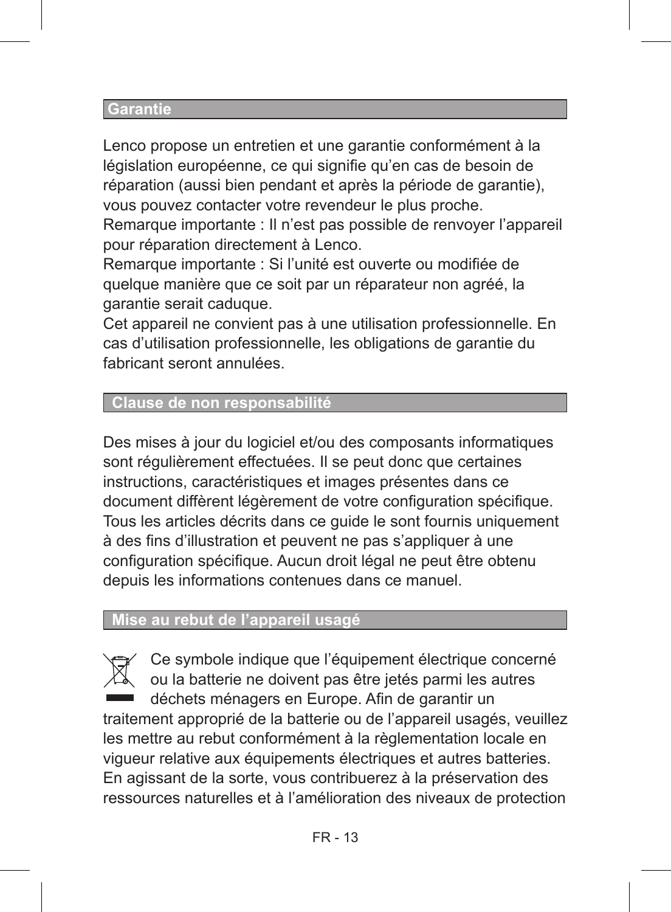## Garantie

Lenco propose un entretien et une garantie conformément à la législation européenne, ce qui signifie qu'en cas de besoin de réparation (aussi bien pendant et après la période de garantie), vous pouvez contacter votre revendeur le plus proche.
Remarque importante : Il n'est pas possible de renvoyer l'appareil pour réparation directement à Lenco.
Remarque importante : Si l'unité est ouverte ou modifiée de quelque manière que ce soit par un réparateur non agréé, la garantie serait caduque.
Cet appareil ne convient pas à une utilisation professionnelle. En cas d'utilisation professionnelle, les obligations de garantie du fabricant seront annulées.

## Clause de non responsabilité

Des mises à jour du logiciel et/ou des composants informatiques sont régulièrement effectuées. Il se peut donc que certaines instructions, caractéristiques et images présentes dans ce document diffèrent légèrement de votre configuration spécifique. Tous les articles décrits dans ce guide le sont fournis uniquement à des fins d'illustration et peuvent ne pas s'appliquer à une configuration spécifique. Aucun droit légal ne peut être obtenu depuis les informations contenues dans ce manuel.

## Mise au rebut de l'appareil usagé

Ce symbole indique que l'équipement électrique concerné ou la batterie ne doivent pas être jetés parmi les autres déchets ménagers en Europe. Afin de garantir un traitement approprié de la batterie ou de l'appareil usagés, veuillez les mettre au rebut conformément à la règlementation locale en vigueur relative aux équipements électriques et autres batteries. En agissant de la sorte, vous contribuerez à la préservation des ressources naturelles et à l'amélioration des niveaux de protection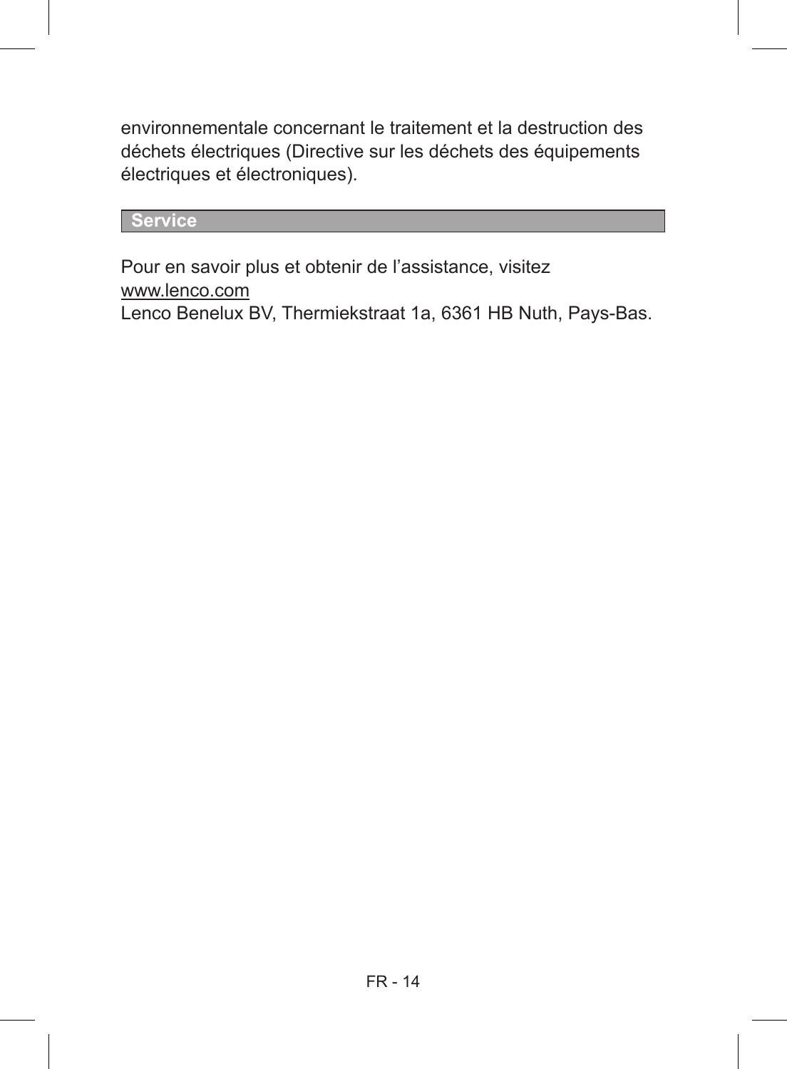environnementale concernant le traitement et la destruction des déchets électriques (Directive sur les déchets des équipements électriques et électroniques).

## Service

Pour en savoir plus et obtenir de l’assistance, visitez
www.lenco.com
Lenco Benelux BV, Thermiekstraat 1a, 6361 HB Nuth, Pays-Bas.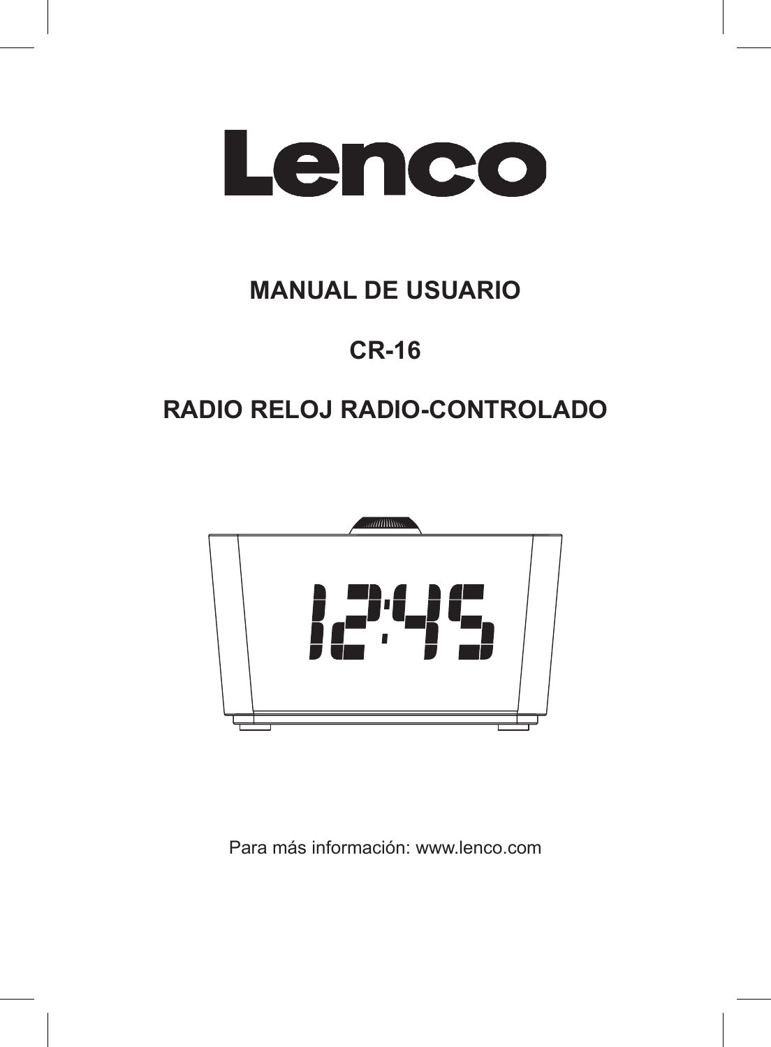# Lenco

## MANUAL DE USUARIO

## CR-16

## RADIO RELOJ RADIO-CONTROLADO

Para más información: www.lenco.com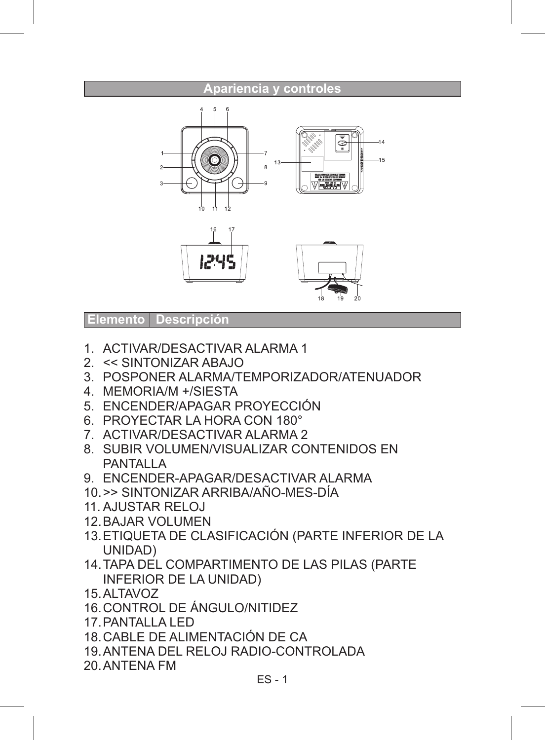## Apariencia y controles

| Elemento | Descripción |
| --- | --- |

1. ACTIVAR/DESACTIVAR ALARMA 1
2. << SINTONIZAR ABAJO
3. POSPONER ALARMA/TEMPORIZADOR/ATENUADOR
4. MEMORIA/M +/SIESTA
5. ENCENDER/APAGAR PROYECCIÓN
6. PROYECTAR LA HORA CON 180°
7. ACTIVAR/DESACTIVAR ALARMA 2
8. SUBIR VOLUMEN/VISUALIZAR CONTENIDOS EN PANTALLA
9. ENCENDER-APAGAR/DESACTIVAR ALARMA
10. >> SINTONIZAR ARRIBA/AÑO-MES-DÍA
11. AJUSTAR RELOJ
12. BAJAR VOLUMEN
13. ETIQUETA DE CLASIFICACIÓN (PARTE INFERIOR DE LA UNIDAD)
14. TAPA DEL COMPARTIMENTO DE LAS PILAS (PARTE INFERIOR DE LA UNIDAD)
15. ALTAVOZ
16. CONTROL DE ÁNGULO/NITIDEZ
17. PANTALLA LED
18. CABLE DE ALIMENTACIÓN DE CA
19. ANTENA DEL RELOJ RADIO-CONTROLADA
20. ANTENA FM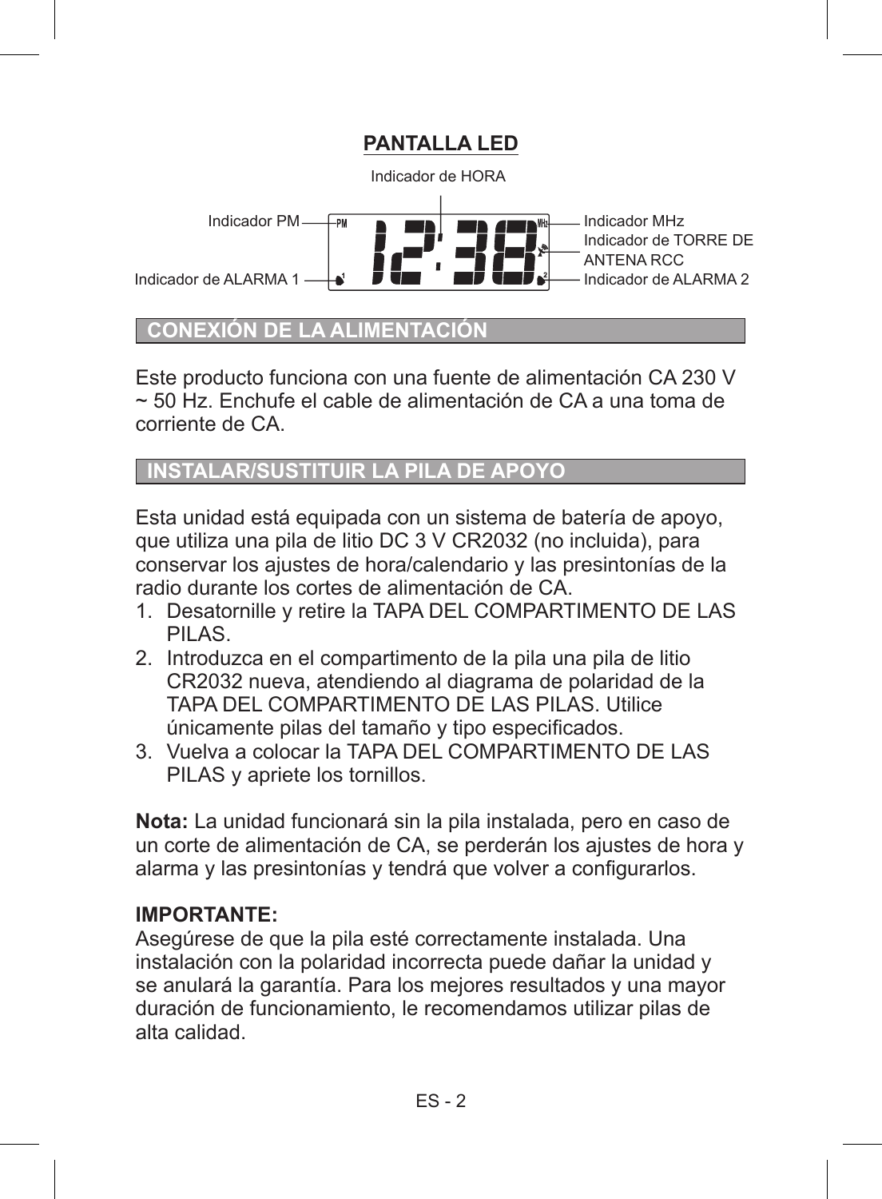## PANTALLA LED

Indicador de HORA

Indicador PM

Indicador de ALARMA 1

Indicador MHz

Indicador de TORRE DE ANTENA RCC

Indicador de ALARMA 2

## CONEXIÓN DE LA ALIMENTACIÓN

Este producto funciona con una fuente de alimentación CA 230 V ~ 50 Hz. Enchufe el cable de alimentación de CA a una toma de corriente de CA.

## INSTALAR/SUSTITUIR LA PILA DE APOYO

Esta unidad está equipada con un sistema de batería de apoyo, que utiliza una pila de litio DC 3 V CR2032 (no incluida), para conservar los ajustes de hora/calendario y las presintonías de la radio durante los cortes de alimentación de CA.

1. Desatornille y retire la TAPA DEL COMPARTIMENTO DE LAS PILAS.
2. Introduzca en el compartimento de la pila una pila de litio CR2032 nueva, atendiendo al diagrama de polaridad de la TAPA DEL COMPARTIMENTO DE LAS PILAS. Utilice únicamente pilas del tamaño y tipo especificados.
3. Vuelva a colocar la TAPA DEL COMPARTIMENTO DE LAS PILAS y apriete los tornillos.

**Nota:** La unidad funcionará sin la pila instalada, pero en caso de un corte de alimentación de CA, se perderán los ajustes de hora y alarma y las presintonías y tendrá que volver a configurarlos.

**IMPORTANTE:**
Asegúrese de que la pila esté correctamente instalada. Una instalación con la polaridad incorrecta puede dañar la unidad y se anulará la garantía. Para los mejores resultados y una mayor duración de funcionamiento, le recomendamos utilizar pilas de alta calidad.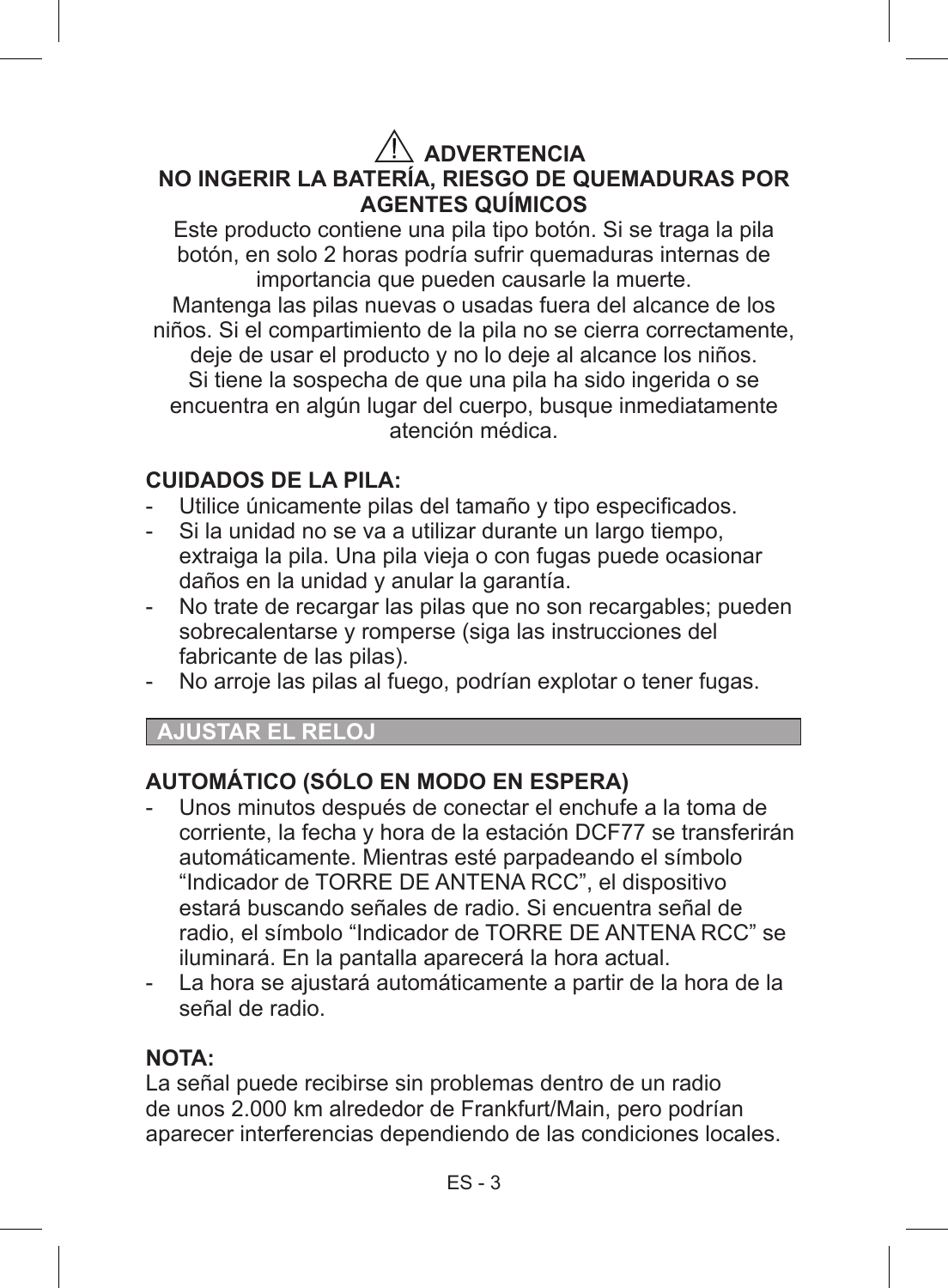## ⚠ ADVERTENCIA

**NO INGERIR LA BATERÍA, RIESGO DE QUEMADURAS POR AGENTES QUÍMICOS**

Este producto contiene una pila tipo botón. Si se traga la pila botón, en solo 2 horas podría sufrir quemaduras internas de importancia que pueden causarle la muerte.
Mantenga las pilas nuevas o usadas fuera del alcance de los niños. Si el compartimiento de la pila no se cierra correctamente, deje de usar el producto y no lo deje al alcance los niños.
Si tiene la sospecha de que una pila ha sido ingerida o se encuentra en algún lugar del cuerpo, busque inmediatamente atención médica.

**CUIDADOS DE LA PILA:**

- Utilice únicamente pilas del tamaño y tipo especificados.
- Si la unidad no se va a utilizar durante un largo tiempo, extraiga la pila. Una pila vieja o con fugas puede ocasionar daños en la unidad y anular la garantía.
- No trate de recargar las pilas que no son recargables; pueden sobrecalentarse y romperse (siga las instrucciones del fabricante de las pilas).
- No arroje las pilas al fuego, podrían explotar o tener fugas.

## AJUSTAR EL RELOJ

### AUTOMÁTICO (SÓLO EN MODO EN ESPERA)

- Unos minutos después de conectar el enchufe a la toma de corriente, la fecha y hora de la estación DCF77 se transferirán automáticamente. Mientras esté parpadeando el símbolo “Indicador de TORRE DE ANTENA RCC”, el dispositivo estará buscando señales de radio. Si encuentra señal de radio, el símbolo “Indicador de TORRE DE ANTENA RCC” se iluminará. En la pantalla aparecerá la hora actual.
- La hora se ajustará automáticamente a partir de la hora de la señal de radio.

**NOTA:**
La señal puede recibirse sin problemas dentro de un radio de unos 2.000 km alrededor de Frankfurt/Main, pero podrían aparecer interferencias dependiendo de las condiciones locales.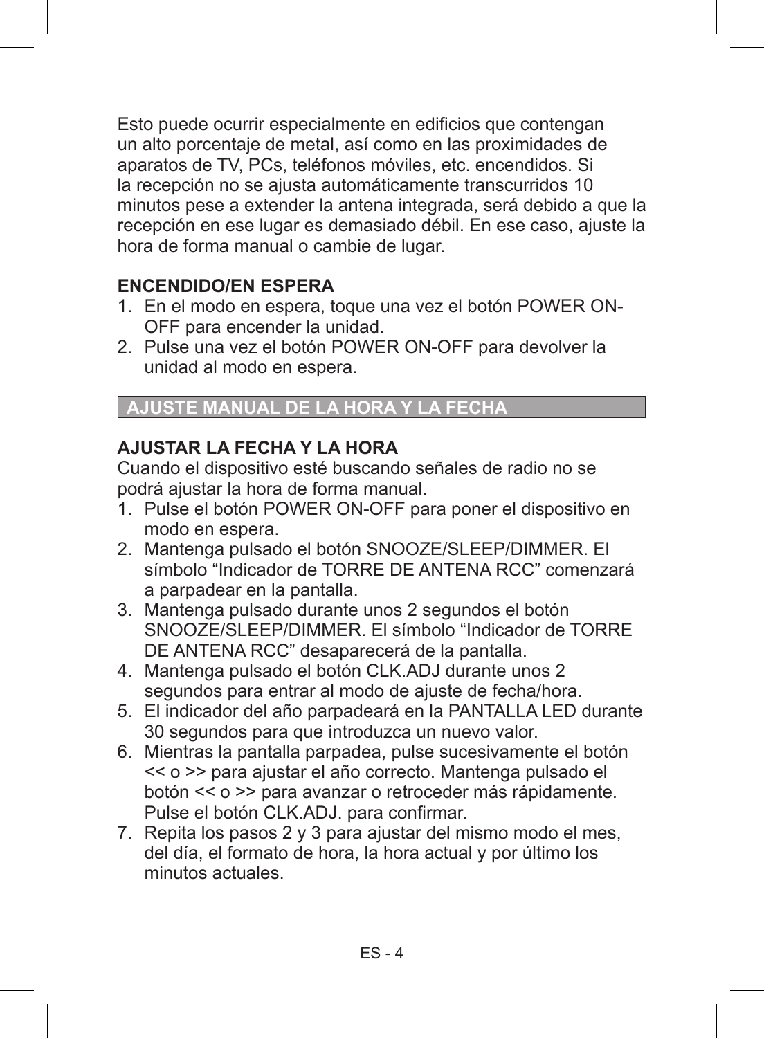Esto puede ocurrir especialmente en edificios que contengan un alto porcentaje de metal, así como en las proximidades de aparatos de TV, PCs, teléfonos móviles, etc. encendidos. Si la recepción no se ajusta automáticamente transcurridos 10 minutos pese a extender la antena integrada, será debido a que la recepción en ese lugar es demasiado débil. En ese caso, ajuste la hora de forma manual o cambie de lugar.

**ENCENDIDO/EN ESPERA**

1. En el modo en espera, toque una vez el botón POWER ON-OFF para encender la unidad.
2. Pulse una vez el botón POWER ON-OFF para devolver la unidad al modo en espera.

## AJUSTE MANUAL DE LA HORA Y LA FECHA

**AJUSTAR LA FECHA Y LA HORA**

Cuando el dispositivo esté buscando señales de radio no se podrá ajustar la hora de forma manual.

1. Pulse el botón POWER ON-OFF para poner el dispositivo en modo en espera.
2. Mantenga pulsado el botón SNOOZE/SLEEP/DIMMER. El símbolo “Indicador de TORRE DE ANTENA RCC” comenzará a parpadear en la pantalla.
3. Mantenga pulsado durante unos 2 segundos el botón SNOOZE/SLEEP/DIMMER. El símbolo “Indicador de TORRE DE ANTENA RCC” desaparecerá de la pantalla.
4. Mantenga pulsado el botón CLK.ADJ durante unos 2 segundos para entrar al modo de ajuste de fecha/hora.
5. El indicador del año parpadeará en la PANTALLA LED durante 30 segundos para que introduzca un nuevo valor.
6. Mientras la pantalla parpadea, pulse sucesivamente el botón << o >> para ajustar el año correcto. Mantenga pulsado el botón << o >> para avanzar o retroceder más rápidamente. Pulse el botón CLK.ADJ. para confirmar.
7. Repita los pasos 2 y 3 para ajustar del mismo modo el mes, del día, el formato de hora, la hora actual y por último los minutos actuales.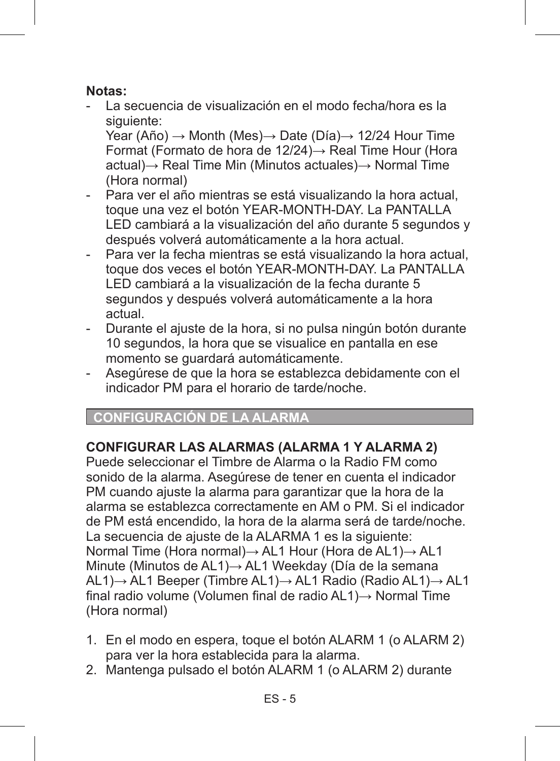**Notas:**

- La secuencia de visualización en el modo fecha/hora es la siguiente:
  Year (Año) → Month (Mes)→ Date (Día)→ 12/24 Hour Time Format (Formato de hora de 12/24)→ Real Time Hour (Hora actual)→ Real Time Min (Minutos actuales)→ Normal Time (Hora normal)
- Para ver el año mientras se está visualizando la hora actual, toque una vez el botón YEAR-MONTH-DAY. La PANTALLA LED cambiará a la visualización del año durante 5 segundos y después volverá automáticamente a la hora actual.
- Para ver la fecha mientras se está visualizando la hora actual, toque dos veces el botón YEAR-MONTH-DAY. La PANTALLA LED cambiará a la visualización de la fecha durante 5 segundos y después volverá automáticamente a la hora actual.
- Durante el ajuste de la hora, si no pulsa ningún botón durante 10 segundos, la hora que se visualice en pantalla en ese momento se guardará automáticamente.
- Asegúrese de que la hora se establezca debidamente con el indicador PM para el horario de tarde/noche.

## CONFIGURACIÓN DE LA ALARMA

### CONFIGURAR LAS ALARMAS (ALARMA 1 Y ALARMA 2)

Puede seleccionar el Timbre de Alarma o la Radio FM como sonido de la alarma. Asegúrese de tener en cuenta el indicador PM cuando ajuste la alarma para garantizar que la hora de la alarma se establezca correctamente en AM o PM. Si el indicador de PM está encendido, la hora de la alarma será de tarde/noche.
La secuencia de ajuste de la ALARMA 1 es la siguiente:
Normal Time (Hora normal)→ AL1 Hour (Hora de AL1)→ AL1 Minute (Minutos de AL1)→ AL1 Weekday (Día de la semana AL1)→ AL1 Beeper (Timbre AL1)→ AL1 Radio (Radio AL1)→ AL1 final radio volume (Volumen final de radio AL1)→ Normal Time (Hora normal)

1. En el modo en espera, toque el botón ALARM 1 (o ALARM 2) para ver la hora establecida para la alarma.
2. Mantenga pulsado el botón ALARM 1 (o ALARM 2) durante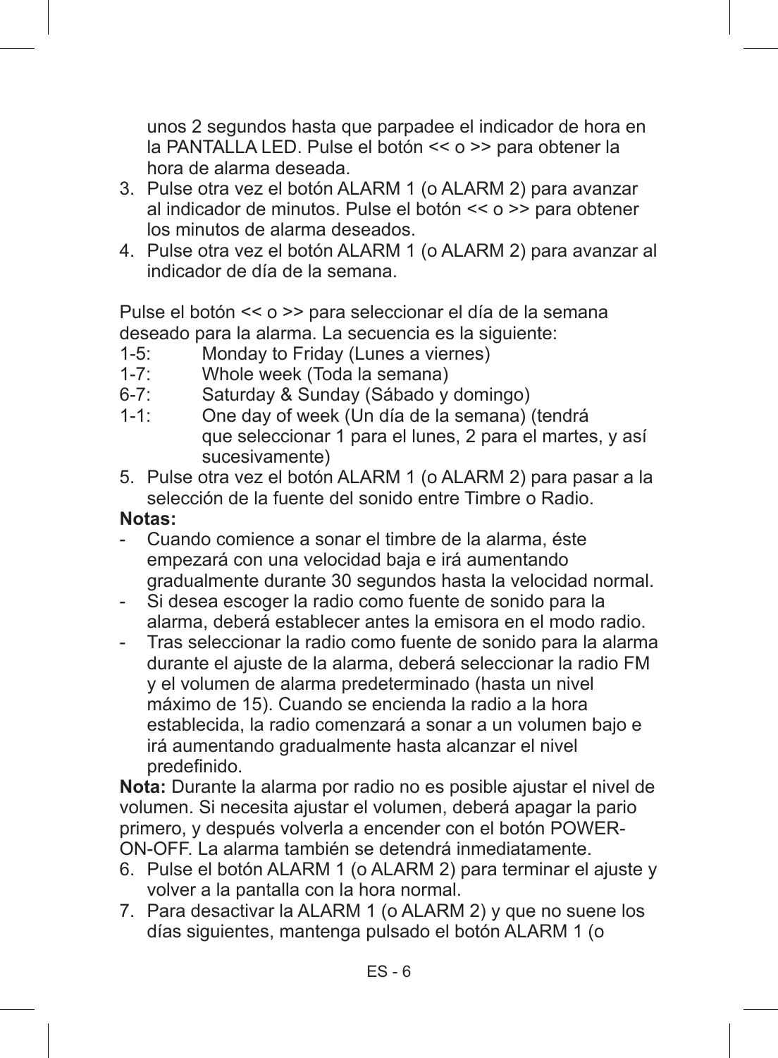unos 2 segundos hasta que parpadee el indicador de hora en la PANTALLA LED. Pulse el botón << o >> para obtener la hora de alarma deseada.

3. Pulse otra vez el botón ALARM 1 (o ALARM 2) para avanzar al indicador de minutos. Pulse el botón << o >> para obtener los minutos de alarma deseados.
4. Pulse otra vez el botón ALARM 1 (o ALARM 2) para avanzar al indicador de día de la semana.

Pulse el botón << o >> para seleccionar el día de la semana deseado para la alarma. La secuencia es la siguiente:

1-5: Monday to Friday (Lunes a viernes)
1-7: Whole week (Toda la semana)
6-7: Saturday & Sunday (Sábado y domingo)
1-1: One day of week (Un día de la semana) (tendrá que seleccionar 1 para el lunes, 2 para el martes, y así sucesivamente)

5. Pulse otra vez el botón ALARM 1 (o ALARM 2) para pasar a la selección de la fuente del sonido entre Timbre o Radio.

**Notas:**

- Cuando comience a sonar el timbre de la alarma, éste empezará con una velocidad baja e irá aumentando gradualmente durante 30 segundos hasta la velocidad normal.
- Si desea escoger la radio como fuente de sonido para la alarma, deberá establecer antes la emisora en el modo radio.
- Tras seleccionar la radio como fuente de sonido para la alarma durante el ajuste de la alarma, deberá seleccionar la radio FM y el volumen de alarma predeterminado (hasta un nivel máximo de 15). Cuando se encienda la radio a la hora establecida, la radio comenzará a sonar a un volumen bajo e irá aumentando gradualmente hasta alcanzar el nivel predefinido.

**Nota:** Durante la alarma por radio no es posible ajustar el nivel de volumen. Si necesita ajustar el volumen, deberá apagar la pario primero, y después volverla a encender con el botón POWER-ON-OFF. La alarma también se detendrá inmediatamente.

6. Pulse el botón ALARM 1 (o ALARM 2) para terminar el ajuste y volver a la pantalla con la hora normal.
7. Para desactivar la ALARM 1 (o ALARM 2) y que no suene los días siguientes, mantenga pulsado el botón ALARM 1 (o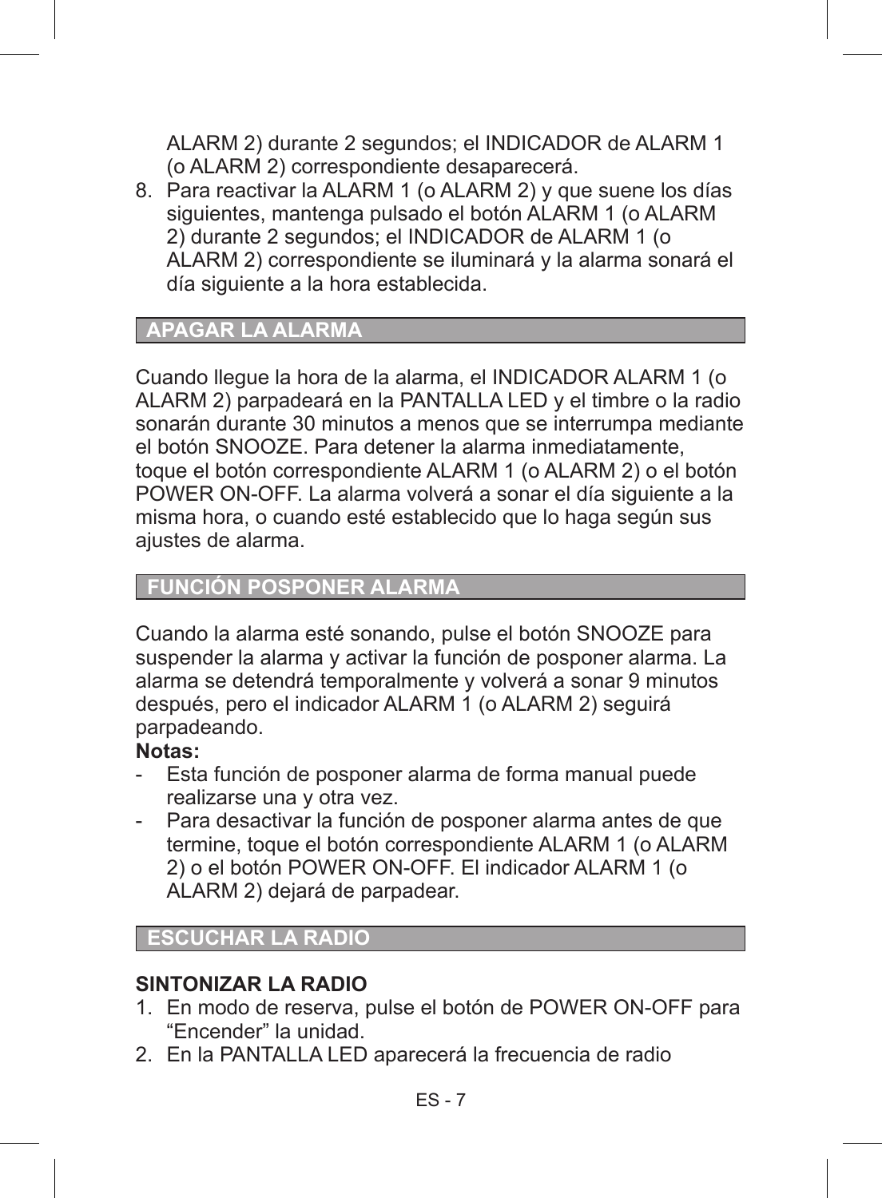ALARM 2) durante 2 segundos; el INDICADOR de ALARM 1 (o ALARM 2) correspondiente desaparecerá.

8. Para reactivar la ALARM 1 (o ALARM 2) y que suene los días siguientes, mantenga pulsado el botón ALARM 1 (o ALARM 2) durante 2 segundos; el INDICADOR de ALARM 1 (o ALARM 2) correspondiente se iluminará y la alarma sonará el día siguiente a la hora establecida.

## APAGAR LA ALARMA

Cuando llegue la hora de la alarma, el INDICADOR ALARM 1 (o ALARM 2) parpadeará en la PANTALLA LED y el timbre o la radio sonarán durante 30 minutos a menos que se interrumpa mediante el botón SNOOZE. Para detener la alarma inmediatamente, toque el botón correspondiente ALARM 1 (o ALARM 2) o el botón POWER ON-OFF. La alarma volverá a sonar el día siguiente a la misma hora, o cuando esté establecido que lo haga según sus ajustes de alarma.

## FUNCIÓN POSPONER ALARMA

Cuando la alarma esté sonando, pulse el botón SNOOZE para suspender la alarma y activar la función de posponer alarma. La alarma se detendrá temporalmente y volverá a sonar 9 minutos después, pero el indicador ALARM 1 (o ALARM 2) seguirá parpadeando.

**Notas:**

- Esta función de posponer alarma de forma manual puede realizarse una y otra vez.
- Para desactivar la función de posponer alarma antes de que termine, toque el botón correspondiente ALARM 1 (o ALARM 2) o el botón POWER ON-OFF. El indicador ALARM 1 (o ALARM 2) dejará de parpadear.

## ESCUCHAR LA RADIO

**SINTONIZAR LA RADIO**

1. En modo de reserva, pulse el botón de POWER ON-OFF para “Encender” la unidad.
2. En la PANTALLA LED aparecerá la frecuencia de radio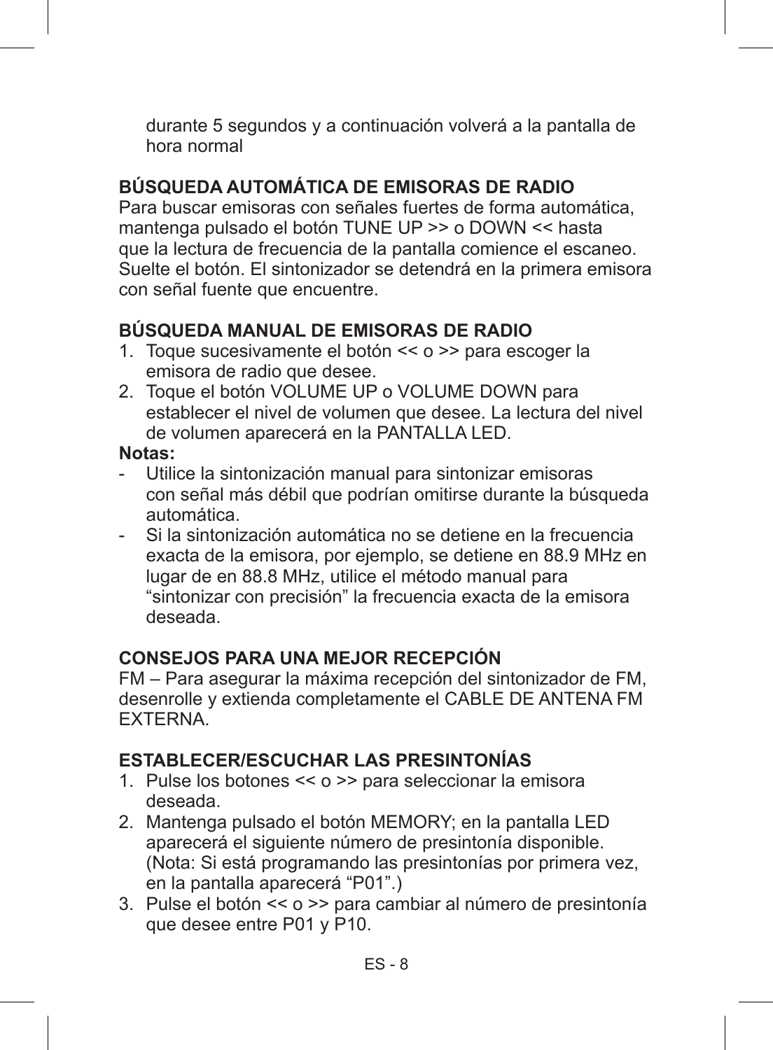durante 5 segundos y a continuación volverá a la pantalla de hora normal

## BÚSQUEDA AUTOMÁTICA DE EMISORAS DE RADIO

Para buscar emisoras con señales fuertes de forma automática, mantenga pulsado el botón TUNE UP >> o DOWN << hasta que la lectura de frecuencia de la pantalla comience el escaneo. Suelte el botón. El sintonizador se detendrá en la primera emisora con señal fuente que encuentre.

## BÚSQUEDA MANUAL DE EMISORAS DE RADIO

1. Toque sucesivamente el botón << o >> para escoger la emisora de radio que desee.
2. Toque el botón VOLUME UP o VOLUME DOWN para establecer el nivel de volumen que desee. La lectura del nivel de volumen aparecerá en la PANTALLA LED.

**Notas:**

- Utilice la sintonización manual para sintonizar emisoras con señal más débil que podrían omitirse durante la búsqueda automática.
- Si la sintonización automática no se detiene en la frecuencia exacta de la emisora, por ejemplo, se detiene en 88.9 MHz en lugar de en 88.8 MHz, utilice el método manual para "sintonizar con precisión" la frecuencia exacta de la emisora deseada.

## CONSEJOS PARA UNA MEJOR RECEPCIÓN

FM – Para asegurar la máxima recepción del sintonizador de FM, desenrolle y extienda completamente el CABLE DE ANTENA FM EXTERNA.

## ESTABLECER/ESCUCHAR LAS PRESINTONÍAS

1. Pulse los botones << o >> para seleccionar la emisora deseada.
2. Mantenga pulsado el botón MEMORY; en la pantalla LED aparecerá el siguiente número de presintonía disponible. (Nota: Si está programando las presintonías por primera vez, en la pantalla aparecerá "P01".)
3. Pulse el botón << o >> para cambiar al número de presintonía que desee entre P01 y P10.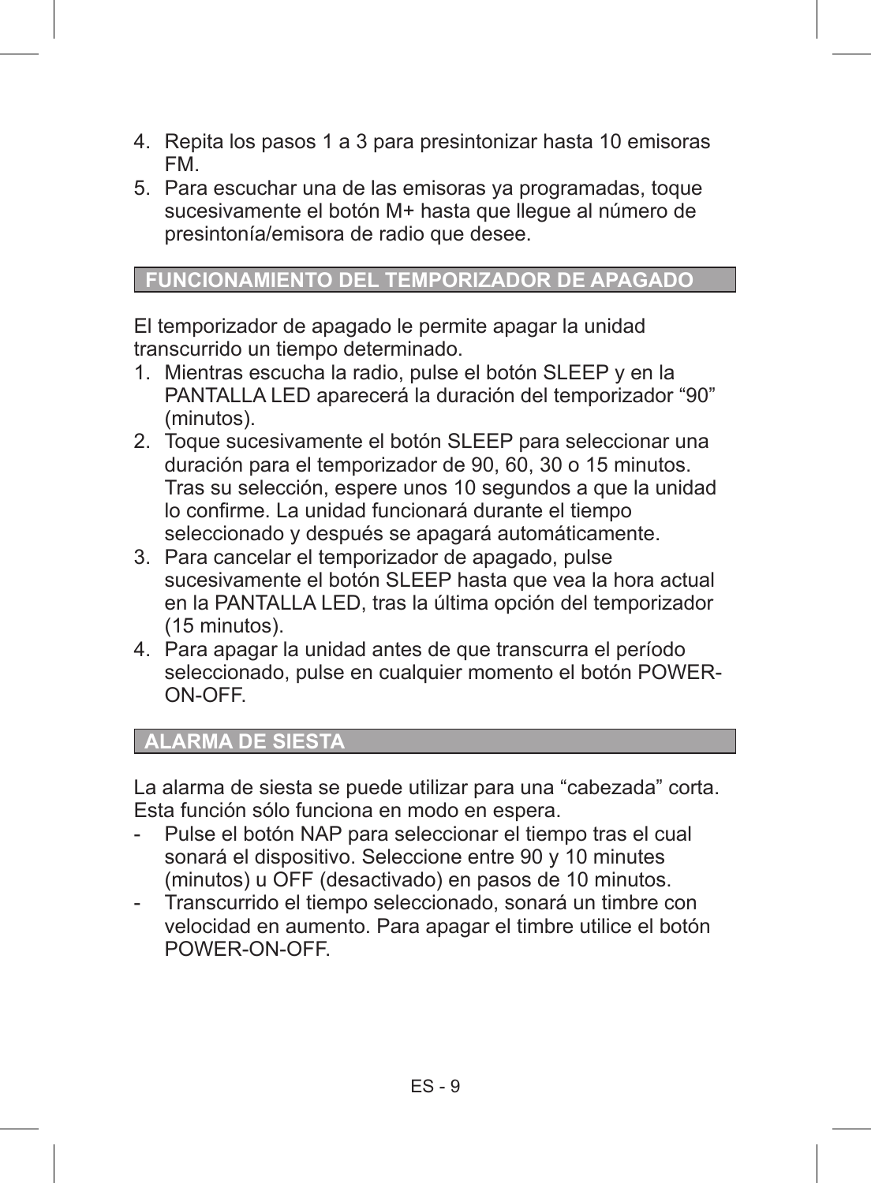4. Repita los pasos 1 a 3 para presintonizar hasta 10 emisoras FM.
5. Para escuchar una de las emisoras ya programadas, toque sucesivamente el botón M+ hasta que llegue al número de presintonía/emisora de radio que desee.

## FUNCIONAMIENTO DEL TEMPORIZADOR DE APAGADO

El temporizador de apagado le permite apagar la unidad transcurrido un tiempo determinado.

1. Mientras escucha la radio, pulse el botón SLEEP y en la PANTALLA LED aparecerá la duración del temporizador “90” (minutos).
2. Toque sucesivamente el botón SLEEP para seleccionar una duración para el temporizador de 90, 60, 30 o 15 minutos. Tras su selección, espere unos 10 segundos a que la unidad lo confirme. La unidad funcionará durante el tiempo seleccionado y después se apagará automáticamente.
3. Para cancelar el temporizador de apagado, pulse sucesivamente el botón SLEEP hasta que vea la hora actual en la PANTALLA LED, tras la última opción del temporizador (15 minutos).
4. Para apagar la unidad antes de que transcurra el período seleccionado, pulse en cualquier momento el botón POWER-ON-OFF.

## ALARMA DE SIESTA

La alarma de siesta se puede utilizar para una “cabezada” corta. Esta función sólo funciona en modo en espera.

- Pulse el botón NAP para seleccionar el tiempo tras el cual sonará el dispositivo. Seleccione entre 90 y 10 minutes (minutos) u OFF (desactivado) en pasos de 10 minutos.
- Transcurrido el tiempo seleccionado, sonará un timbre con velocidad en aumento. Para apagar el timbre utilice el botón POWER-ON-OFF.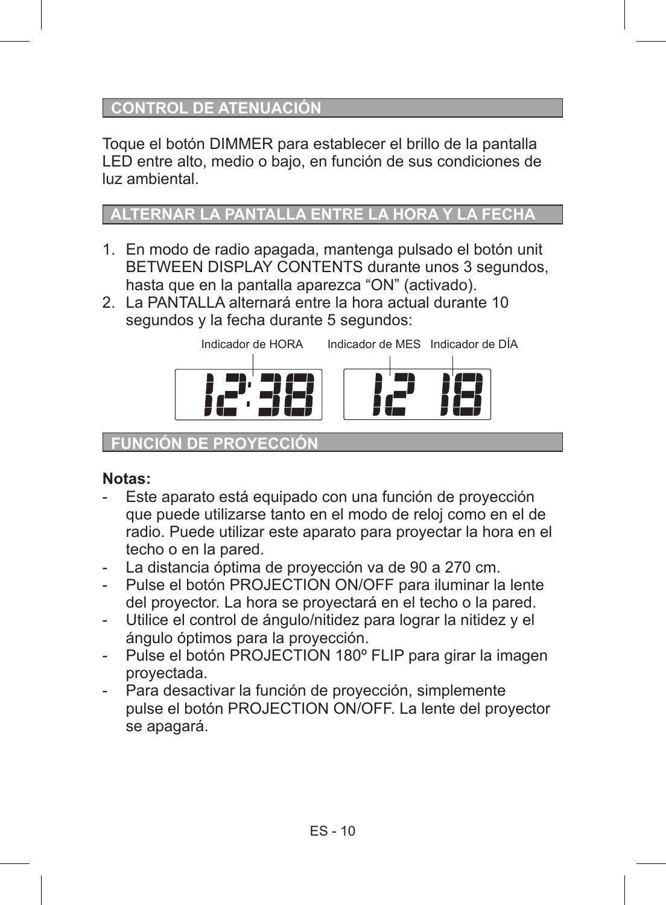## CONTROL DE ATENUACIÓN

Toque el botón DIMMER para establecer el brillo de la pantalla LED entre alto, medio o bajo, en función de sus condiciones de luz ambiental.

## ALTERNAR LA PANTALLA ENTRE LA HORA Y LA FECHA

1. En modo de radio apagada, mantenga pulsado el botón unit BETWEEN DISPLAY CONTENTS durante unos 3 segundos, hasta que en la pantalla aparezca “ON” (activado).
2. La PANTALLA alternará entre la hora actual durante 10 segundos y la fecha durante 5 segundos:

Indicador de HORA    Indicador de MES    Indicador de DÍA

12:38    12 18

## FUNCIÓN DE PROYECCIÓN

**Notas:**

- Este aparato está equipado con una función de proyección que puede utilizarse tanto en el modo de reloj como en el de radio. Puede utilizar este aparato para proyectar la hora en el techo o en la pared.
- La distancia óptima de proyección va de 90 a 270 cm.
- Pulse el botón PROJECTION ON/OFF para iluminar la lente del proyector. La hora se proyectará en el techo o la pared.
- Utilice el control de ángulo/nitidez para lograr la nitidez y el ángulo óptimos para la proyección.
- Pulse el botón PROJECTION 180º FLIP para girar la imagen proyectada.
- Para desactivar la función de proyección, simplemente pulse el botón PROJECTION ON/OFF. La lente del proyector se apagará.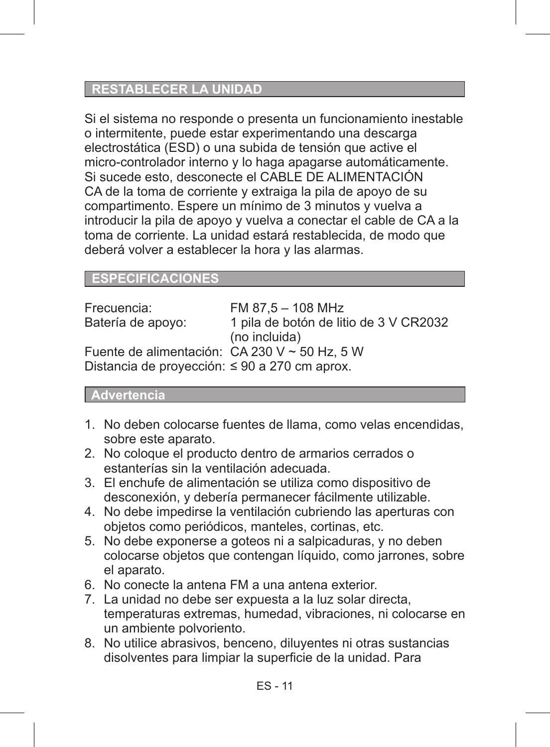## RESTABLECER LA UNIDAD

Si el sistema no responde o presenta un funcionamiento inestable o intermitente, puede estar experimentando una descarga electrostática (ESD) o una subida de tensión que active el micro-controlador interno y lo haga apagarse automáticamente. Si sucede esto, desconecte el CABLE DE ALIMENTACIÓN CA de la toma de corriente y extraiga la pila de apoyo de su compartimento. Espere un mínimo de 3 minutos y vuelva a introducir la pila de apoyo y vuelva a conectar el cable de CA a la toma de corriente. La unidad estará restablecida, de modo que deberá volver a establecer la hora y las alarmas.

## ESPECIFICACIONES

| | |
|---|---|
| Frecuencia: | FM 87,5 – 108 MHz |
| Batería de apoyo: | 1 pila de botón de litio de 3 V CR2032 (no incluida) |
| Fuente de alimentación: | CA 230 V ~ 50 Hz, 5 W |
| Distancia de proyección: | ≤ 90 a 270 cm aprox. |

## Advertencia

1. No deben colocarse fuentes de llama, como velas encendidas, sobre este aparato.
2. No coloque el producto dentro de armarios cerrados o estanterías sin la ventilación adecuada.
3. El enchufe de alimentación se utiliza como dispositivo de desconexión, y debería permanecer fácilmente utilizable.
4. No debe impedirse la ventilación cubriendo las aperturas con objetos como periódicos, manteles, cortinas, etc.
5. No debe exponerse a goteos ni a salpicaduras, y no deben colocarse objetos que contengan líquido, como jarrones, sobre el aparato.
6. No conecte la antena FM a una antena exterior.
7. La unidad no debe ser expuesta a la luz solar directa, temperaturas extremas, humedad, vibraciones, ni colocarse en un ambiente polvoriento.
8. No utilice abrasivos, benceno, diluyentes ni otras sustancias disolventes para limpiar la superficie de la unidad. Para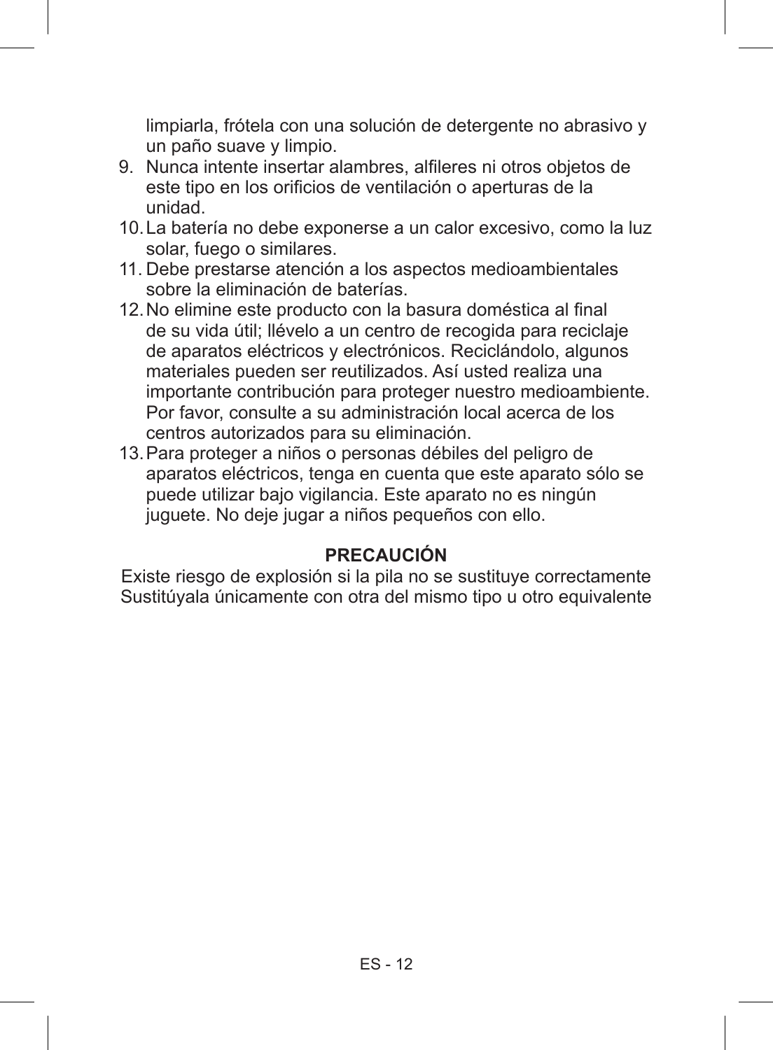limpiarla, frótela con una solución de detergente no abrasivo y un paño suave y limpio.

9. Nunca intente insertar alambres, alfileres ni otros objetos de este tipo en los orificios de ventilación o aperturas de la unidad.
10. La batería no debe exponerse a un calor excesivo, como la luz solar, fuego o similares.
11. Debe prestarse atención a los aspectos medioambientales sobre la eliminación de baterías.
12. No elimine este producto con la basura doméstica al final de su vida útil; llévelo a un centro de recogida para reciclaje de aparatos eléctricos y electrónicos. Reciclándolo, algunos materiales pueden ser reutilizados. Así usted realiza una importante contribución para proteger nuestro medioambiente. Por favor, consulte a su administración local acerca de los centros autorizados para su eliminación.
13. Para proteger a niños o personas débiles del peligro de aparatos eléctricos, tenga en cuenta que este aparato sólo se puede utilizar bajo vigilancia. Este aparato no es ningún juguete. No deje jugar a niños pequeños con ello.

**PRECAUCIÓN**

Existe riesgo de explosión si la pila no se sustituye correctamente
Sustitúyala únicamente con otra del mismo tipo u otro equivalente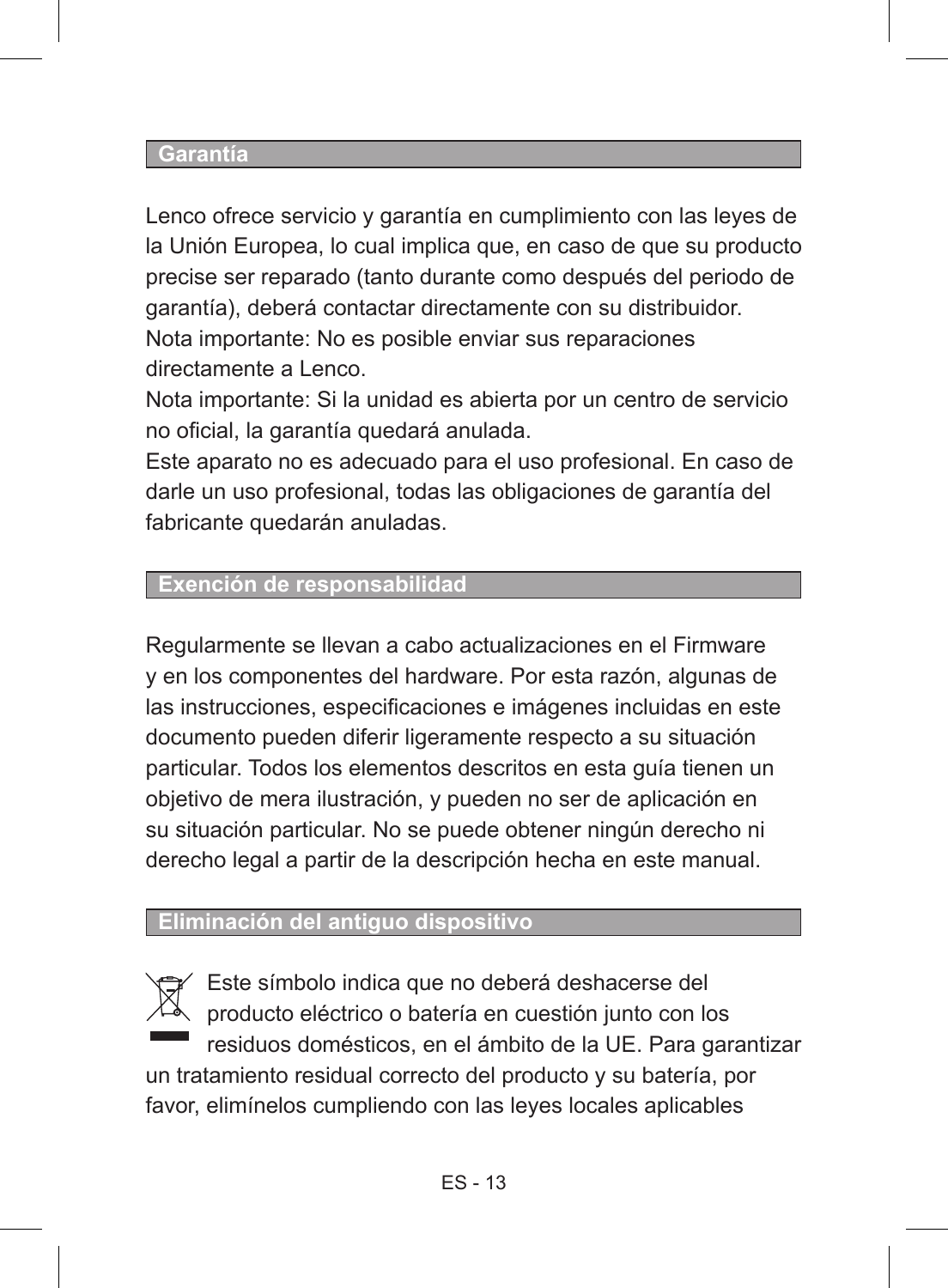## Garantía

Lenco ofrece servicio y garantía en cumplimiento con las leyes de la Unión Europea, lo cual implica que, en caso de que su producto precise ser reparado (tanto durante como después del periodo de garantía), deberá contactar directamente con su distribuidor.
Nota importante: No es posible enviar sus reparaciones directamente a Lenco.
Nota importante: Si la unidad es abierta por un centro de servicio no oficial, la garantía quedará anulada.
Este aparato no es adecuado para el uso profesional. En caso de darle un uso profesional, todas las obligaciones de garantía del fabricante quedarán anuladas.

## Exención de responsabilidad

Regularmente se llevan a cabo actualizaciones en el Firmware y en los componentes del hardware. Por esta razón, algunas de las instrucciones, especificaciones e imágenes incluidas en este documento pueden diferir ligeramente respecto a su situación particular. Todos los elementos descritos en esta guía tienen un objetivo de mera ilustración, y pueden no ser de aplicación en su situación particular. No se puede obtener ningún derecho ni derecho legal a partir de la descripción hecha en este manual.

## Eliminación del antiguo dispositivo

Este símbolo indica que no deberá deshacerse del producto eléctrico o batería en cuestión junto con los residuos domésticos, en el ámbito de la UE. Para garantizar un tratamiento residual correcto del producto y su batería, por favor, elimínelos cumpliendo con las leyes locales aplicables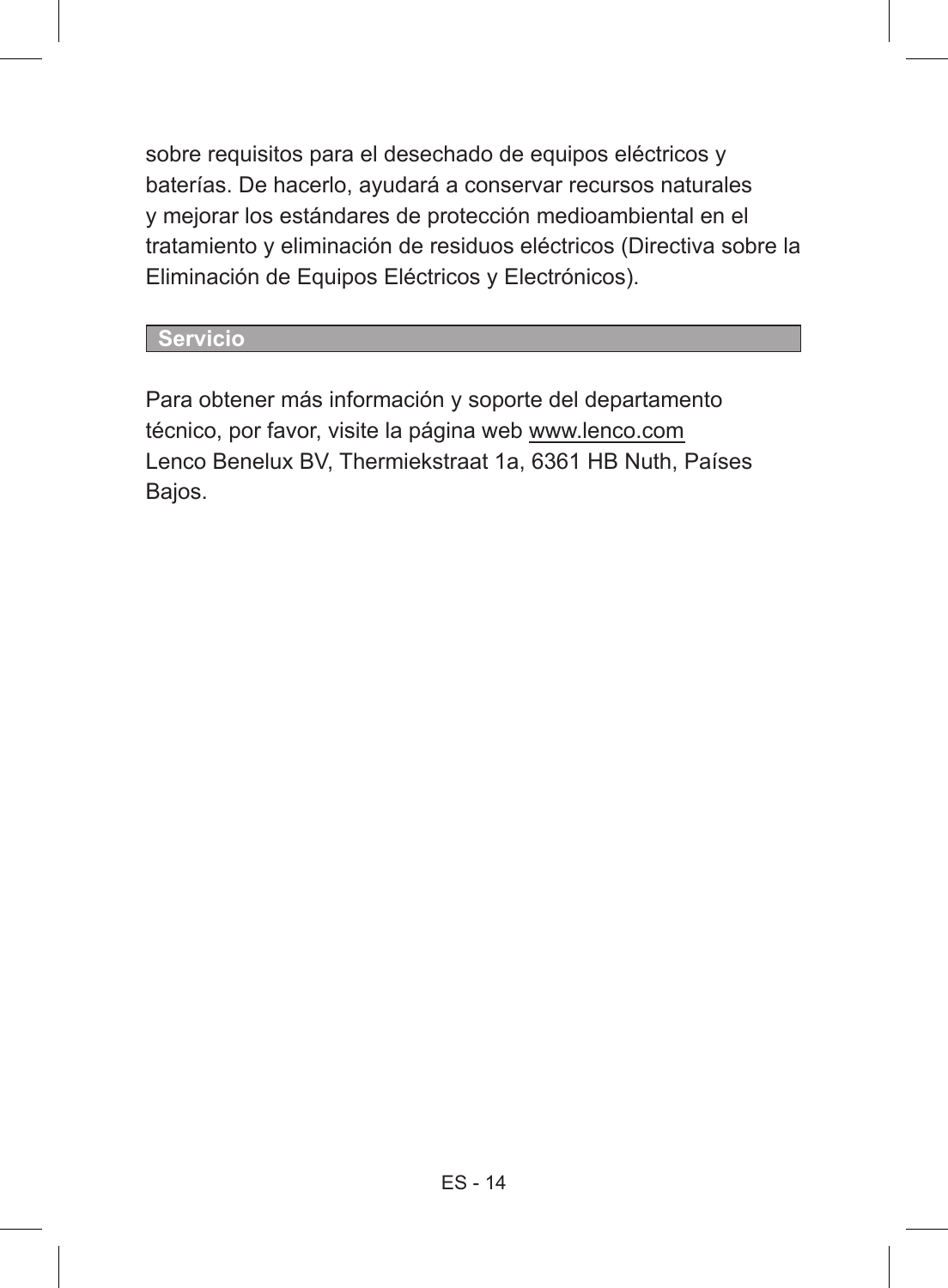sobre requisitos para el desechado de equipos eléctricos y baterías. De hacerlo, ayudará a conservar recursos naturales y mejorar los estándares de protección medioambiental en el tratamiento y eliminación de residuos eléctricos (Directiva sobre la Eliminación de Equipos Eléctricos y Electrónicos).

## Servicio

Para obtener más información y soporte del departamento técnico, por favor, visite la página web www.lenco.com
Lenco Benelux BV, Thermiekstraat 1a, 6361 HB Nuth, Países Bajos.